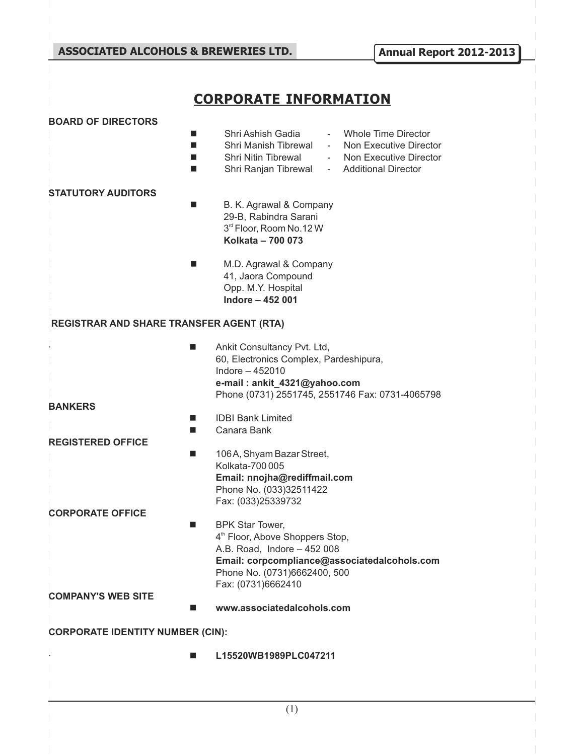# CORPORATE INFORMATION

**BOARD OF DIRECTORS**

- Shri Ashish Gadia - Whole Time Director
- Shri Manish Tibrewal - Non Executive Director
- Shri Nitin Tibrewal - Non Executive Director
- Shri Ranjan Tibrewal - Additional Director

**STATUTORY AUDITORS**

- B. K. Agrawal & Company
  29-B, Rabindra Sarani
  3rd Floor, Room No.12 W
  **Kolkata – 700 073**

- M.D. Agrawal & Company
  41, Jaora Compound
  Opp. M.Y. Hospital
  **Indore – 452 001**

**REGISTRAR AND SHARE TRANSFER AGENT (RTA)**

- Ankit Consultancy Pvt. Ltd,
  60, Electronics Complex, Pardeshipura,
  Indore – 452010
  **e-mail : ankit_4321@yahoo.com**
  Phone (0731) 2551745, 2551746 Fax: 0731-4065798

**BANKERS**

- IDBI Bank Limited
- Canara Bank

**REGISTERED OFFICE**

- 106A, Shyam Bazar Street,
  Kolkata-700 005
  **Email: nnojha@rediffmail.com**
  Phone No. (033)32511422
  Fax: (033)25339732

**CORPORATE OFFICE**

- BPK Star Tower,
  4th Floor, Above Shoppers Stop,
  A.B. Road, Indore – 452 008
  **Email: corpcompliance@associatedalcohols.com**
  Phone No. (0731)6662400, 500
  Fax: (0731)6662410

**COMPANY'S WEB SITE**

- **www.associatedalcohols.com**

**CORPORATE IDENTITY NUMBER (CIN):**

- **L15520WB1989PLC047211**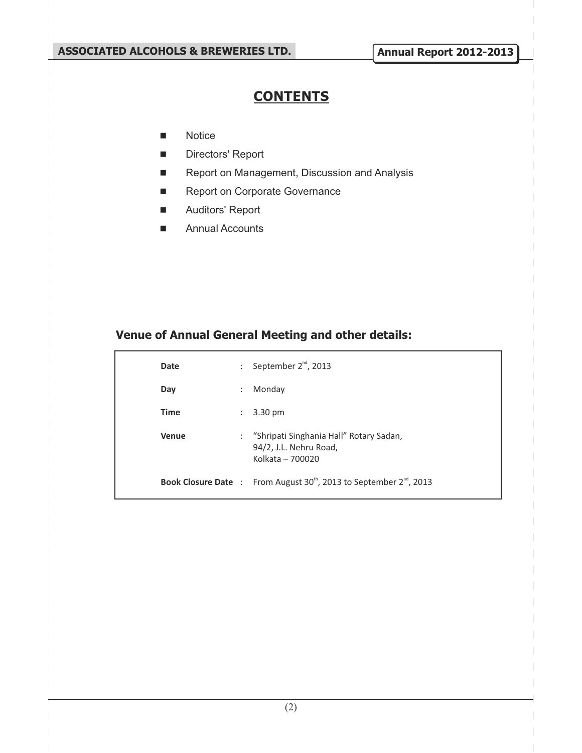# CONTENTS

- Notice
- Directors' Report
- Report on Management, Discussion and Analysis
- Report on Corporate Governance
- Auditors' Report
- Annual Accounts

## Venue of Annual General Meeting and other details:

| | | |
|---|---|---|
| **Date** | : | September 2nd, 2013 |
| **Day** | : | Monday |
| **Time** | : | 3.30 pm |
| **Venue** | : | "Shripati Singhania Hall" Rotary Sadan, 94/2, J.L. Nehru Road, Kolkata – 700020 |
| **Book Closure Date** | : | From August 30th, 2013 to September 2nd, 2013 |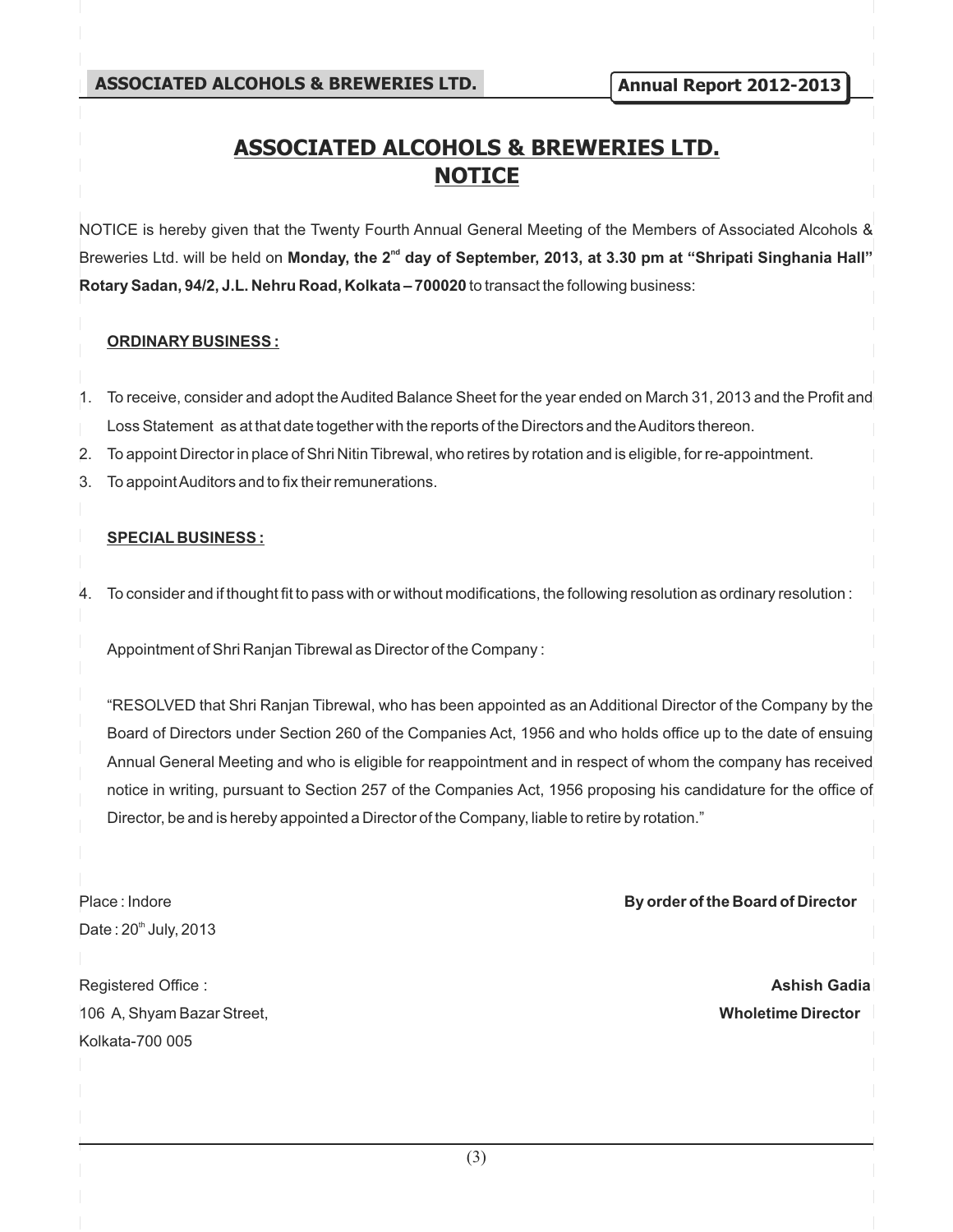# ASSOCIATED ALCOHOLS & BREWERIES LTD.
# NOTICE

NOTICE is hereby given that the Twenty Fourth Annual General Meeting of the Members of Associated Alcohols & Breweries Ltd. will be held on **Monday, the 2nd day of September, 2013, at 3.30 pm at "Shripati Singhania Hall" Rotary Sadan, 94/2, J.L. Nehru Road, Kolkata – 700020** to transact the following business:

**ORDINARY BUSINESS :**

1. To receive, consider and adopt the Audited Balance Sheet for the year ended on March 31, 2013 and the Profit and Loss Statement as at that date together with the reports of the Directors and the Auditors thereon.
2. To appoint Director in place of Shri Nitin Tibrewal, who retires by rotation and is eligible, for re-appointment.
3. To appoint Auditors and to fix their remunerations.

**SPECIAL BUSINESS :**

4. To consider and if thought fit to pass with or without modifications, the following resolution as ordinary resolution :

   Appointment of Shri Ranjan Tibrewal as Director of the Company :

   "RESOLVED that Shri Ranjan Tibrewal, who has been appointed as an Additional Director of the Company by the Board of Directors under Section 260 of the Companies Act, 1956 and who holds office up to the date of ensuing Annual General Meeting and who is eligible for reappointment and in respect of whom the company has received notice in writing, pursuant to Section 257 of the Companies Act, 1956 proposing his candidature for the office of Director, be and is hereby appointed a Director of the Company, liable to retire by rotation."

Place : Indore
Date : 20th July, 2013

**By order of the Board of Director**

Registered Office :
106 A, Shyam Bazar Street,
Kolkata-700 005

**Ashish Gadia**
**Wholetime Director**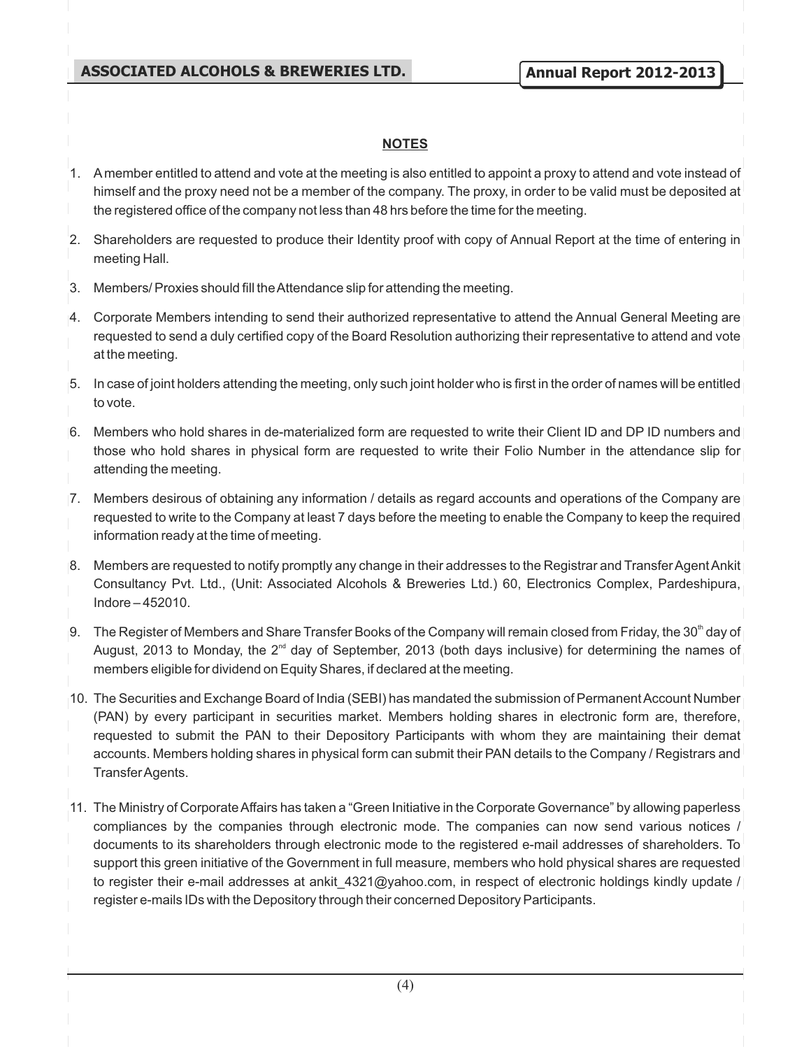## NOTES

1. A member entitled to attend and vote at the meeting is also entitled to appoint a proxy to attend and vote instead of himself and the proxy need not be a member of the company. The proxy, in order to be valid must be deposited at the registered office of the company not less than 48 hrs before the time for the meeting.

2. Shareholders are requested to produce their Identity proof with copy of Annual Report at the time of entering in meeting Hall.

3. Members/ Proxies should fill the Attendance slip for attending the meeting.

4. Corporate Members intending to send their authorized representative to attend the Annual General Meeting are requested to send a duly certified copy of the Board Resolution authorizing their representative to attend and vote at the meeting.

5. In case of joint holders attending the meeting, only such joint holder who is first in the order of names will be entitled to vote.

6. Members who hold shares in de-materialized form are requested to write their Client ID and DP ID numbers and those who hold shares in physical form are requested to write their Folio Number in the attendance slip for attending the meeting.

7. Members desirous of obtaining any information / details as regard accounts and operations of the Company are requested to write to the Company at least 7 days before the meeting to enable the Company to keep the required information ready at the time of meeting.

8. Members are requested to notify promptly any change in their addresses to the Registrar and Transfer Agent Ankit Consultancy Pvt. Ltd., (Unit: Associated Alcohols & Breweries Ltd.) 60, Electronics Complex, Pardeshipura, Indore – 452010.

9. The Register of Members and Share Transfer Books of the Company will remain closed from Friday, the 30th day of August, 2013 to Monday, the 2nd day of September, 2013 (both days inclusive) for determining the names of members eligible for dividend on Equity Shares, if declared at the meeting.

10. The Securities and Exchange Board of India (SEBI) has mandated the submission of Permanent Account Number (PAN) by every participant in securities market. Members holding shares in electronic form are, therefore, requested to submit the PAN to their Depository Participants with whom they are maintaining their demat accounts. Members holding shares in physical form can submit their PAN details to the Company / Registrars and Transfer Agents.

11. The Ministry of Corporate Affairs has taken a "Green Initiative in the Corporate Governance" by allowing paperless compliances by the companies through electronic mode. The companies can now send various notices / documents to its shareholders through electronic mode to the registered e-mail addresses of shareholders. To support this green initiative of the Government in full measure, members who hold physical shares are requested to register their e-mail addresses at ankit_4321@yahoo.com, in respect of electronic holdings kindly update / register e-mails IDs with the Depository through their concerned Depository Participants.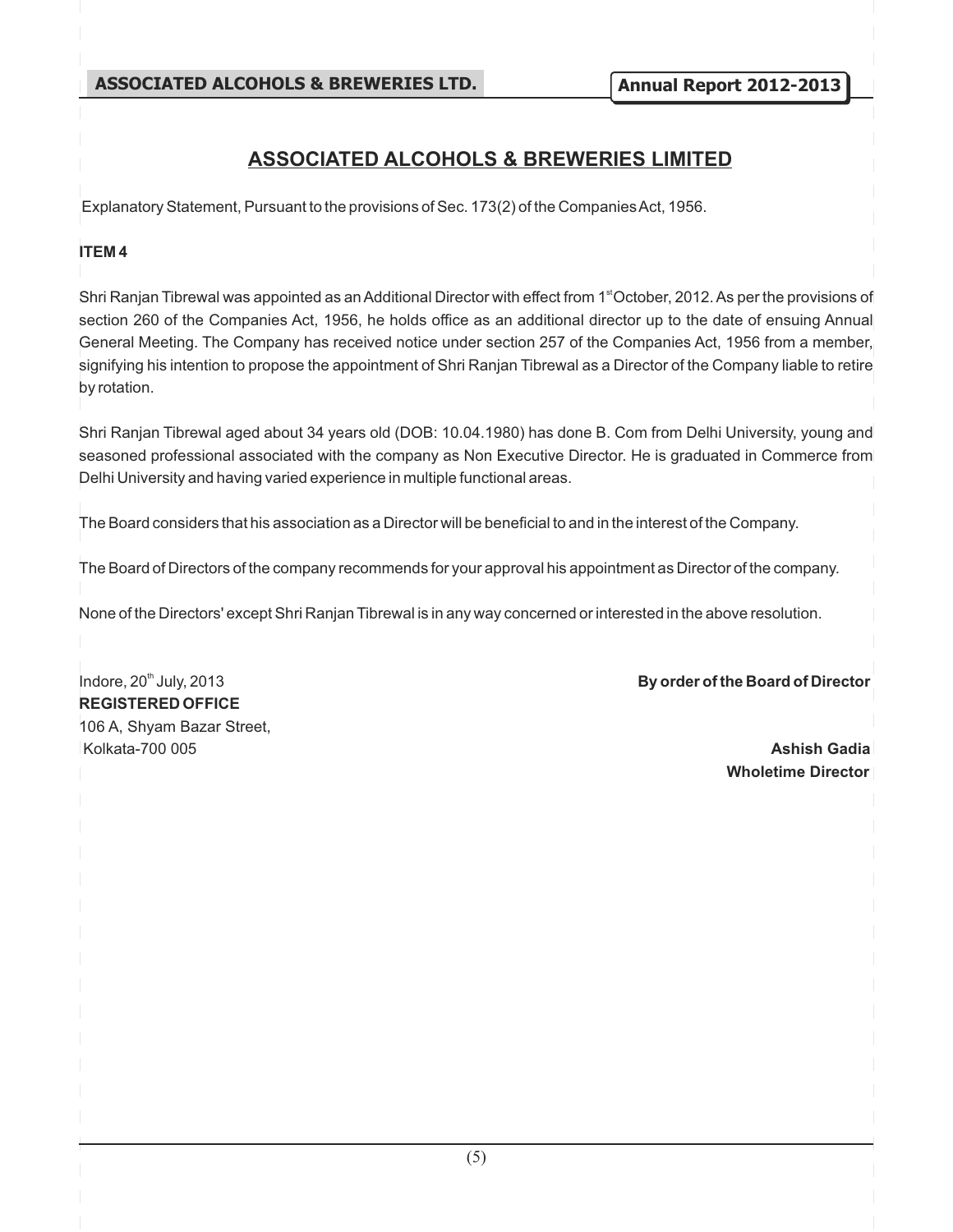# ASSOCIATED ALCOHOLS & BREWERIES LIMITED

Explanatory Statement, Pursuant to the provisions of Sec. 173(2) of the Companies Act, 1956.

**ITEM 4**

Shri Ranjan Tibrewal was appointed as an Additional Director with effect from 1st October, 2012. As per the provisions of section 260 of the Companies Act, 1956, he holds office as an additional director up to the date of ensuing Annual General Meeting. The Company has received notice under section 257 of the Companies Act, 1956 from a member, signifying his intention to propose the appointment of Shri Ranjan Tibrewal as a Director of the Company liable to retire by rotation.

Shri Ranjan Tibrewal aged about 34 years old (DOB: 10.04.1980) has done B. Com from Delhi University, young and seasoned professional associated with the company as Non Executive Director. He is graduated in Commerce from Delhi University and having varied experience in multiple functional areas.

The Board considers that his association as a Director will be beneficial to and in the interest of the Company.

The Board of Directors of the company recommends for your approval his appointment as Director of the company.

None of the Directors' except Shri Ranjan Tibrewal is in any way concerned or interested in the above resolution.

Indore, 20th July, 2013

**By order of the Board of Director**

**REGISTERED OFFICE**
106 A, Shyam Bazar Street,
Kolkata-700 005

**Ashish Gadia**
**Wholetime Director**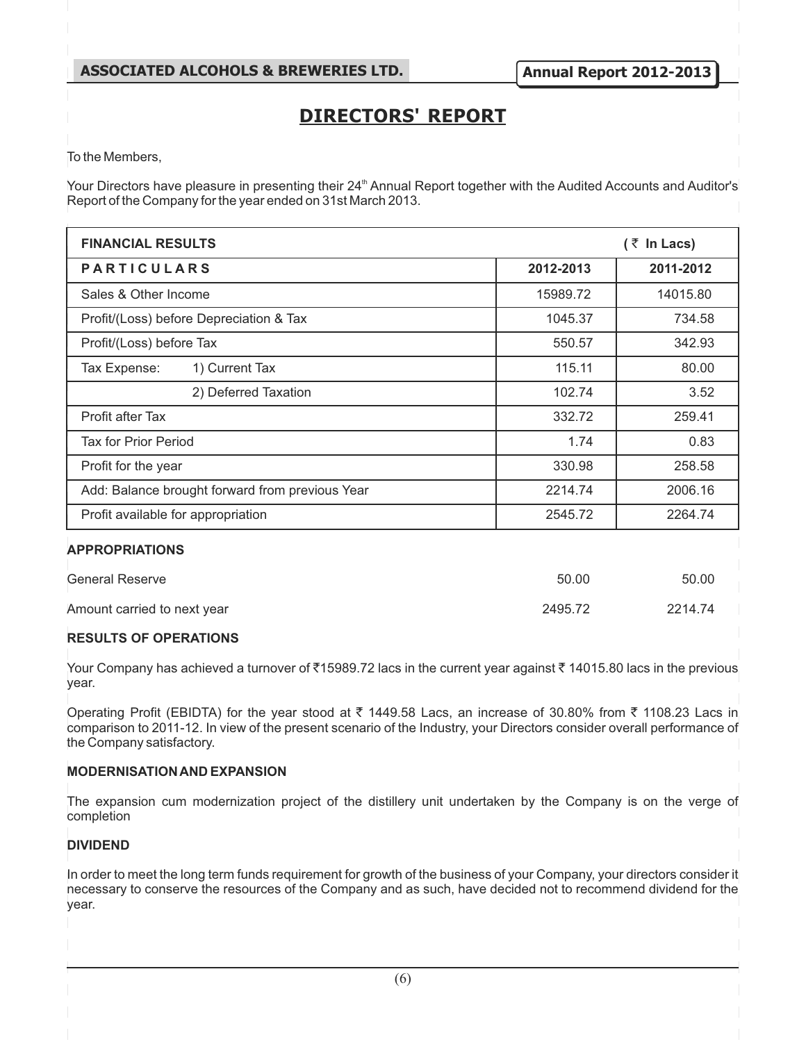# DIRECTORS' REPORT

To the Members,

Your Directors have pleasure in presenting their 24th Annual Report together with the Audited Accounts and Auditor's Report of the Company for the year ended on 31st March 2013.

| FINANCIAL RESULTS | | | (₹ In Lacs) |
|---|---|---|---|
| **PARTICULARS** | | **2012-2013** | **2011-2012** |
| Sales & Other Income | | 15989.72 | 14015.80 |
| Profit/(Loss) before Depreciation & Tax | | 1045.37 | 734.58 |
| Profit/(Loss) before Tax | | 550.57 | 342.93 |
| Tax Expense: | 1) Current Tax | 115.11 | 80.00 |
| | 2) Deferred Taxation | 102.74 | 3.52 |
| Profit after Tax | | 332.72 | 259.41 |
| Tax for Prior Period | | 1.74 | 0.83 |
| Profit for the year | | 330.98 | 258.58 |
| Add: Balance brought forward from previous Year | | 2214.74 | 2006.16 |
| Profit available for appropriation | | 2545.72 | 2264.74 |
| **APPROPRIATIONS** | | | |
| General Reserve | | 50.00 | 50.00 |
| Amount carried to next year | | 2495.72 | 2214.74 |

### RESULTS OF OPERATIONS

Your Company has achieved a turnover of ₹15989.72 lacs in the current year against ₹ 14015.80 lacs in the previous year.

Operating Profit (EBIDTA) for the year stood at ₹ 1449.58 Lacs, an increase of 30.80% from ₹ 1108.23 Lacs in comparison to 2011-12. In view of the present scenario of the Industry, your Directors consider overall performance of the Company satisfactory.

### MODERNISATION AND EXPANSION

The expansion cum modernization project of the distillery unit undertaken by the Company is on the verge of completion

### DIVIDEND

In order to meet the long term funds requirement for growth of the business of your Company, your directors consider it necessary to conserve the resources of the Company and as such, have decided not to recommend dividend for the year.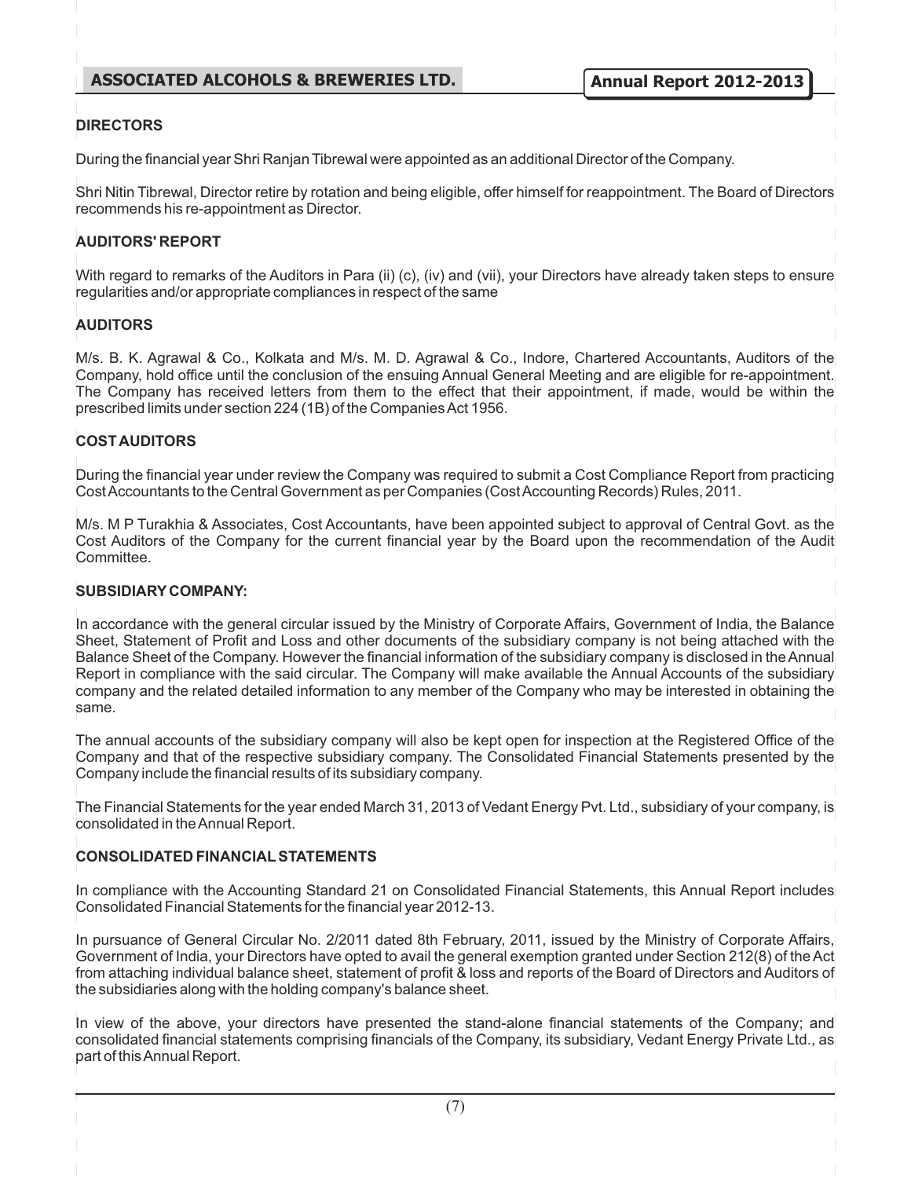## DIRECTORS

During the financial year Shri Ranjan Tibrewal were appointed as an additional Director of the Company.

Shri Nitin Tibrewal, Director retire by rotation and being eligible, offer himself for reappointment. The Board of Directors recommends his re-appointment as Director.

## AUDITORS' REPORT

With regard to remarks of the Auditors in Para (ii) (c), (iv) and (vii), your Directors have already taken steps to ensure regularities and/or appropriate compliances in respect of the same

## AUDITORS

M/s. B. K. Agrawal & Co., Kolkata and M/s. M. D. Agrawal & Co., Indore, Chartered Accountants, Auditors of the Company, hold office until the conclusion of the ensuing Annual General Meeting and are eligible for re-appointment. The Company has received letters from them to the effect that their appointment, if made, would be within the prescribed limits under section 224 (1B) of the Companies Act 1956.

## COST AUDITORS

During the financial year under review the Company was required to submit a Cost Compliance Report from practicing Cost Accountants to the Central Government as per Companies (Cost Accounting Records) Rules, 2011.

M/s. M P Turakhia & Associates, Cost Accountants, have been appointed subject to approval of Central Govt. as the Cost Auditors of the Company for the current financial year by the Board upon the recommendation of the Audit Committee.

## SUBSIDIARY COMPANY:

In accordance with the general circular issued by the Ministry of Corporate Affairs, Government of India, the Balance Sheet, Statement of Profit and Loss and other documents of the subsidiary company is not being attached with the Balance Sheet of the Company. However the financial information of the subsidiary company is disclosed in the Annual Report in compliance with the said circular. The Company will make available the Annual Accounts of the subsidiary company and the related detailed information to any member of the Company who may be interested in obtaining the same.

The annual accounts of the subsidiary company will also be kept open for inspection at the Registered Office of the Company and that of the respective subsidiary company. The Consolidated Financial Statements presented by the Company include the financial results of its subsidiary company.

The Financial Statements for the year ended March 31, 2013 of Vedant Energy Pvt. Ltd., subsidiary of your company, is consolidated in the Annual Report.

## CONSOLIDATED FINANCIAL STATEMENTS

In compliance with the Accounting Standard 21 on Consolidated Financial Statements, this Annual Report includes Consolidated Financial Statements for the financial year 2012-13.

In pursuance of General Circular No. 2/2011 dated 8th February, 2011, issued by the Ministry of Corporate Affairs, Government of India, your Directors have opted to avail the general exemption granted under Section 212(8) of the Act from attaching individual balance sheet, statement of profit & loss and reports of the Board of Directors and Auditors of the subsidiaries along with the holding company's balance sheet.

In view of the above, your directors have presented the stand-alone financial statements of the Company; and consolidated financial statements comprising financials of the Company, its subsidiary, Vedant Energy Private Ltd., as part of this Annual Report.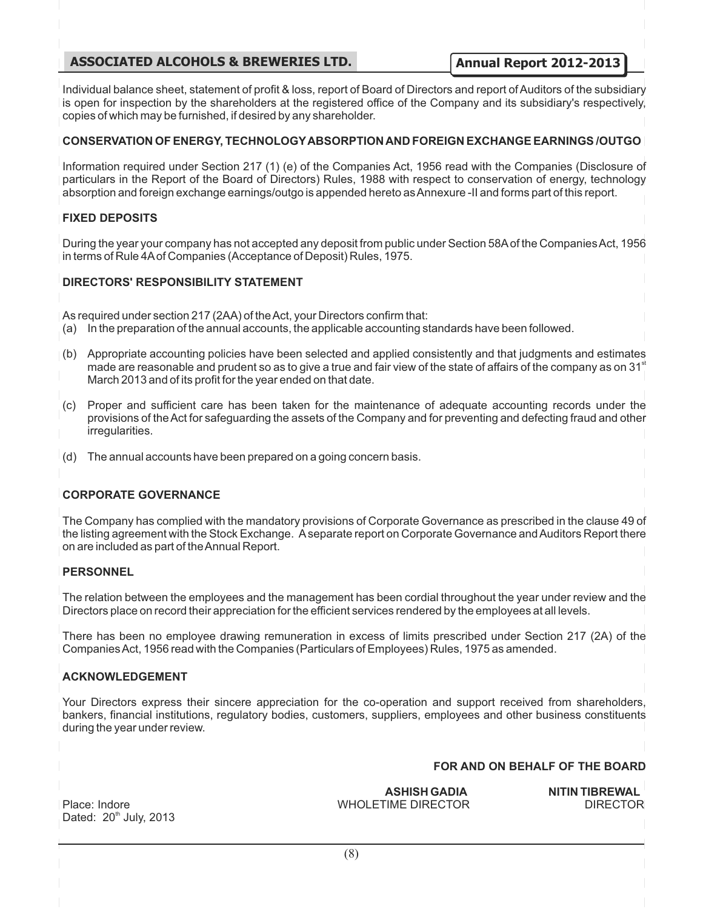Individual balance sheet, statement of profit & loss, report of Board of Directors and report of Auditors of the subsidiary is open for inspection by the shareholders at the registered office of the Company and its subsidiary's respectively, copies of which may be furnished, if desired by any shareholder.

## CONSERVATION OF ENERGY, TECHNOLOGY ABSORPTION AND FOREIGN EXCHANGE EARNINGS /OUTGO

Information required under Section 217 (1) (e) of the Companies Act, 1956 read with the Companies (Disclosure of particulars in the Report of the Board of Directors) Rules, 1988 with respect to conservation of energy, technology absorption and foreign exchange earnings/outgo is appended hereto as Annexure -II and forms part of this report.

## FIXED DEPOSITS

During the year your company has not accepted any deposit from public under Section 58A of the Companies Act, 1956 in terms of Rule 4A of Companies (Acceptance of Deposit) Rules, 1975.

## DIRECTORS' RESPONSIBILITY STATEMENT

As required under section 217 (2AA) of the Act, your Directors confirm that:

(a) In the preparation of the annual accounts, the applicable accounting standards have been followed.

(b) Appropriate accounting policies have been selected and applied consistently and that judgments and estimates made are reasonable and prudent so as to give a true and fair view of the state of affairs of the company as on 31st March 2013 and of its profit for the year ended on that date.

(c) Proper and sufficient care has been taken for the maintenance of adequate accounting records under the provisions of the Act for safeguarding the assets of the Company and for preventing and defecting fraud and other irregularities.

(d) The annual accounts have been prepared on a going concern basis.

## CORPORATE GOVERNANCE

The Company has complied with the mandatory provisions of Corporate Governance as prescribed in the clause 49 of the listing agreement with the Stock Exchange. A separate report on Corporate Governance and Auditors Report there on are included as part of the Annual Report.

## PERSONNEL

The relation between the employees and the management has been cordial throughout the year under review and the Directors place on record their appreciation for the efficient services rendered by the employees at all levels.

There has been no employee drawing remuneration in excess of limits prescribed under Section 217 (2A) of the Companies Act, 1956 read with the Companies (Particulars of Employees) Rules, 1975 as amended.

## ACKNOWLEDGEMENT

Your Directors express their sincere appreciation for the co-operation and support received from shareholders, bankers, financial institutions, regulatory bodies, customers, suppliers, employees and other business constituents during the year under review.

**FOR AND ON BEHALF OF THE BOARD**

**ASHISH GADIA**
WHOLETIME DIRECTOR

**NITIN TIBREWAL**
DIRECTOR

Place: Indore
Dated: 20th July, 2013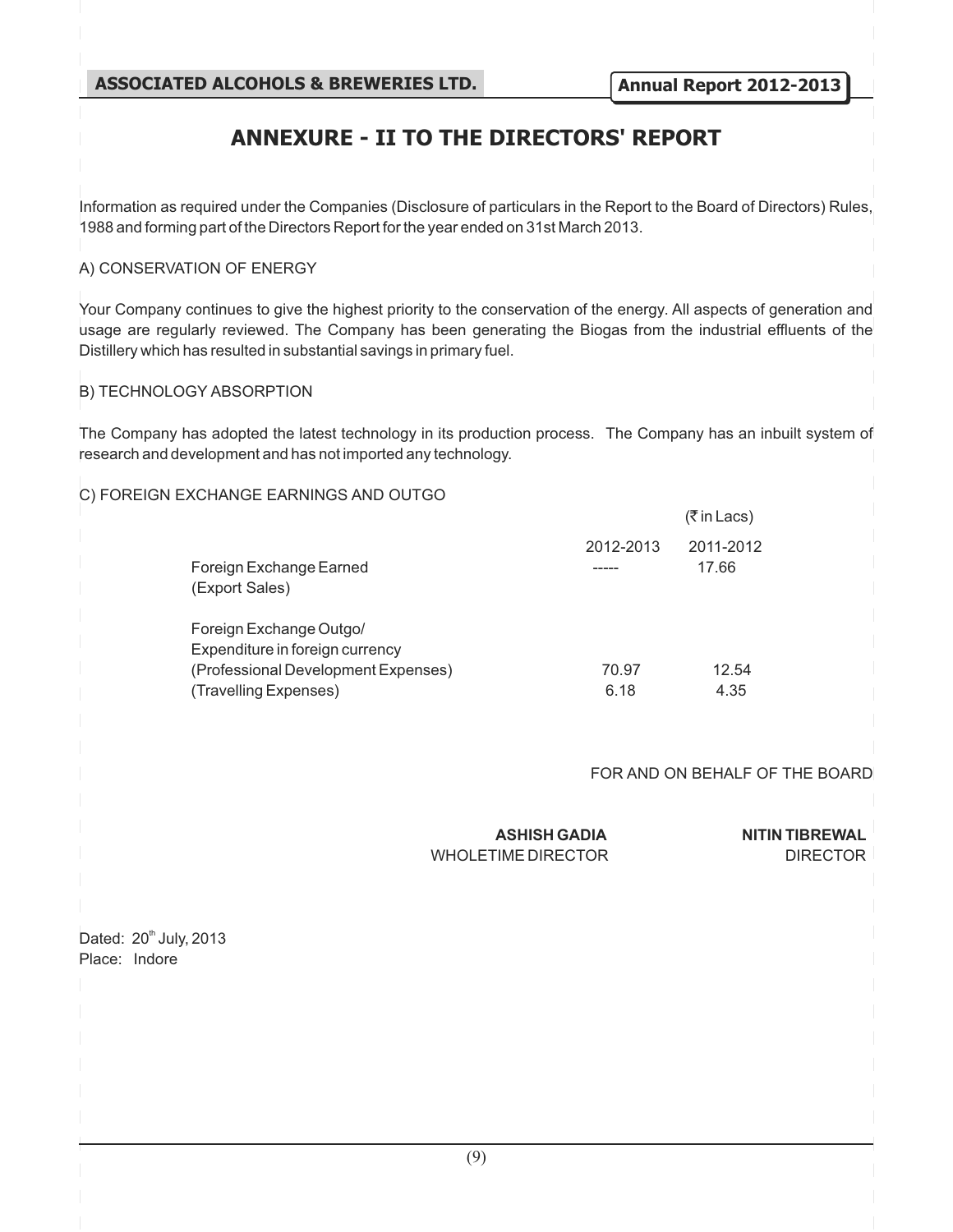# ANNEXURE - II TO THE DIRECTORS' REPORT

Information as required under the Companies (Disclosure of particulars in the Report to the Board of Directors) Rules, 1988 and forming part of the Directors Report for the year ended on 31st March 2013.

A) CONSERVATION OF ENERGY

Your Company continues to give the highest priority to the conservation of the energy. All aspects of generation and usage are regularly reviewed. The Company has been generating the Biogas from the industrial effluents of the Distillery which has resulted in substantial savings in primary fuel.

B) TECHNOLOGY ABSORPTION

The Company has adopted the latest technology in its production process. The Company has an inbuilt system of research and development and has not imported any technology.

C) FOREIGN EXCHANGE EARNINGS AND OUTGO

(₹ in Lacs)

| | 2012-2013 | 2011-2012 |
|---|---|---|
| Foreign Exchange Earned (Export Sales) | ----- | 17.66 |
| Foreign Exchange Outgo/ Expenditure in foreign currency | | |
| (Professional Development Expenses) | 70.97 | 12.54 |
| (Travelling Expenses) | 6.18 | 4.35 |

FOR AND ON BEHALF OF THE BOARD

**ASHISH GADIA**
WHOLETIME DIRECTOR

**NITIN TIBREWAL**
DIRECTOR

Dated: 20th July, 2013
Place: Indore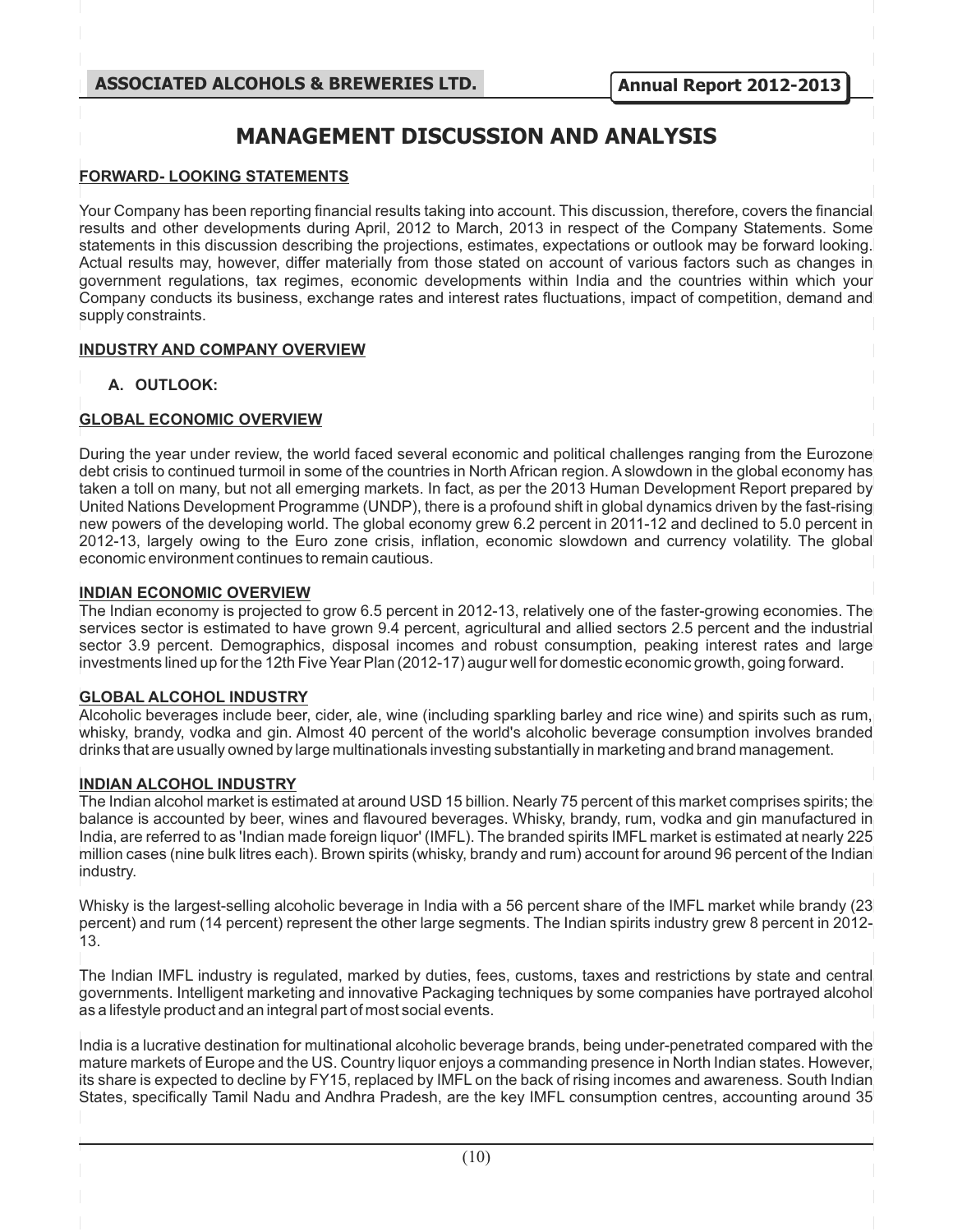# MANAGEMENT DISCUSSION AND ANALYSIS

**FORWARD- LOOKING STATEMENTS**

Your Company has been reporting financial results taking into account. This discussion, therefore, covers the financial results and other developments during April, 2012 to March, 2013 in respect of the Company Statements. Some statements in this discussion describing the projections, estimates, expectations or outlook may be forward looking. Actual results may, however, differ materially from those stated on account of various factors such as changes in government regulations, tax regimes, economic developments within India and the countries within which your Company conducts its business, exchange rates and interest rates fluctuations, impact of competition, demand and supply constraints.

**INDUSTRY AND COMPANY OVERVIEW**

**A. OUTLOOK:**

**GLOBAL ECONOMIC OVERVIEW**

During the year under review, the world faced several economic and political challenges ranging from the Eurozone debt crisis to continued turmoil in some of the countries in North African region. A slowdown in the global economy has taken a toll on many, but not all emerging markets. In fact, as per the 2013 Human Development Report prepared by United Nations Development Programme (UNDP), there is a profound shift in global dynamics driven by the fast-rising new powers of the developing world. The global economy grew 6.2 percent in 2011-12 and declined to 5.0 percent in 2012-13, largely owing to the Euro zone crisis, inflation, economic slowdown and currency volatility. The global economic environment continues to remain cautious.

**INDIAN ECONOMIC OVERVIEW**

The Indian economy is projected to grow 6.5 percent in 2012-13, relatively one of the faster-growing economies. The services sector is estimated to have grown 9.4 percent, agricultural and allied sectors 2.5 percent and the industrial sector 3.9 percent. Demographics, disposal incomes and robust consumption, peaking interest rates and large investments lined up for the 12th Five Year Plan (2012-17) augur well for domestic economic growth, going forward.

**GLOBAL ALCOHOL INDUSTRY**

Alcoholic beverages include beer, cider, ale, wine (including sparkling barley and rice wine) and spirits such as rum, whisky, brandy, vodka and gin. Almost 40 percent of the world's alcoholic beverage consumption involves branded drinks that are usually owned by large multinationals investing substantially in marketing and brand management.

**INDIAN ALCOHOL INDUSTRY**

The Indian alcohol market is estimated at around USD 15 billion. Nearly 75 percent of this market comprises spirits; the balance is accounted by beer, wines and flavoured beverages. Whisky, brandy, rum, vodka and gin manufactured in India, are referred to as 'Indian made foreign liquor' (IMFL). The branded spirits IMFL market is estimated at nearly 225 million cases (nine bulk litres each). Brown spirits (whisky, brandy and rum) account for around 96 percent of the Indian industry.

Whisky is the largest-selling alcoholic beverage in India with a 56 percent share of the IMFL market while brandy (23 percent) and rum (14 percent) represent the other large segments. The Indian spirits industry grew 8 percent in 2012-13.

The Indian IMFL industry is regulated, marked by duties, fees, customs, taxes and restrictions by state and central governments. Intelligent marketing and innovative Packaging techniques by some companies have portrayed alcohol as a lifestyle product and an integral part of most social events.

India is a lucrative destination for multinational alcoholic beverage brands, being under-penetrated compared with the mature markets of Europe and the US. Country liquor enjoys a commanding presence in North Indian states. However, its share is expected to decline by FY15, replaced by IMFL on the back of rising incomes and awareness. South Indian States, specifically Tamil Nadu and Andhra Pradesh, are the key IMFL consumption centres, accounting around 35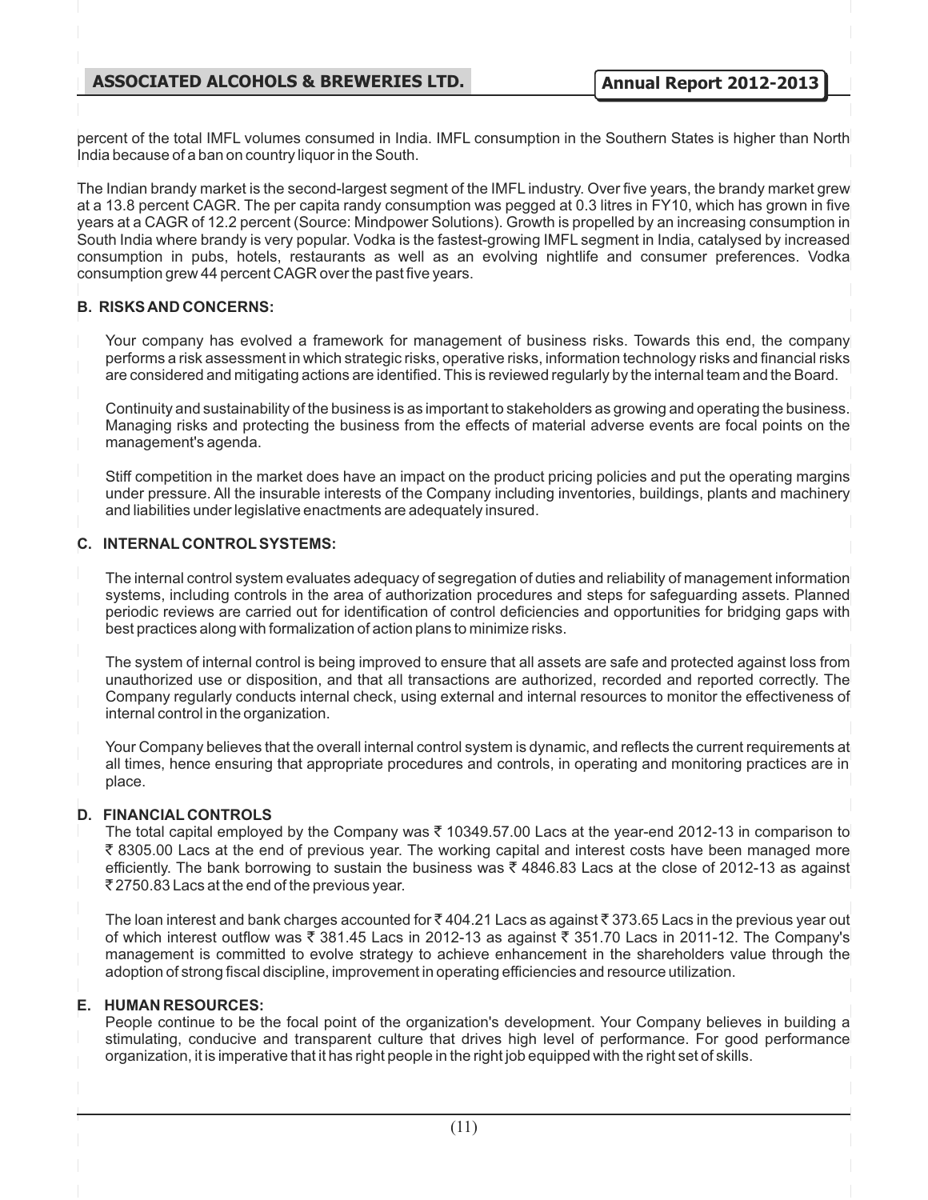percent of the total IMFL volumes consumed in India. IMFL consumption in the Southern States is higher than North India because of a ban on country liquor in the South.

The Indian brandy market is the second-largest segment of the IMFL industry. Over five years, the brandy market grew at a 13.8 percent CAGR. The per capita randy consumption was pegged at 0.3 litres in FY10, which has grown in five years at a CAGR of 12.2 percent (Source: Mindpower Solutions). Growth is propelled by an increasing consumption in South India where brandy is very popular. Vodka is the fastest-growing IMFL segment in India, catalysed by increased consumption in pubs, hotels, restaurants as well as an evolving nightlife and consumer preferences. Vodka consumption grew 44 percent CAGR over the past five years.

**B. RISKS AND CONCERNS:**

Your company has evolved a framework for management of business risks. Towards this end, the company performs a risk assessment in which strategic risks, operative risks, information technology risks and financial risks are considered and mitigating actions are identified. This is reviewed regularly by the internal team and the Board.

Continuity and sustainability of the business is as important to stakeholders as growing and operating the business. Managing risks and protecting the business from the effects of material adverse events are focal points on the management's agenda.

Stiff competition in the market does have an impact on the product pricing policies and put the operating margins under pressure. All the insurable interests of the Company including inventories, buildings, plants and machinery and liabilities under legislative enactments are adequately insured.

**C. INTERNAL CONTROL SYSTEMS:**

The internal control system evaluates adequacy of segregation of duties and reliability of management information systems, including controls in the area of authorization procedures and steps for safeguarding assets. Planned periodic reviews are carried out for identification of control deficiencies and opportunities for bridging gaps with best practices along with formalization of action plans to minimize risks.

The system of internal control is being improved to ensure that all assets are safe and protected against loss from unauthorized use or disposition, and that all transactions are authorized, recorded and reported correctly. The Company regularly conducts internal check, using external and internal resources to monitor the effectiveness of internal control in the organization.

Your Company believes that the overall internal control system is dynamic, and reflects the current requirements at all times, hence ensuring that appropriate procedures and controls, in operating and monitoring practices are in place.

**D. FINANCIAL CONTROLS**

The total capital employed by the Company was ₹ 10349.57.00 Lacs at the year-end 2012-13 in comparison to ₹ 8305.00 Lacs at the end of previous year. The working capital and interest costs have been managed more efficiently. The bank borrowing to sustain the business was ₹ 4846.83 Lacs at the close of 2012-13 as against ₹ 2750.83 Lacs at the end of the previous year.

The loan interest and bank charges accounted for ₹ 404.21 Lacs as against ₹ 373.65 Lacs in the previous year out of which interest outflow was ₹ 381.45 Lacs in 2012-13 as against ₹ 351.70 Lacs in 2011-12. The Company's management is committed to evolve strategy to achieve enhancement in the shareholders value through the adoption of strong fiscal discipline, improvement in operating efficiencies and resource utilization.

**E. HUMAN RESOURCES:**

People continue to be the focal point of the organization's development. Your Company believes in building a stimulating, conducive and transparent culture that drives high level of performance. For good performance organization, it is imperative that it has right people in the right job equipped with the right set of skills.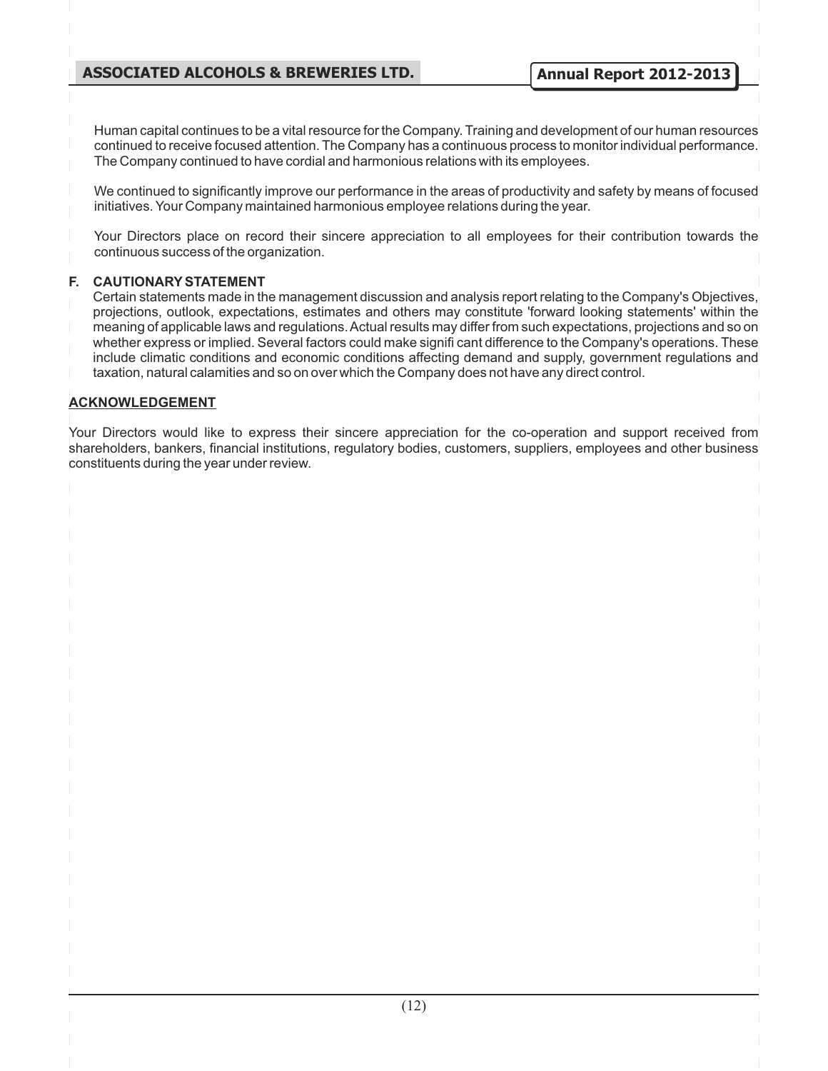Human capital continues to be a vital resource for the Company. Training and development of our human resources continued to receive focused attention. The Company has a continuous process to monitor individual performance. The Company continued to have cordial and harmonious relations with its employees.

We continued to significantly improve our performance in the areas of productivity and safety by means of focused initiatives. Your Company maintained harmonious employee relations during the year.

Your Directors place on record their sincere appreciation to all employees for their contribution towards the continuous success of the organization.

**F. CAUTIONARY STATEMENT**

Certain statements made in the management discussion and analysis report relating to the Company's Objectives, projections, outlook, expectations, estimates and others may constitute 'forward looking statements' within the meaning of applicable laws and regulations. Actual results may differ from such expectations, projections and so on whether express or implied. Several factors could make signifi cant difference to the Company's operations. These include climatic conditions and economic conditions affecting demand and supply, government regulations and taxation, natural calamities and so on over which the Company does not have any direct control.

**ACKNOWLEDGEMENT**

Your Directors would like to express their sincere appreciation for the co-operation and support received from shareholders, bankers, financial institutions, regulatory bodies, customers, suppliers, employees and other business constituents during the year under review.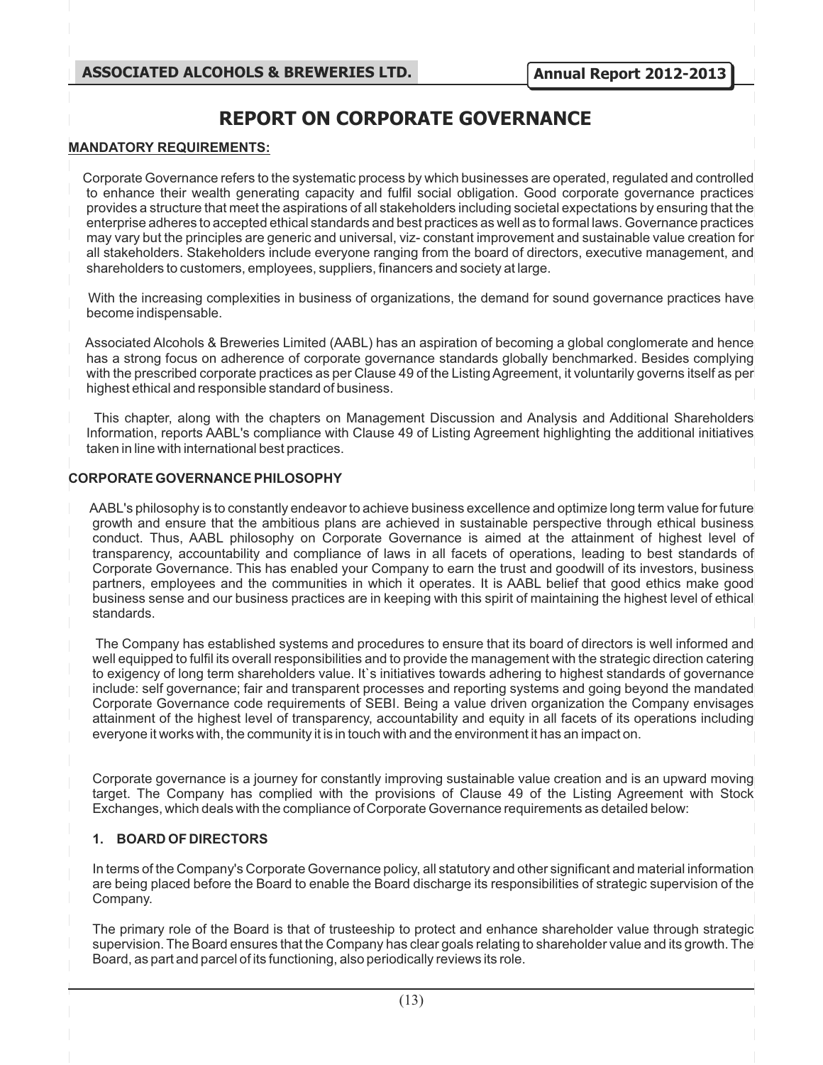# REPORT ON CORPORATE GOVERNANCE

**MANDATORY REQUIREMENTS:**

Corporate Governance refers to the systematic process by which businesses are operated, regulated and controlled to enhance their wealth generating capacity and fulfil social obligation. Good corporate governance practices provides a structure that meet the aspirations of all stakeholders including societal expectations by ensuring that the enterprise adheres to accepted ethical standards and best practices as well as to formal laws. Governance practices may vary but the principles are generic and universal, viz- constant improvement and sustainable value creation for all stakeholders. Stakeholders include everyone ranging from the board of directors, executive management, and shareholders to customers, employees, suppliers, financers and society at large.

With the increasing complexities in business of organizations, the demand for sound governance practices have become indispensable.

Associated Alcohols & Breweries Limited (AABL) has an aspiration of becoming a global conglomerate and hence has a strong focus on adherence of corporate governance standards globally benchmarked. Besides complying with the prescribed corporate practices as per Clause 49 of the Listing Agreement, it voluntarily governs itself as per highest ethical and responsible standard of business.

This chapter, along with the chapters on Management Discussion and Analysis and Additional Shareholders Information, reports AABL's compliance with Clause 49 of Listing Agreement highlighting the additional initiatives taken in line with international best practices.

**CORPORATE GOVERNANCE PHILOSOPHY**

AABL's philosophy is to constantly endeavor to achieve business excellence and optimize long term value for future growth and ensure that the ambitious plans are achieved in sustainable perspective through ethical business conduct. Thus, AABL philosophy on Corporate Governance is aimed at the attainment of highest level of transparency, accountability and compliance of laws in all facets of operations, leading to best standards of Corporate Governance. This has enabled your Company to earn the trust and goodwill of its investors, business partners, employees and the communities in which it operates. It is AABL belief that good ethics make good business sense and our business practices are in keeping with this spirit of maintaining the highest level of ethical standards.

The Company has established systems and procedures to ensure that its board of directors is well informed and well equipped to fulfil its overall responsibilities and to provide the management with the strategic direction catering to exigency of long term shareholders value. It`s initiatives towards adhering to highest standards of governance include: self governance; fair and transparent processes and reporting systems and going beyond the mandated Corporate Governance code requirements of SEBI. Being a value driven organization the Company envisages attainment of the highest level of transparency, accountability and equity in all facets of its operations including everyone it works with, the community it is in touch with and the environment it has an impact on.

Corporate governance is a journey for constantly improving sustainable value creation and is an upward moving target. The Company has complied with the provisions of Clause 49 of the Listing Agreement with Stock Exchanges, which deals with the compliance of Corporate Governance requirements as detailed below:

**1. BOARD OF DIRECTORS**

In terms of the Company's Corporate Governance policy, all statutory and other significant and material information are being placed before the Board to enable the Board discharge its responsibilities of strategic supervision of the Company.

The primary role of the Board is that of trusteeship to protect and enhance shareholder value through strategic supervision. The Board ensures that the Company has clear goals relating to shareholder value and its growth. The Board, as part and parcel of its functioning, also periodically reviews its role.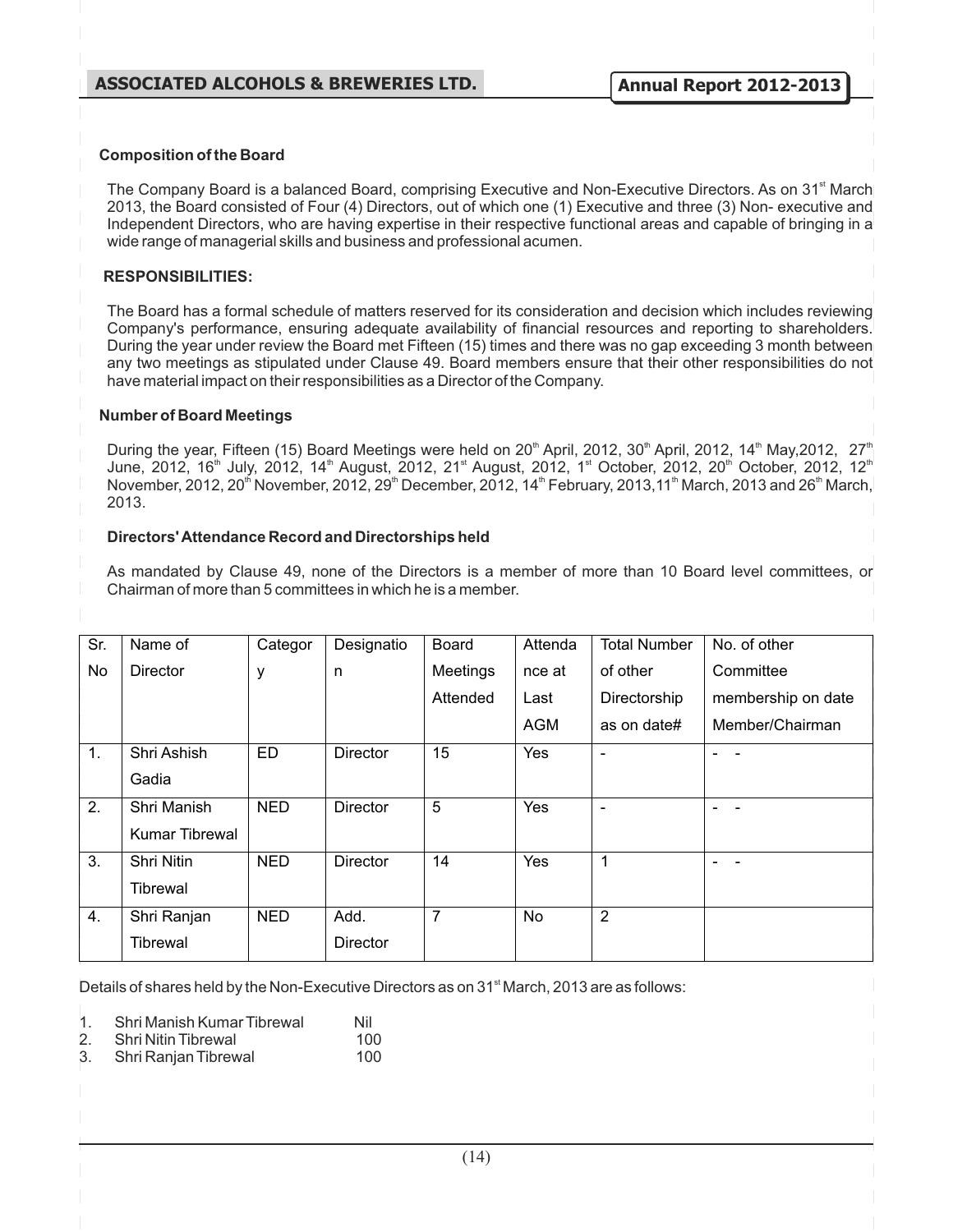### Composition of the Board

The Company Board is a balanced Board, comprising Executive and Non-Executive Directors. As on 31st March 2013, the Board consisted of Four (4) Directors, out of which one (1) Executive and three (3) Non- executive and Independent Directors, who are having expertise in their respective functional areas and capable of bringing in a wide range of managerial skills and business and professional acumen.

### RESPONSIBILITIES:

The Board has a formal schedule of matters reserved for its consideration and decision which includes reviewing Company's performance, ensuring adequate availability of financial resources and reporting to shareholders. During the year under review the Board met Fifteen (15) times and there was no gap exceeding 3 month between any two meetings as stipulated under Clause 49. Board members ensure that their other responsibilities do not have material impact on their responsibilities as a Director of the Company.

### Number of Board Meetings

During the year, Fifteen (15) Board Meetings were held on 20th April, 2012, 30th April, 2012, 14th May,2012, 27th June, 2012, 16th July, 2012, 14th August, 2012, 21st August, 2012, 1st October, 2012, 20th October, 2012, 12th November, 2012, 20th November, 2012, 29th December, 2012, 14th February, 2013,11th March, 2013 and 26th March, 2013.

### Directors' Attendance Record and Directorships held

As mandated by Clause 49, none of the Directors is a member of more than 10 Board level committees, or Chairman of more than 5 committees in which he is a member.

| Sr. No | Name of Director | Category | Designation | Board Meetings Attended | Attendance at Last AGM | Total Number of other Directorship as on date# | No. of other Committee membership on date Member/Chairman |
|---|---|---|---|---|---|---|---|
| 1. | Shri Ashish Gadia | ED | Director | 15 | Yes | - | - - |
| 2. | Shri Manish Kumar Tibrewal | NED | Director | 5 | Yes | - | - - |
| 3. | Shri Nitin Tibrewal | NED | Director | 14 | Yes | 1 | - - |
| 4. | Shri Ranjan Tibrewal | NED | Add. Director | 7 | No | 2 | |

Details of shares held by the Non-Executive Directors as on 31st March, 2013 are as follows:

1. Shri Manish Kumar Tibrewal Nil
2. Shri Nitin Tibrewal 100
3. Shri Ranjan Tibrewal 100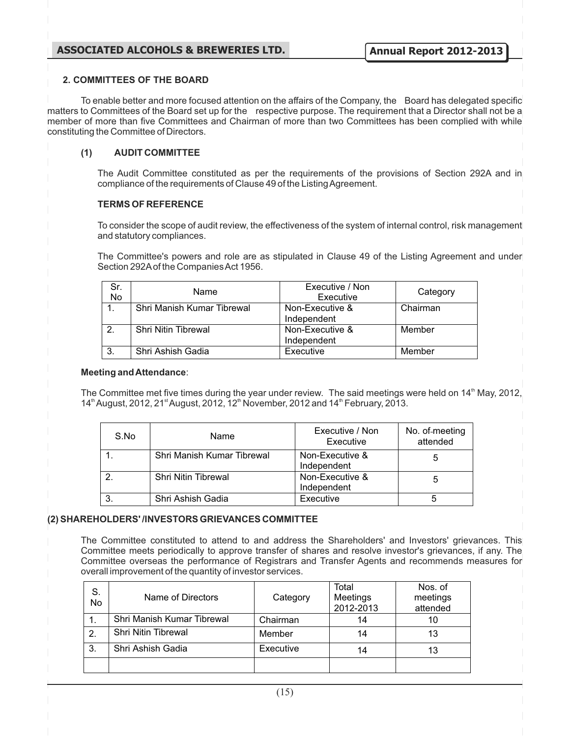## 2. COMMITTEES OF THE BOARD

To enable better and more focused attention on the affairs of the Company, the Board has delegated specific matters to Committees of the Board set up for the respective purpose. The requirement that a Director shall not be a member of more than five Committees and Chairman of more than two Committees has been complied with while constituting the Committee of Directors.

### (1) AUDIT COMMITTEE

The Audit Committee constituted as per the requirements of the provisions of Section 292A and in compliance of the requirements of Clause 49 of the Listing Agreement.

**TERMS OF REFERENCE**

To consider the scope of audit review, the effectiveness of the system of internal control, risk management and statutory compliances.

The Committee's powers and role are as stipulated in Clause 49 of the Listing Agreement and under Section 292A of the Companies Act 1956.

| Sr. No | Name | Executive / Non Executive | Category |
|---|---|---|---|
| 1. | Shri Manish Kumar Tibrewal | Non-Executive & Independent | Chairman |
| 2. | Shri Nitin Tibrewal | Non-Executive & Independent | Member |
| 3. | Shri Ashish Gadia | Executive | Member |

**Meeting and Attendance**:

The Committee met five times during the year under review. The said meetings were held on 14th May, 2012, 14th August, 2012, 21st August, 2012, 12th November, 2012 and 14th February, 2013.

| S.No | Name | Executive / Non Executive | No. of meeting attended |
|---|---|---|---|
| 1. | Shri Manish Kumar Tibrewal | Non-Executive & Independent | 5 |
| 2. | Shri Nitin Tibrewal | Non-Executive & Independent | 5 |
| 3. | Shri Ashish Gadia | Executive | 5 |

### (2) SHAREHOLDERS' /INVESTORS GRIEVANCES COMMITTEE

The Committee constituted to attend to and address the Shareholders' and Investors' grievances. This Committee meets periodically to approve transfer of shares and resolve investor's grievances, if any. The Committee overseas the performance of Registrars and Transfer Agents and recommends measures for overall improvement of the quantity of investor services.

| S. No | Name of Directors | Category | Total Meetings 2012-2013 | Nos. of meetings attended |
|---|---|---|---|---|
| 1. | Shri Manish Kumar Tibrewal | Chairman | 14 | 10 |
| 2. | Shri Nitin Tibrewal | Member | 14 | 13 |
| 3. | Shri Ashish Gadia | Executive | 14 | 13 |
| | | | | |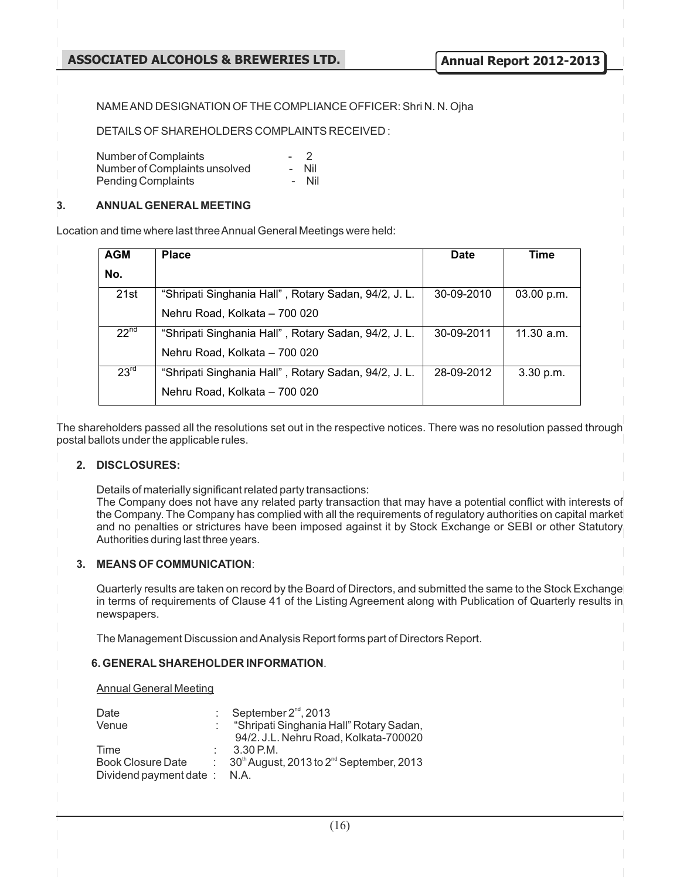NAME AND DESIGNATION OF THE COMPLIANCE OFFICER: Shri N. N. Ojha

DETAILS OF SHAREHOLDERS COMPLAINTS RECEIVED :

| | |
|---|---|
| Number of Complaints | - 2 |
| Number of Complaints unsolved | - Nil |
| Pending Complaints | - Nil |

### 3. ANNUAL GENERAL MEETING

Location and time where last three Annual General Meetings were held:

| AGM No. | Place | Date | Time |
|---|---|---|---|
| 21st | "Shripati Singhania Hall" , Rotary Sadan, 94/2, J. L. Nehru Road, Kolkata – 700 020 | 30-09-2010 | 03.00 p.m. |
| 22nd | "Shripati Singhania Hall" , Rotary Sadan, 94/2, J. L. Nehru Road, Kolkata – 700 020 | 30-09-2011 | 11.30 a.m. |
| 23rd | "Shripati Singhania Hall" , Rotary Sadan, 94/2, J. L. Nehru Road, Kolkata – 700 020 | 28-09-2012 | 3.30 p.m. |

The shareholders passed all the resolutions set out in the respective notices. There was no resolution passed through postal ballots under the applicable rules.

### 2. DISCLOSURES:

Details of materially significant related party transactions:
The Company does not have any related party transaction that may have a potential conflict with interests of the Company. The Company has complied with all the requirements of regulatory authorities on capital market and no penalties or strictures have been imposed against it by Stock Exchange or SEBI or other Statutory Authorities during last three years.

### 3. MEANS OF COMMUNICATION:

Quarterly results are taken on record by the Board of Directors, and submitted the same to the Stock Exchange in terms of requirements of Clause 41 of the Listing Agreement along with Publication of Quarterly results in newspapers.

The Management Discussion and Analysis Report forms part of Directors Report.

### 6. GENERAL SHAREHOLDER INFORMATION.

Annual General Meeting

| | | |
|---|---|---|
| Date | : | September 2nd, 2013 |
| Venue | : | "Shripati Singhania Hall" Rotary Sadan, 94/2. J.L. Nehru Road, Kolkata-700020 |
| Time | : | 3.30 P.M. |
| Book Closure Date | : | 30th August, 2013 to 2nd September, 2013 |
| Dividend payment date | : | N.A. |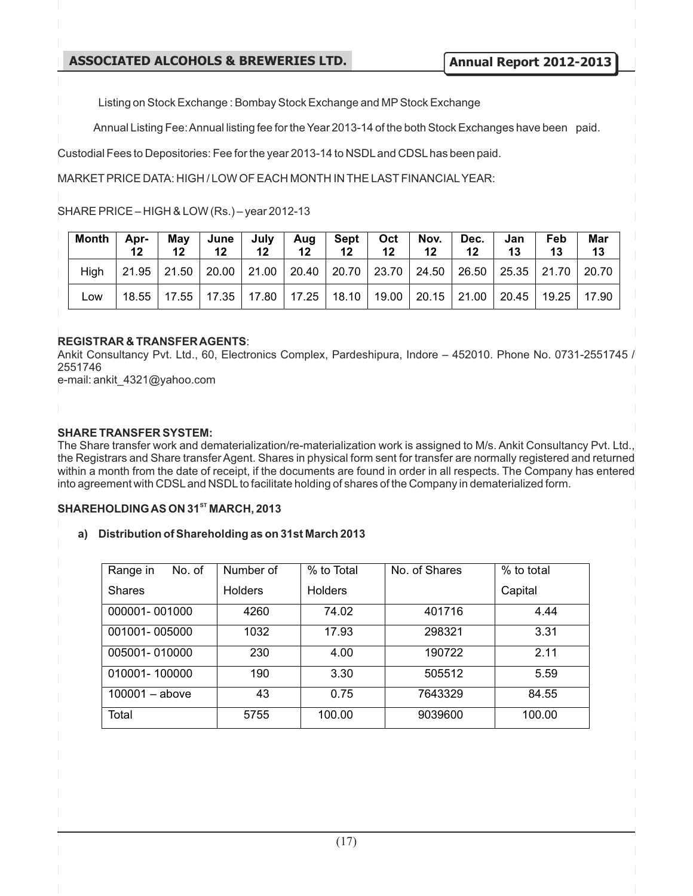Listing on Stock Exchange : Bombay Stock Exchange and MP Stock Exchange

Annual Listing Fee: Annual listing fee for the Year 2013-14 of the both Stock Exchanges have been paid.

Custodial Fees to Depositories: Fee for the year 2013-14 to NSDL and CDSL has been paid.

MARKET PRICE DATA: HIGH / LOW OF EACH MONTH IN THE LAST FINANCIAL YEAR:

SHARE PRICE – HIGH & LOW (Rs.) – year 2012-13

| Month | Apr-12 | May 12 | June 12 | July 12 | Aug 12 | Sept 12 | Oct 12 | Nov. 12 | Dec. 12 | Jan 13 | Feb 13 | Mar 13 |
|---|---|---|---|---|---|---|---|---|---|---|---|---|
| High | 21.95 | 21.50 | 20.00 | 21.00 | 20.40 | 20.70 | 23.70 | 24.50 | 26.50 | 25.35 | 21.70 | 20.70 |
| Low | 18.55 | 17.55 | 17.35 | 17.80 | 17.25 | 18.10 | 19.00 | 20.15 | 21.00 | 20.45 | 19.25 | 17.90 |

**REGISTRAR & TRANSFER AGENTS**:
Ankit Consultancy Pvt. Ltd., 60, Electronics Complex, Pardeshipura, Indore – 452010. Phone No. 0731-2551745 / 2551746
e-mail: ankit_4321@yahoo.com

**SHARE TRANSFER SYSTEM:**
The Share transfer work and dematerialization/re-materialization work is assigned to M/s. Ankit Consultancy Pvt. Ltd., the Registrars and Share transfer Agent. Shares in physical form sent for transfer are normally registered and returned within a month from the date of receipt, if the documents are found in order in all respects. The Company has entered into agreement with CDSL and NSDL to facilitate holding of shares of the Company in dematerialized form.

**SHAREHOLDING AS ON 31ST MARCH, 2013**

**a) Distribution of Shareholding as on 31st March 2013**

| Range in No. of Shares | Number of Holders | % to Total Holders | No. of Shares | % to total Capital |
|---|---|---|---|---|
| 000001- 001000 | 4260 | 74.02 | 401716 | 4.44 |
| 001001- 005000 | 1032 | 17.93 | 298321 | 3.31 |
| 005001- 010000 | 230 | 4.00 | 190722 | 2.11 |
| 010001- 100000 | 190 | 3.30 | 505512 | 5.59 |
| 100001 – above | 43 | 0.75 | 7643329 | 84.55 |
| Total | 5755 | 100.00 | 9039600 | 100.00 |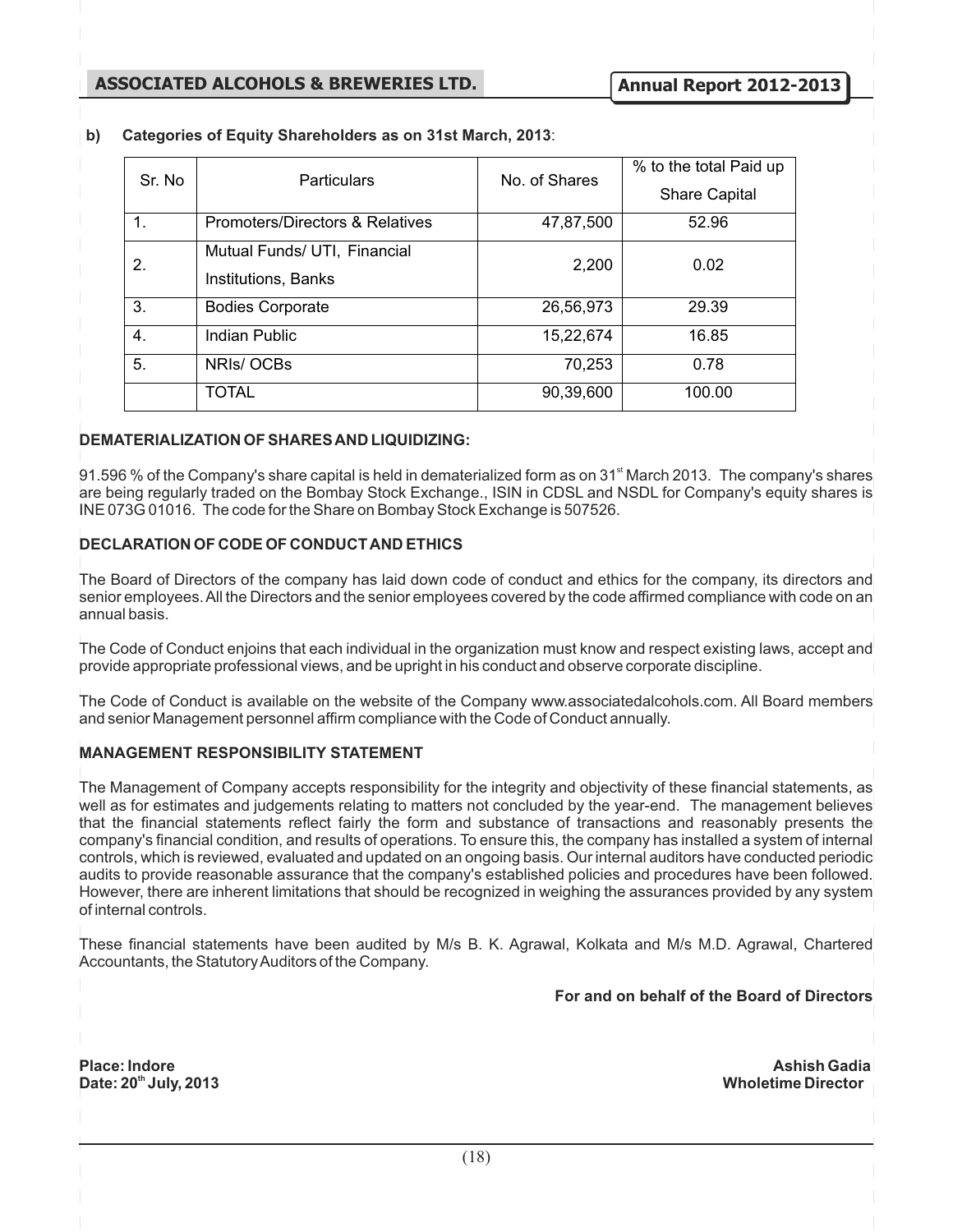**b) Categories of Equity Shareholders as on 31st March, 2013**:

| Sr. No | Particulars | No. of Shares | % to the total Paid up Share Capital |
|---|---|---|---|
| 1. | Promoters/Directors & Relatives | 47,87,500 | 52.96 |
| 2. | Mutual Funds/ UTI, Financial Institutions, Banks | 2,200 | 0.02 |
| 3. | Bodies Corporate | 26,56,973 | 29.39 |
| 4. | Indian Public | 15,22,674 | 16.85 |
| 5. | NRIs/ OCBs | 70,253 | 0.78 |
| | TOTAL | 90,39,600 | 100.00 |

**DEMATERIALIZATION OF SHARES AND LIQUIDIZING:**

91.596 % of the Company's share capital is held in dematerialized form as on 31st March 2013. The company's shares are being regularly traded on the Bombay Stock Exchange., ISIN in CDSL and NSDL for Company's equity shares is INE 073G 01016. The code for the Share on Bombay Stock Exchange is 507526.

**DECLARATION OF CODE OF CONDUCT AND ETHICS**

The Board of Directors of the company has laid down code of conduct and ethics for the company, its directors and senior employees. All the Directors and the senior employees covered by the code affirmed compliance with code on an annual basis.

The Code of Conduct enjoins that each individual in the organization must know and respect existing laws, accept and provide appropriate professional views, and be upright in his conduct and observe corporate discipline.

The Code of Conduct is available on the website of the Company www.associatedalcohols.com. All Board members and senior Management personnel affirm compliance with the Code of Conduct annually.

**MANAGEMENT RESPONSIBILITY STATEMENT**

The Management of Company accepts responsibility for the integrity and objectivity of these financial statements, as well as for estimates and judgements relating to matters not concluded by the year-end. The management believes that the financial statements reflect fairly the form and substance of transactions and reasonably presents the company's financial condition, and results of operations. To ensure this, the company has installed a system of internal controls, which is reviewed, evaluated and updated on an ongoing basis. Our internal auditors have conducted periodic audits to provide reasonable assurance that the company's established policies and procedures have been followed. However, there are inherent limitations that should be recognized in weighing the assurances provided by any system of internal controls.

These financial statements have been audited by M/s B. K. Agrawal, Kolkata and M/s M.D. Agrawal, Chartered Accountants, the Statutory Auditors of the Company.

**For and on behalf of the Board of Directors**

**Place: Indore**
**Date: 20th July, 2013**

**Ashish Gadia**
**Wholetime Director**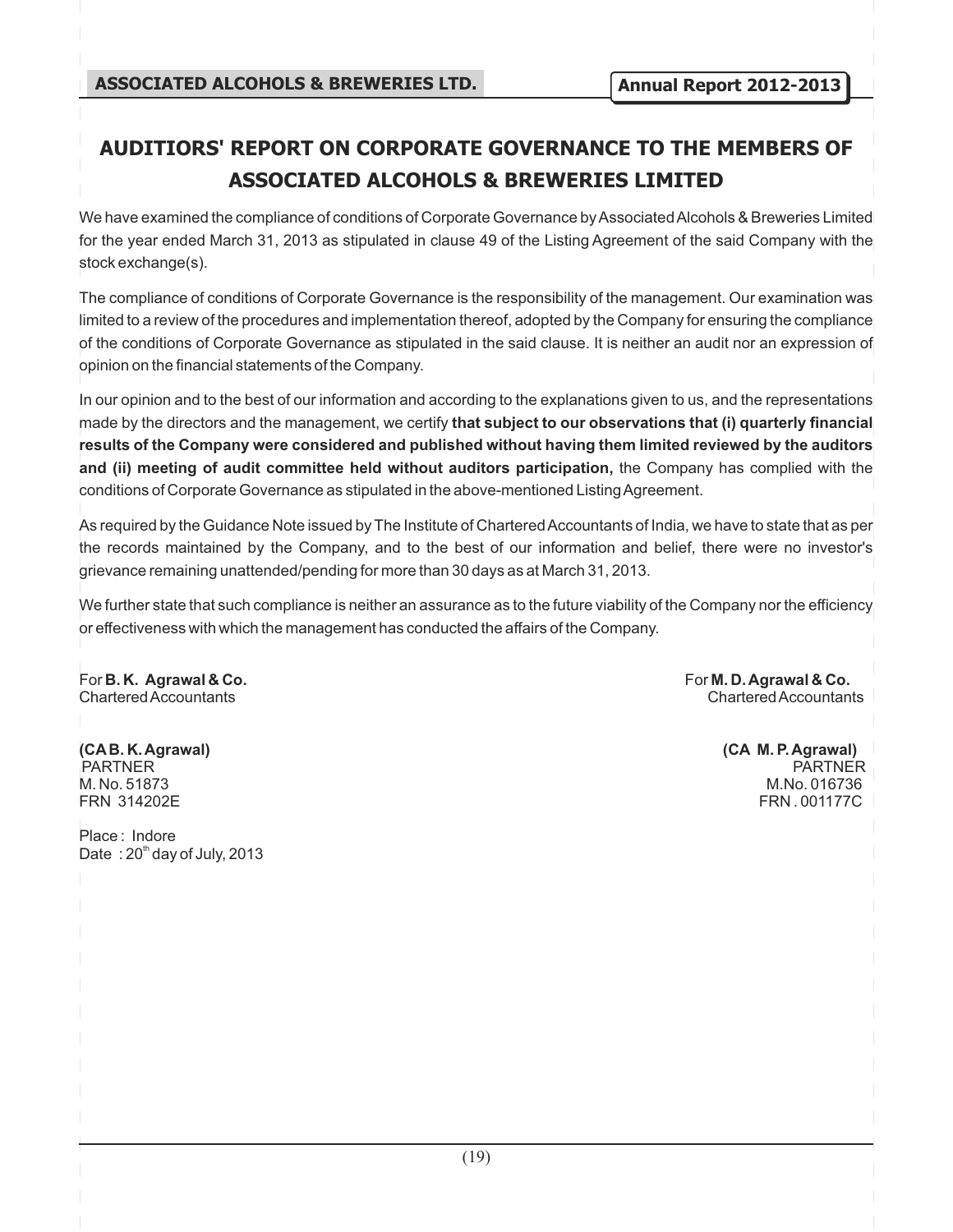# AUDITIORS' REPORT ON CORPORATE GOVERNANCE TO THE MEMBERS OF ASSOCIATED ALCOHOLS & BREWERIES LIMITED

We have examined the compliance of conditions of Corporate Governance by Associated Alcohols & Breweries Limited for the year ended March 31, 2013 as stipulated in clause 49 of the Listing Agreement of the said Company with the stock exchange(s).

The compliance of conditions of Corporate Governance is the responsibility of the management. Our examination was limited to a review of the procedures and implementation thereof, adopted by the Company for ensuring the compliance of the conditions of Corporate Governance as stipulated in the said clause. It is neither an audit nor an expression of opinion on the financial statements of the Company.

In our opinion and to the best of our information and according to the explanations given to us, and the representations made by the directors and the management, we certify **that subject to our observations that (i) quarterly financial results of the Company were considered and published without having them limited reviewed by the auditors and (ii) meeting of audit committee held without auditors participation,** the Company has complied with the conditions of Corporate Governance as stipulated in the above-mentioned Listing Agreement.

As required by the Guidance Note issued by The Institute of Chartered Accountants of India, we have to state that as per the records maintained by the Company, and to the best of our information and belief, there were no investor's grievance remaining unattended/pending for more than 30 days as at March 31, 2013.

We further state that such compliance is neither an assurance as to the future viability of the Company nor the efficiency or effectiveness with which the management has conducted the affairs of the Company.

For **B. K. Agrawal & Co.**
Chartered Accountants

**(CA B. K. Agrawal)**
PARTNER
M. No. 51873
FRN 314202E

For **M. D. Agrawal & Co.**
Chartered Accountants

**(CA M. P. Agrawal)**
PARTNER
M.No. 016736
FRN . 001177C

Place : Indore
Date : 20th day of July, 2013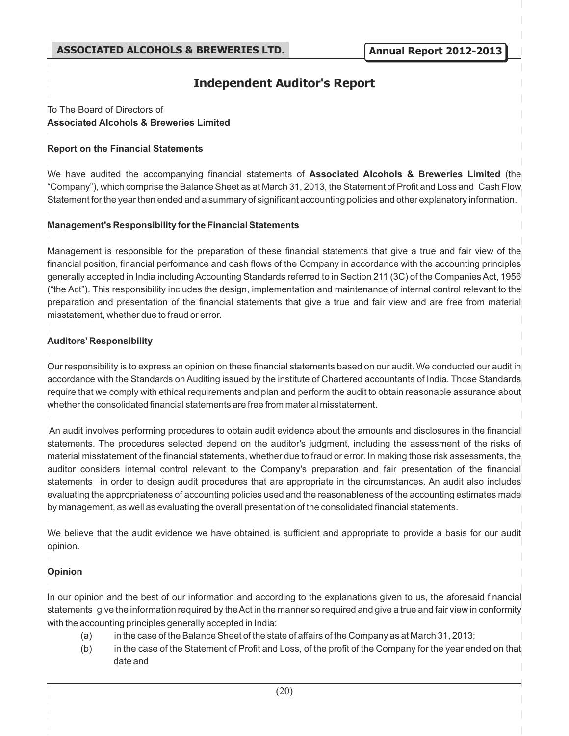# Independent Auditor's Report

To The Board of Directors of
**Associated Alcohols & Breweries Limited**

### Report on the Financial Statements

We have audited the accompanying financial statements of **Associated Alcohols & Breweries Limited** (the "Company"), which comprise the Balance Sheet as at March 31, 2013, the Statement of Profit and Loss and Cash Flow Statement for the year then ended and a summary of significant accounting policies and other explanatory information.

### Management's Responsibility for the Financial Statements

Management is responsible for the preparation of these financial statements that give a true and fair view of the financial position, financial performance and cash flows of the Company in accordance with the accounting principles generally accepted in India including Accounting Standards referred to in Section 211 (3C) of the Companies Act, 1956 ("the Act"). This responsibility includes the design, implementation and maintenance of internal control relevant to the preparation and presentation of the financial statements that give a true and fair view and are free from material misstatement, whether due to fraud or error.

### Auditors' Responsibility

Our responsibility is to express an opinion on these financial statements based on our audit. We conducted our audit in accordance with the Standards on Auditing issued by the institute of Chartered accountants of India. Those Standards require that we comply with ethical requirements and plan and perform the audit to obtain reasonable assurance about whether the consolidated financial statements are free from material misstatement.

An audit involves performing procedures to obtain audit evidence about the amounts and disclosures in the financial statements. The procedures selected depend on the auditor's judgment, including the assessment of the risks of material misstatement of the financial statements, whether due to fraud or error. In making those risk assessments, the auditor considers internal control relevant to the Company's preparation and fair presentation of the financial statements in order to design audit procedures that are appropriate in the circumstances. An audit also includes evaluating the appropriateness of accounting policies used and the reasonableness of the accounting estimates made by management, as well as evaluating the overall presentation of the consolidated financial statements.

We believe that the audit evidence we have obtained is sufficient and appropriate to provide a basis for our audit opinion.

### Opinion

In our opinion and the best of our information and according to the explanations given to us, the aforesaid financial statements give the information required by the Act in the manner so required and give a true and fair view in conformity with the accounting principles generally accepted in India:

(a) in the case of the Balance Sheet of the state of affairs of the Company as at March 31, 2013;

(b) in the case of the Statement of Profit and Loss, of the profit of the Company for the year ended on that date and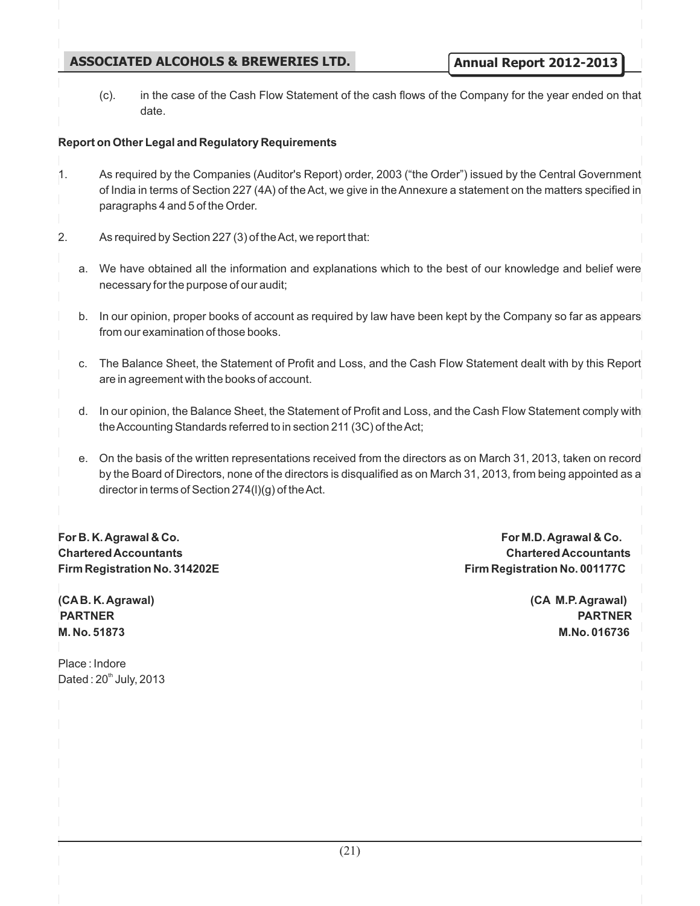(c). in the case of the Cash Flow Statement of the cash flows of the Company for the year ended on that date.

**Report on Other Legal and Regulatory Requirements**

1. As required by the Companies (Auditor's Report) order, 2003 ("the Order") issued by the Central Government of India in terms of Section 227 (4A) of the Act, we give in the Annexure a statement on the matters specified in paragraphs 4 and 5 of the Order.

2. As required by Section 227 (3) of the Act, we report that:

   a. We have obtained all the information and explanations which to the best of our knowledge and belief were necessary for the purpose of our audit;

   b. In our opinion, proper books of account as required by law have been kept by the Company so far as appears from our examination of those books.

   c. The Balance Sheet, the Statement of Profit and Loss, and the Cash Flow Statement dealt with by this Report are in agreement with the books of account.

   d. In our opinion, the Balance Sheet, the Statement of Profit and Loss, and the Cash Flow Statement comply with the Accounting Standards referred to in section 211 (3C) of the Act;

   e. On the basis of the written representations received from the directors as on March 31, 2013, taken on record by the Board of Directors, none of the directors is disqualified as on March 31, 2013, from being appointed as a director in terms of Section 274(l)(g) of the Act.

**For B. K. Agrawal & Co.**
**Chartered Accountants**
**Firm Registration No. 314202E**

**(CA B. K. Agrawal)**
**PARTNER**
**M. No. 51873**

**For M.D. Agrawal & Co.**
**Chartered Accountants**
**Firm Registration No. 001177C**

**(CA M.P. Agrawal)**
**PARTNER**
**M.No. 016736**

Place : Indore
Dated : 20th July, 2013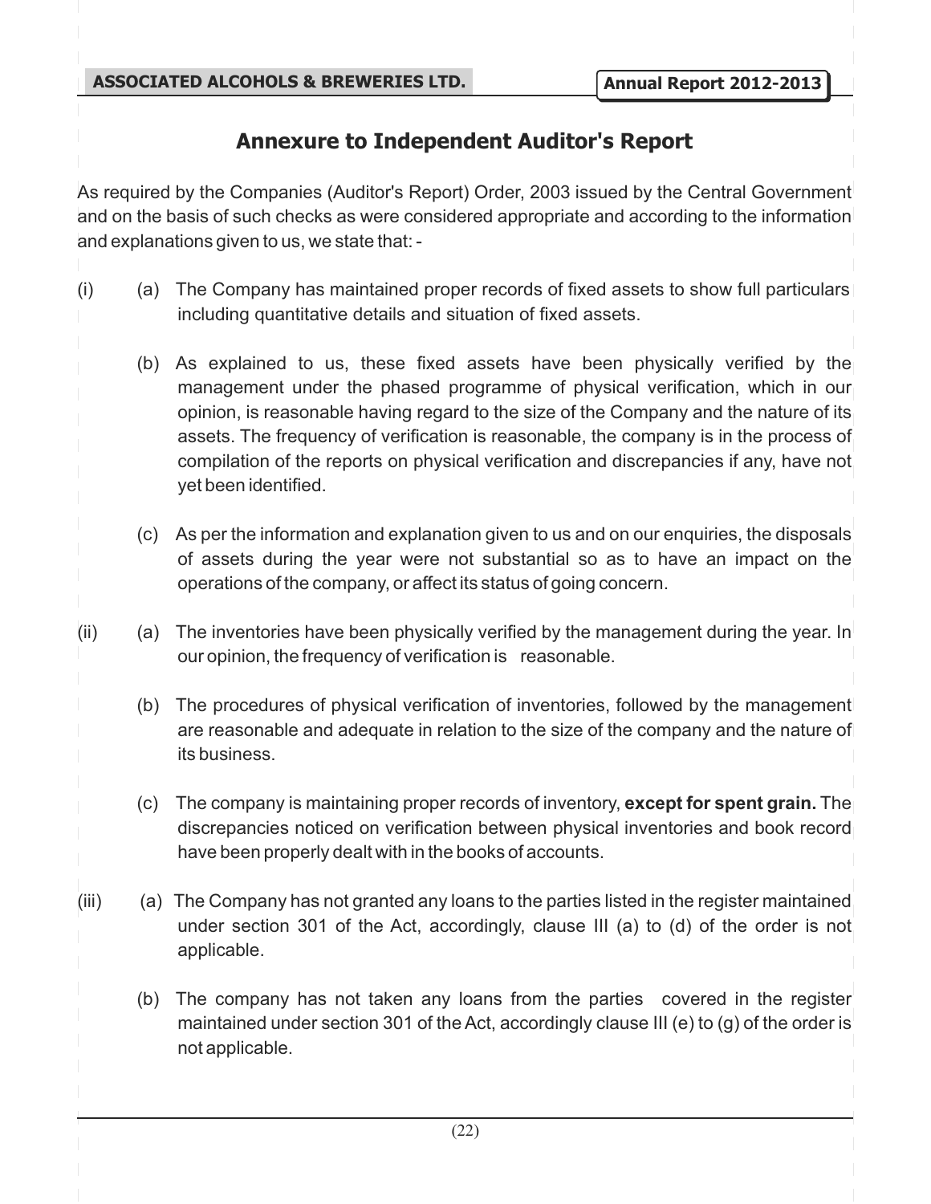# Annexure to Independent Auditor's Report

As required by the Companies (Auditor's Report) Order, 2003 issued by the Central Government and on the basis of such checks as were considered appropriate and according to the information and explanations given to us, we state that: -

(i) (a) The Company has maintained proper records of fixed assets to show full particulars including quantitative details and situation of fixed assets.

(b) As explained to us, these fixed assets have been physically verified by the management under the phased programme of physical verification, which in our opinion, is reasonable having regard to the size of the Company and the nature of its assets. The frequency of verification is reasonable, the company is in the process of compilation of the reports on physical verification and discrepancies if any, have not yet been identified.

(c) As per the information and explanation given to us and on our enquiries, the disposals of assets during the year were not substantial so as to have an impact on the operations of the company, or affect its status of going concern.

(ii) (a) The inventories have been physically verified by the management during the year. In our opinion, the frequency of verification is reasonable.

(b) The procedures of physical verification of inventories, followed by the management are reasonable and adequate in relation to the size of the company and the nature of its business.

(c) The company is maintaining proper records of inventory, **except for spent grain.** The discrepancies noticed on verification between physical inventories and book record have been properly dealt with in the books of accounts.

(iii) (a) The Company has not granted any loans to the parties listed in the register maintained under section 301 of the Act, accordingly, clause III (a) to (d) of the order is not applicable.

(b) The company has not taken any loans from the parties covered in the register maintained under section 301 of the Act, accordingly clause III (e) to (g) of the order is not applicable.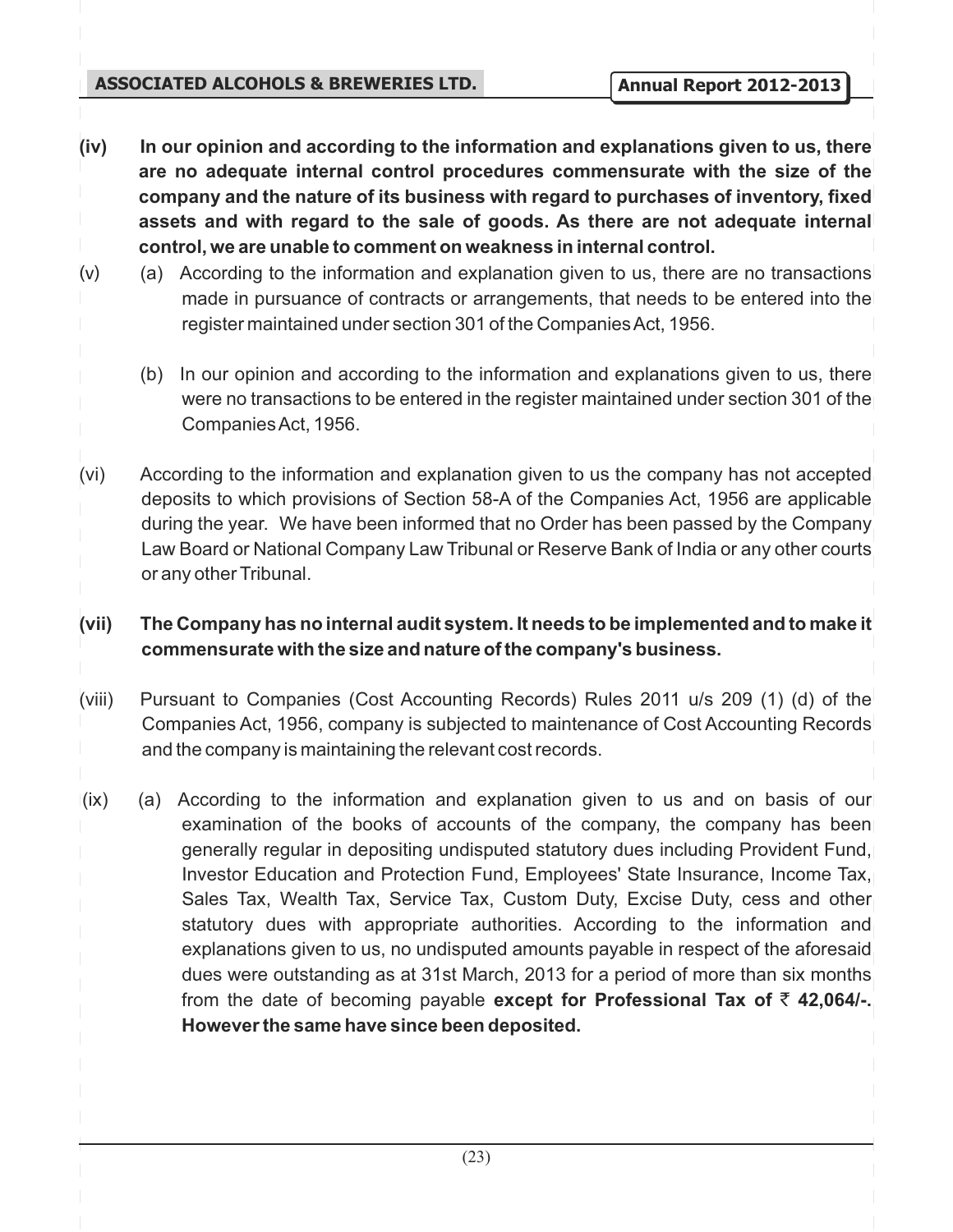**(iv) In our opinion and according to the information and explanations given to us, there are no adequate internal control procedures commensurate with the size of the company and the nature of its business with regard to purchases of inventory, fixed assets and with regard to the sale of goods. As there are not adequate internal control, we are unable to comment on weakness in internal control.**

(v) (a) According to the information and explanation given to us, there are no transactions made in pursuance of contracts or arrangements, that needs to be entered into the register maintained under section 301 of the Companies Act, 1956.

(b) In our opinion and according to the information and explanations given to us, there were no transactions to be entered in the register maintained under section 301 of the Companies Act, 1956.

(vi) According to the information and explanation given to us the company has not accepted deposits to which provisions of Section 58-A of the Companies Act, 1956 are applicable during the year. We have been informed that no Order has been passed by the Company Law Board or National Company Law Tribunal or Reserve Bank of India or any other courts or any other Tribunal.

**(vii) The Company has no internal audit system. It needs to be implemented and to make it commensurate with the size and nature of the company's business.**

(viii) Pursuant to Companies (Cost Accounting Records) Rules 2011 u/s 209 (1) (d) of the Companies Act, 1956, company is subjected to maintenance of Cost Accounting Records and the company is maintaining the relevant cost records.

(ix) (a) According to the information and explanation given to us and on basis of our examination of the books of accounts of the company, the company has been generally regular in depositing undisputed statutory dues including Provident Fund, Investor Education and Protection Fund, Employees' State Insurance, Income Tax, Sales Tax, Wealth Tax, Service Tax, Custom Duty, Excise Duty, cess and other statutory dues with appropriate authorities. According to the information and explanations given to us, no undisputed amounts payable in respect of the aforesaid dues were outstanding as at 31st March, 2013 for a period of more than six months from the date of becoming payable **except for Professional Tax of ₹ 42,064/-. However the same have since been deposited.**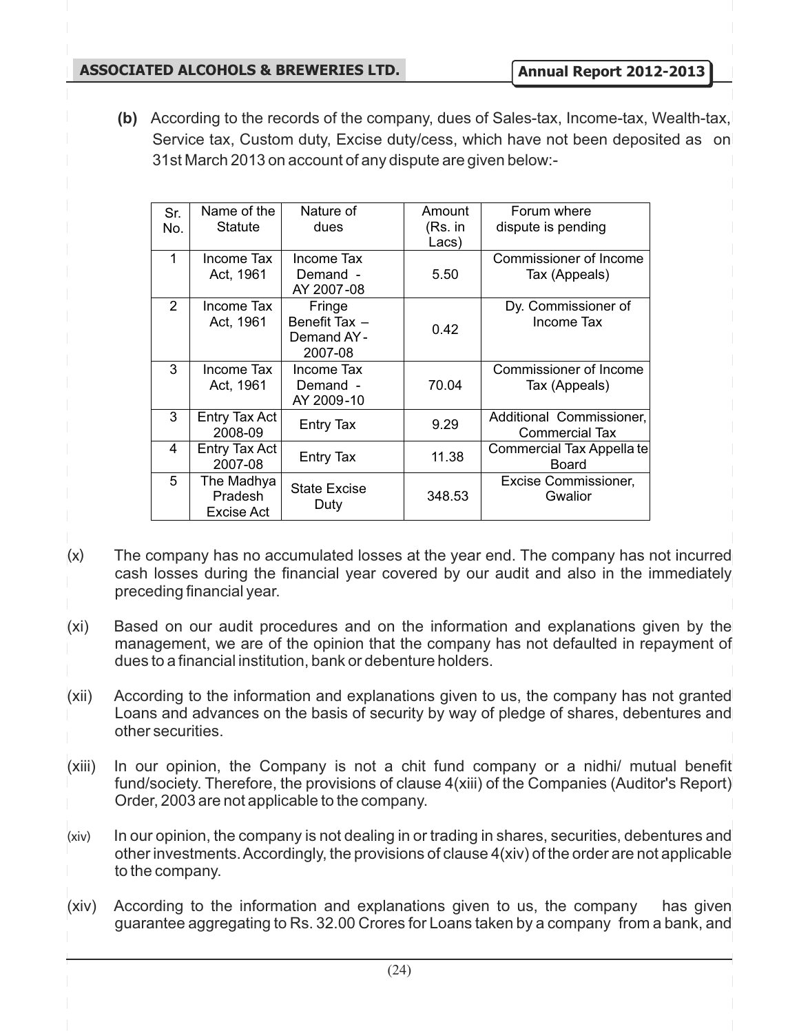**(b)** According to the records of the company, dues of Sales-tax, Income-tax, Wealth-tax, Service tax, Custom duty, Excise duty/cess, which have not been deposited as on 31st March 2013 on account of any dispute are given below:-

| Sr. No. | Name of the Statute | Nature of dues | Amount (Rs. in Lacs) | Forum where dispute is pending |
|---|---|---|---|---|
| 1 | Income Tax Act, 1961 | Income Tax Demand - AY 2007-08 | 5.50 | Commissioner of Income Tax (Appeals) |
| 2 | Income Tax Act, 1961 | Fringe Benefit Tax – Demand AY-2007-08 | 0.42 | Dy. Commissioner of Income Tax |
| 3 | Income Tax Act, 1961 | Income Tax Demand - AY 2009-10 | 70.04 | Commissioner of Income Tax (Appeals) |
| 3 | Entry Tax Act 2008-09 | Entry Tax | 9.29 | Additional Commissioner, Commercial Tax |
| 4 | Entry Tax Act 2007-08 | Entry Tax | 11.38 | Commercial Tax Appellate Board |
| 5 | The Madhya Pradesh Excise Act | State Excise Duty | 348.53 | Excise Commissioner, Gwalior |

(x) The company has no accumulated losses at the year end. The company has not incurred cash losses during the financial year covered by our audit and also in the immediately preceding financial year.

(xi) Based on our audit procedures and on the information and explanations given by the management, we are of the opinion that the company has not defaulted in repayment of dues to a financial institution, bank or debenture holders.

(xii) According to the information and explanations given to us, the company has not granted Loans and advances on the basis of security by way of pledge of shares, debentures and other securities.

(xiii) In our opinion, the Company is not a chit fund company or a nidhi/ mutual benefit fund/society. Therefore, the provisions of clause 4(xiii) of the Companies (Auditor's Report) Order, 2003 are not applicable to the company.

(xiv) In our opinion, the company is not dealing in or trading in shares, securities, debentures and other investments. Accordingly, the provisions of clause 4(xiv) of the order are not applicable to the company.

(xiv) According to the information and explanations given to us, the company has given guarantee aggregating to Rs. 32.00 Crores for Loans taken by a company from a bank, and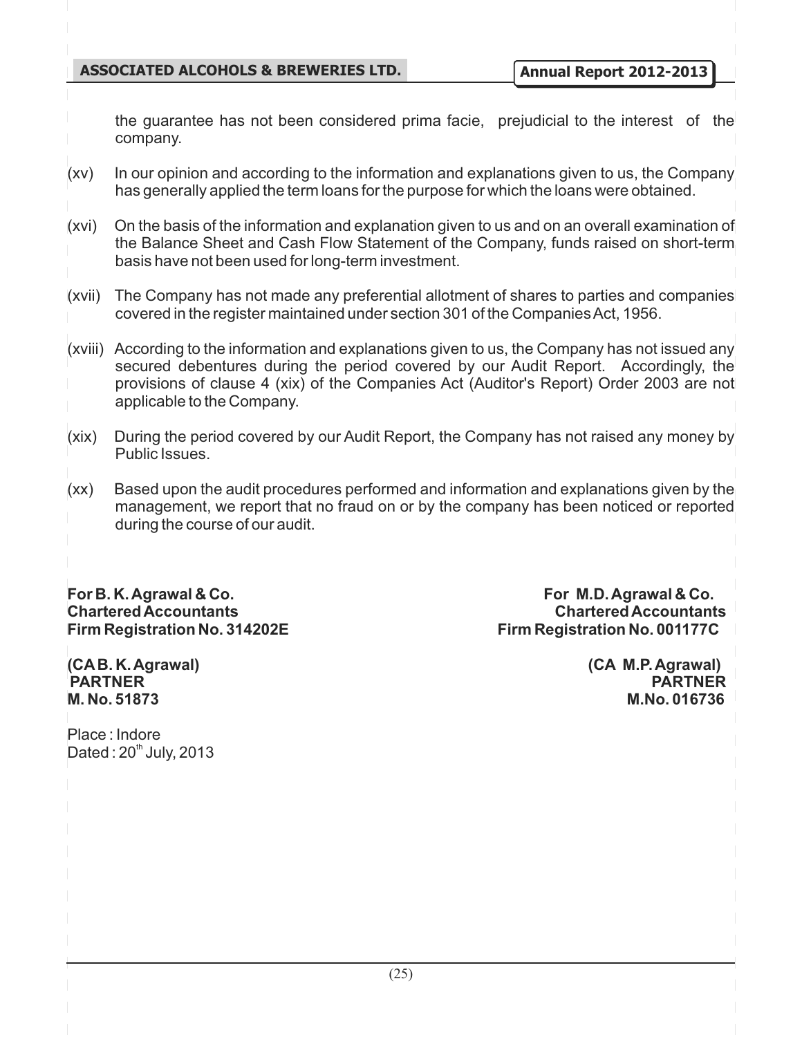the guarantee has not been considered prima facie, prejudicial to the interest of the company.

(xv) In our opinion and according to the information and explanations given to us, the Company has generally applied the term loans for the purpose for which the loans were obtained.

(xvi) On the basis of the information and explanation given to us and on an overall examination of the Balance Sheet and Cash Flow Statement of the Company, funds raised on short-term basis have not been used for long-term investment.

(xvii) The Company has not made any preferential allotment of shares to parties and companies covered in the register maintained under section 301 of the Companies Act, 1956.

(xviii) According to the information and explanations given to us, the Company has not issued any secured debentures during the period covered by our Audit Report. Accordingly, the provisions of clause 4 (xix) of the Companies Act (Auditor's Report) Order 2003 are not applicable to the Company.

(xix) During the period covered by our Audit Report, the Company has not raised any money by Public Issues.

(xx) Based upon the audit procedures performed and information and explanations given by the management, we report that no fraud on or by the company has been noticed or reported during the course of our audit.

| | |
|---|---|
| **For B. K. Agrawal & Co.** | **For M.D. Agrawal & Co.** |
| **Chartered Accountants** | **Chartered Accountants** |
| **Firm Registration No. 314202E** | **Firm Registration No. 001177C** |
| **(CA B. K. Agrawal)** | **(CA M.P. Agrawal)** |
| **PARTNER** | **PARTNER** |
| **M. No. 51873** | **M.No. 016736** |

Place : Indore
Dated : 20th July, 2013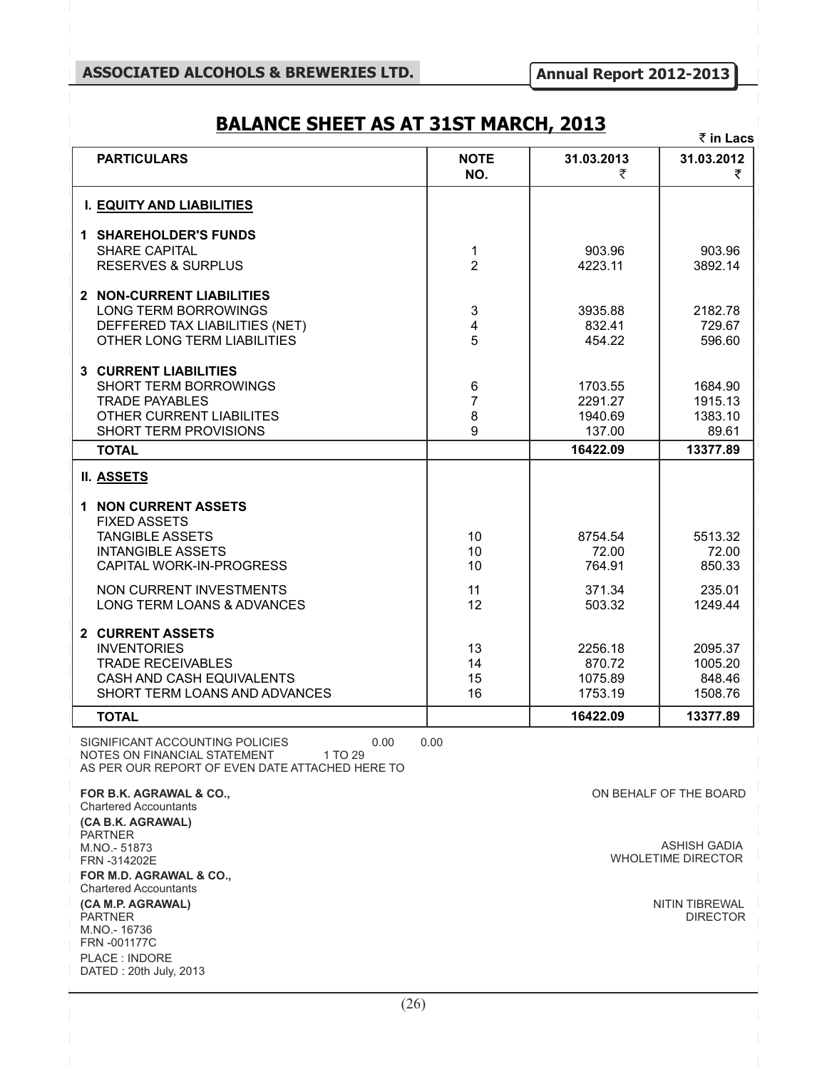# BALANCE SHEET AS AT 31ST MARCH, 2013

₹ in Lacs

| PARTICULARS | NOTE NO. | 31.03.2013 ₹ | 31.03.2012 ₹ |
|---|---|---|---|
| **I. EQUITY AND LIABILITIES** | | | |
| **1 SHAREHOLDER'S FUNDS** | | | |
| SHARE CAPITAL | 1 | 903.96 | 903.96 |
| RESERVES & SURPLUS | 2 | 4223.11 | 3892.14 |
| **2 NON-CURRENT LIABILITIES** | | | |
| LONG TERM BORROWINGS | 3 | 3935.88 | 2182.78 |
| DEFFERED TAX LIABILITIES (NET) | 4 | 832.41 | 729.67 |
| OTHER LONG TERM LIABILITIES | 5 | 454.22 | 596.60 |
| **3 CURRENT LIABILITIES** | | | |
| SHORT TERM BORROWINGS | 6 | 1703.55 | 1684.90 |
| TRADE PAYABLES | 7 | 2291.27 | 1915.13 |
| OTHER CURRENT LIABILITES | 8 | 1940.69 | 1383.10 |
| SHORT TERM PROVISIONS | 9 | 137.00 | 89.61 |
| **TOTAL** | | **16422.09** | **13377.89** |
| **II. ASSETS** | | | |
| **1 NON CURRENT ASSETS** | | | |
| FIXED ASSETS | | | |
| TANGIBLE ASSETS | 10 | 8754.54 | 5513.32 |
| INTANGIBLE ASSETS | 10 | 72.00 | 72.00 |
| CAPITAL WORK-IN-PROGRESS | 10 | 764.91 | 850.33 |
| NON CURRENT INVESTMENTS | 11 | 371.34 | 235.01 |
| LONG TERM LOANS & ADVANCES | 12 | 503.32 | 1249.44 |
| **2 CURRENT ASSETS** | | | |
| INVENTORIES | 13 | 2256.18 | 2095.37 |
| TRADE RECEIVABLES | 14 | 870.72 | 1005.20 |
| CASH AND CASH EQUIVALENTS | 15 | 1075.89 | 848.46 |
| SHORT TERM LOANS AND ADVANCES | 16 | 1753.19 | 1508.76 |
| **TOTAL** | | **16422.09** | **13377.89** |

SIGNIFICANT ACCOUNTING POLICIES 0.00 0.00
NOTES ON FINANCIAL STATEMENT 1 TO 29
AS PER OUR REPORT OF EVEN DATE ATTACHED HERE TO

**FOR B.K. AGRAWAL & CO.,**
Chartered Accountants
**(CA B.K. AGRAWAL)**
PARTNER
M.NO.- 51873
FRN -314202E

**FOR M.D. AGRAWAL & CO.,**
Chartered Accountants
**(CA M.P. AGRAWAL)**
PARTNER
M.NO.- 16736
FRN -001177C

PLACE : INDORE
DATED : 20th July, 2013

ON BEHALF OF THE BOARD

ASHISH GADIA
WHOLETIME DIRECTOR

NITIN TIBREWAL
DIRECTOR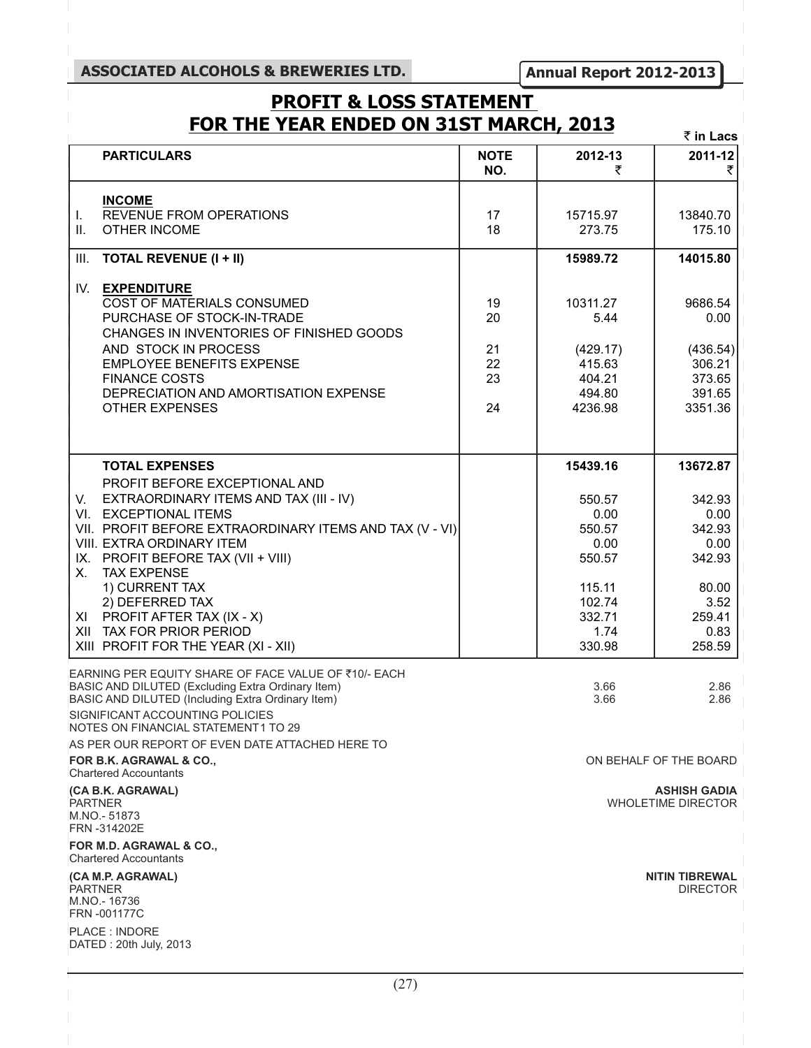# PROFIT & LOSS STATEMENT FOR THE YEAR ENDED ON 31ST MARCH, 2013

₹ in Lacs

| | PARTICULARS | NOTE NO. | 2012-13 ₹ | 2011-12 ₹ |
|---|---|---|---|---|
| | **INCOME** | | | |
| I. | REVENUE FROM OPERATIONS | 17 | 15715.97 | 13840.70 |
| II. | OTHER INCOME | 18 | 273.75 | 175.10 |
| III. | **TOTAL REVENUE (I + II)** | | **15989.72** | **14015.80** |
| IV. | **EXPENDITURE** | | | |
| | COST OF MATERIALS CONSUMED | 19 | 10311.27 | 9686.54 |
| | PURCHASE OF STOCK-IN-TRADE | 20 | 5.44 | 0.00 |
| | CHANGES IN INVENTORIES OF FINISHED GOODS AND STOCK IN PROCESS | 21 | (429.17) | (436.54) |
| | EMPLOYEE BENEFITS EXPENSE | 22 | 415.63 | 306.21 |
| | FINANCE COSTS | 23 | 404.21 | 373.65 |
| | DEPRECIATION AND AMORTISATION EXPENSE | | 494.80 | 391.65 |
| | OTHER EXPENSES | 24 | 4236.98 | 3351.36 |
| | **TOTAL EXPENSES** | | **15439.16** | **13672.87** |
| V. | PROFIT BEFORE EXCEPTIONAL AND EXTRAORDINARY ITEMS AND TAX (III - IV) | | 550.57 | 342.93 |
| VI. | EXCEPTIONAL ITEMS | | 0.00 | 0.00 |
| VII. | PROFIT BEFORE EXTRAORDINARY ITEMS AND TAX (V - VI) | | 550.57 | 342.93 |
| VIII. | EXTRA ORDINARY ITEM | | 0.00 | 0.00 |
| IX. | PROFIT BEFORE TAX (VII + VIII) | | 550.57 | 342.93 |
| X. | TAX EXPENSE | | | |
| | 1) CURRENT TAX | | 115.11 | 80.00 |
| | 2) DEFERRED TAX | | 102.74 | 3.52 |
| XI | PROFIT AFTER TAX (IX - X) | | 332.71 | 259.41 |
| XII | TAX FOR PRIOR PERIOD | | 1.74 | 0.83 |
| XIII | PROFIT FOR THE YEAR (XI - XII) | | 330.98 | 258.59 |

| EARNING PER EQUITY SHARE OF FACE VALUE OF ₹10/- EACH | 2012-13 | 2011-12 |
|---|---|---|
| BASIC AND DILUTED (Excluding Extra Ordinary Item) | 3.66 | 2.86 |
| BASIC AND DILUTED (Including Extra Ordinary Item) | 3.66 | 2.86 |

SIGNIFICANT ACCOUNTING POLICIES
NOTES ON FINANCIAL STATEMENT1 TO 29

AS PER OUR REPORT OF EVEN DATE ATTACHED HERE TO

**FOR B.K. AGRAWAL & CO.,**
Chartered Accountants

**(CA B.K. AGRAWAL)**
PARTNER
M.NO.- 51873
FRN -314202E

**FOR M.D. AGRAWAL & CO.,**
Chartered Accountants

**(CA M.P. AGRAWAL)**
PARTNER
M.NO.- 16736
FRN -001177C

PLACE : INDORE
DATED : 20th July, 2013

ON BEHALF OF THE BOARD

**ASHISH GADIA**
WHOLETIME DIRECTOR

**NITIN TIBREWAL**
DIRECTOR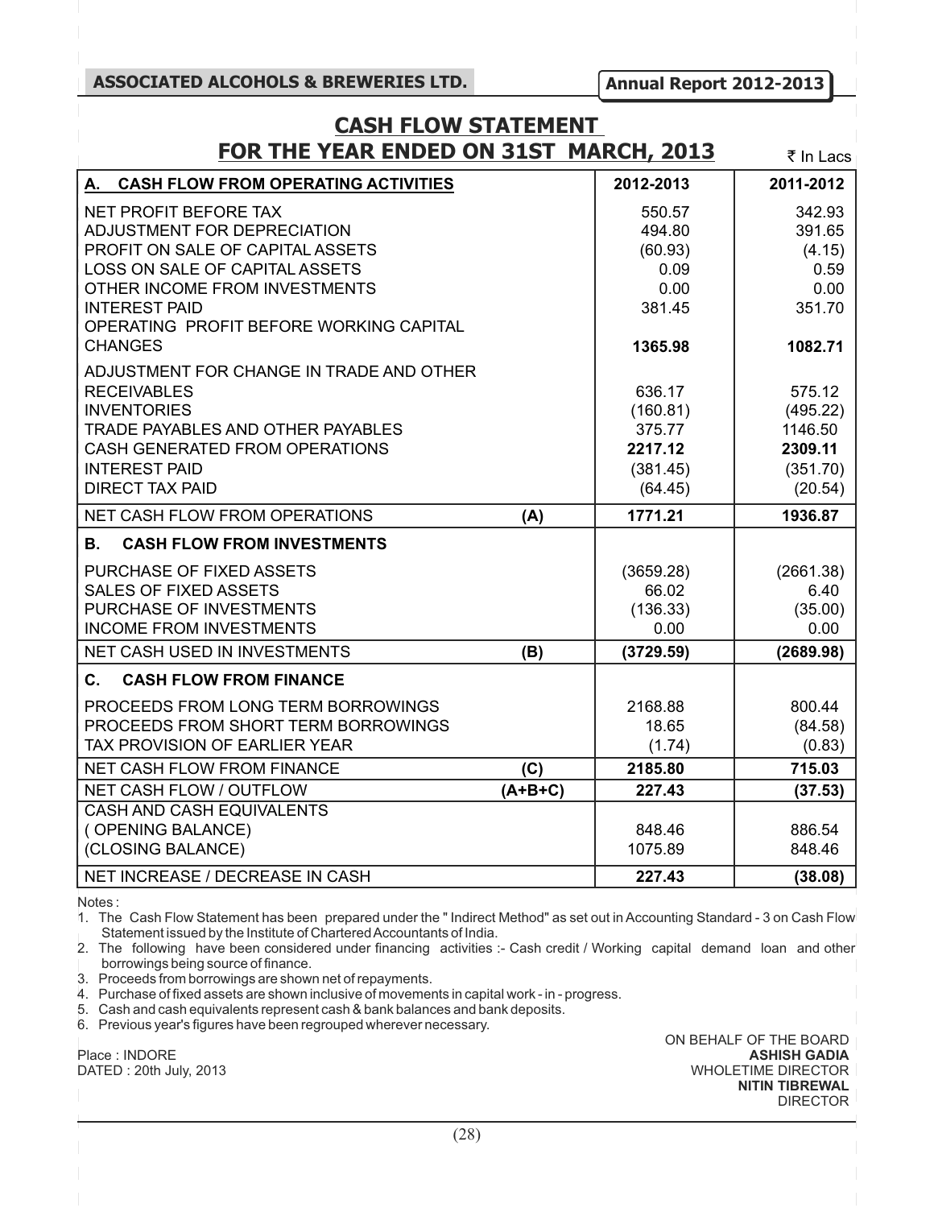# CASH FLOW STATEMENT
## FOR THE YEAR ENDED ON 31ST MARCH, 2013

₹ In Lacs

| A. CASH FLOW FROM OPERATING ACTIVITIES | | 2012-2013 | 2011-2012 |
|---|---|---|---|
| NET PROFIT BEFORE TAX | | 550.57 | 342.93 |
| ADJUSTMENT FOR DEPRECIATION | | 494.80 | 391.65 |
| PROFIT ON SALE OF CAPITAL ASSETS | | (60.93) | (4.15) |
| LOSS ON SALE OF CAPITAL ASSETS | | 0.09 | 0.59 |
| OTHER INCOME FROM INVESTMENTS | | 0.00 | 0.00 |
| INTEREST PAID | | 381.45 | 351.70 |
| OPERATING PROFIT BEFORE WORKING CAPITAL CHANGES | | **1365.98** | **1082.71** |
| ADJUSTMENT FOR CHANGE IN TRADE AND OTHER | | | |
| RECEIVABLES | | 636.17 | 575.12 |
| INVENTORIES | | (160.81) | (495.22) |
| TRADE PAYABLES AND OTHER PAYABLES | | 375.77 | 1146.50 |
| CASH GENERATED FROM OPERATIONS | | **2217.12** | **2309.11** |
| INTEREST PAID | | (381.45) | (351.70) |
| DIRECT TAX PAID | | (64.45) | (20.54) |
| NET CASH FLOW FROM OPERATIONS | **(A)** | **1771.21** | **1936.87** |
| **B. CASH FLOW FROM INVESTMENTS** | | | |
| PURCHASE OF FIXED ASSETS | | (3659.28) | (2661.38) |
| SALES OF FIXED ASSETS | | 66.02 | 6.40 |
| PURCHASE OF INVESTMENTS | | (136.33) | (35.00) |
| INCOME FROM INVESTMENTS | | 0.00 | 0.00 |
| NET CASH USED IN INVESTMENTS | **(B)** | **(3729.59)** | **(2689.98)** |
| **C. CASH FLOW FROM FINANCE** | | | |
| PROCEEDS FROM LONG TERM BORROWINGS | | 2168.88 | 800.44 |
| PROCEEDS FROM SHORT TERM BORROWINGS | | 18.65 | (84.58) |
| TAX PROVISION OF EARLIER YEAR | | (1.74) | (0.83) |
| NET CASH FLOW FROM FINANCE | **(C)** | **2185.80** | **715.03** |
| NET CASH FLOW / OUTFLOW | **(A+B+C)** | **227.43** | **(37.53)** |
| CASH AND CASH EQUIVALENTS | | | |
| ( OPENING BALANCE) | | 848.46 | 886.54 |
| (CLOSING BALANCE) | | 1075.89 | 848.46 |
| NET INCREASE / DECREASE IN CASH | | **227.43** | **(38.08)** |

Notes :

1. The Cash Flow Statement has been prepared under the " Indirect Method" as set out in Accounting Standard - 3 on Cash Flow Statement issued by the Institute of Chartered Accountants of India.
2. The following have been considered under financing activities :- Cash credit / Working capital demand loan and other borrowings being source of finance.
3. Proceeds from borrowings are shown net of repayments.
4. Purchase of fixed assets are shown inclusive of movements in capital work - in - progress.
5. Cash and cash equivalents represent cash & bank balances and bank deposits.
6. Previous year's figures have been regrouped wherever necessary.

Place : INDORE
DATED : 20th July, 2013

ON BEHALF OF THE BOARD
**ASHISH GADIA**
WHOLETIME DIRECTOR
**NITIN TIBREWAL**
DIRECTOR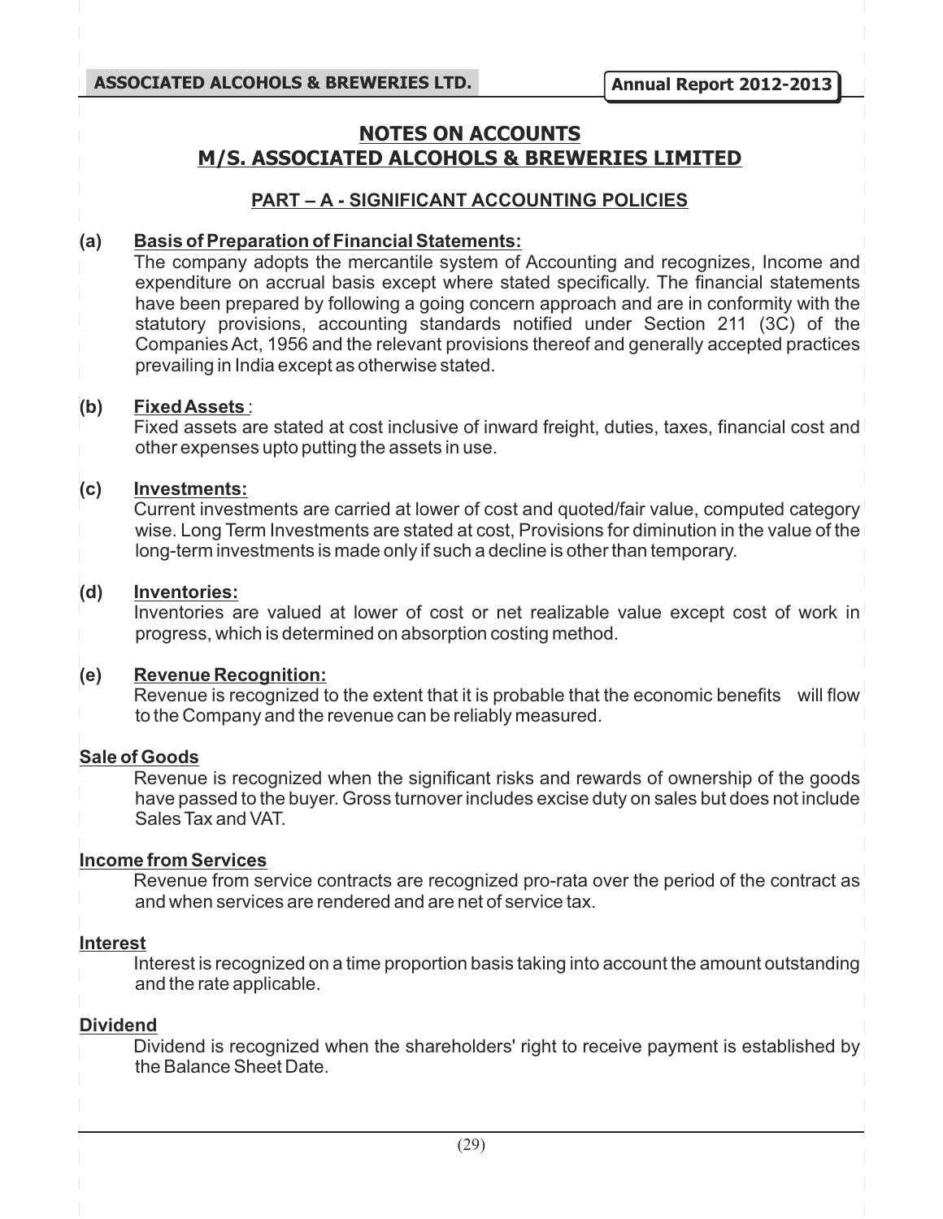# NOTES ON ACCOUNTS

## M/S. ASSOCIATED ALCOHOLS & BREWERIES LIMITED

### PART – A - SIGNIFICANT ACCOUNTING POLICIES

**(a) Basis of Preparation of Financial Statements:**

The company adopts the mercantile system of Accounting and recognizes, Income and expenditure on accrual basis except where stated specifically. The financial statements have been prepared by following a going concern approach and are in conformity with the statutory provisions, accounting standards notified under Section 211 (3C) of the Companies Act, 1956 and the relevant provisions thereof and generally accepted practices prevailing in India except as otherwise stated.

**(b) Fixed Assets :**

Fixed assets are stated at cost inclusive of inward freight, duties, taxes, financial cost and other expenses upto putting the assets in use.

**(c) Investments:**

Current investments are carried at lower of cost and quoted/fair value, computed category wise. Long Term Investments are stated at cost, Provisions for diminution in the value of the long-term investments is made only if such a decline is other than temporary.

**(d) Inventories:**

Inventories are valued at lower of cost or net realizable value except cost of work in progress, which is determined on absorption costing method.

**(e) Revenue Recognition:**

Revenue is recognized to the extent that it is probable that the economic benefits will flow to the Company and the revenue can be reliably measured.

**Sale of Goods**

Revenue is recognized when the significant risks and rewards of ownership of the goods have passed to the buyer. Gross turnover includes excise duty on sales but does not include Sales Tax and VAT.

**Income from Services**

Revenue from service contracts are recognized pro-rata over the period of the contract as and when services are rendered and are net of service tax.

**Interest**

Interest is recognized on a time proportion basis taking into account the amount outstanding and the rate applicable.

**Dividend**

Dividend is recognized when the shareholders' right to receive payment is established by the Balance Sheet Date.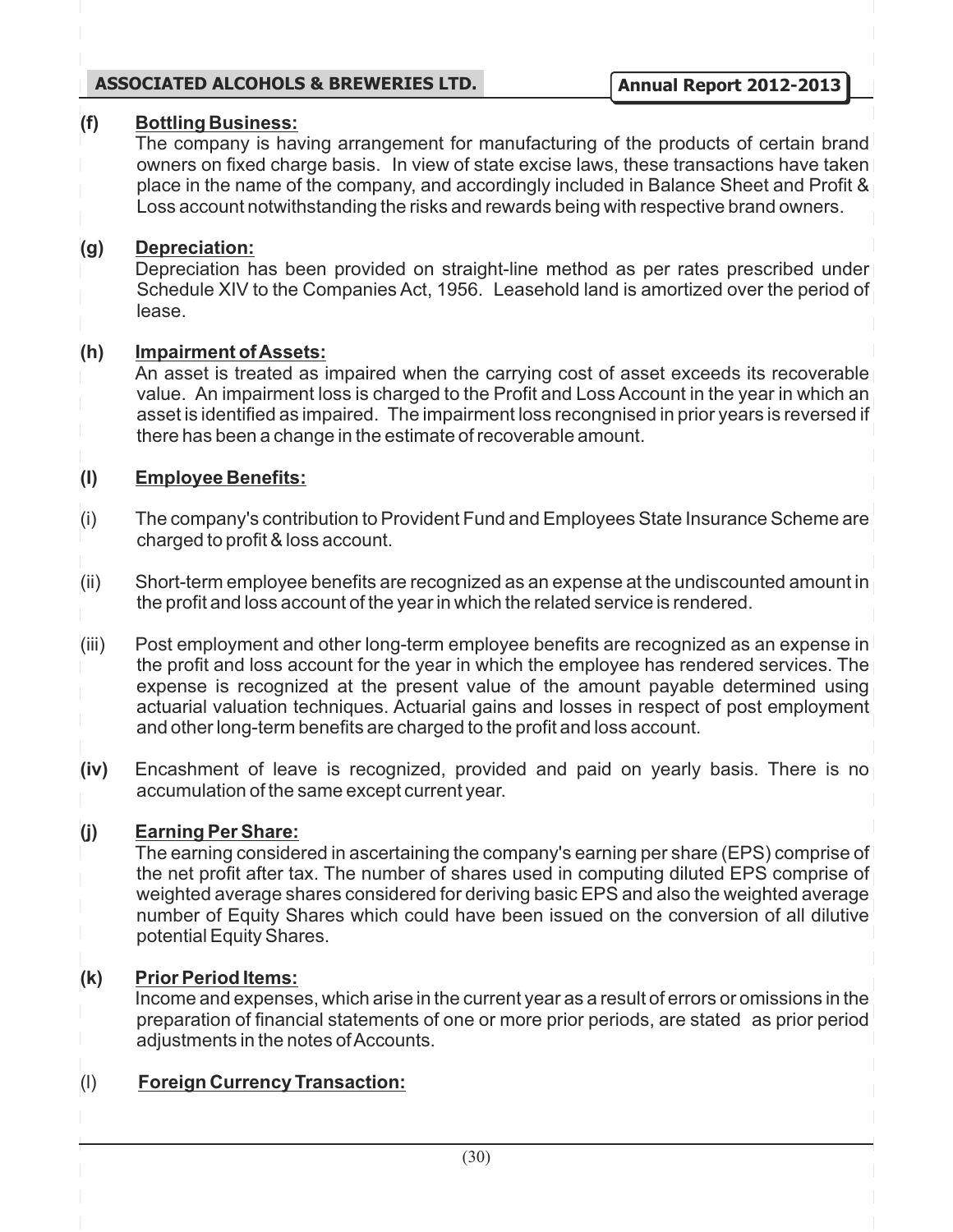**(f) Bottling Business:**

The company is having arrangement for manufacturing of the products of certain brand owners on fixed charge basis. In view of state excise laws, these transactions have taken place in the name of the company, and accordingly included in Balance Sheet and Profit & Loss account notwithstanding the risks and rewards being with respective brand owners.

**(g) Depreciation:**

Depreciation has been provided on straight-line method as per rates prescribed under Schedule XIV to the Companies Act, 1956. Leasehold land is amortized over the period of lease.

**(h) Impairment of Assets:**

An asset is treated as impaired when the carrying cost of asset exceeds its recoverable value. An impairment loss is charged to the Profit and Loss Account in the year in which an asset is identified as impaired. The impairment loss recongnised in prior years is reversed if there has been a change in the estimate of recoverable amount.

**(I) Employee Benefits:**

(i) The company's contribution to Provident Fund and Employees State Insurance Scheme are charged to profit & loss account.

(ii) Short-term employee benefits are recognized as an expense at the undiscounted amount in the profit and loss account of the year in which the related service is rendered.

(iii) Post employment and other long-term employee benefits are recognized as an expense in the profit and loss account for the year in which the employee has rendered services. The expense is recognized at the present value of the amount payable determined using actuarial valuation techniques. Actuarial gains and losses in respect of post employment and other long-term benefits are charged to the profit and loss account.

**(iv)** Encashment of leave is recognized, provided and paid on yearly basis. There is no accumulation of the same except current year.

**(j) Earning Per Share:**

The earning considered in ascertaining the company's earning per share (EPS) comprise of the net profit after tax. The number of shares used in computing diluted EPS comprise of weighted average shares considered for deriving basic EPS and also the weighted average number of Equity Shares which could have been issued on the conversion of all dilutive potential Equity Shares.

**(k) Prior Period Items:**

Income and expenses, which arise in the current year as a result of errors or omissions in the preparation of financial statements of one or more prior periods, are stated as prior period adjustments in the notes of Accounts.

(l) **Foreign Currency Transaction:**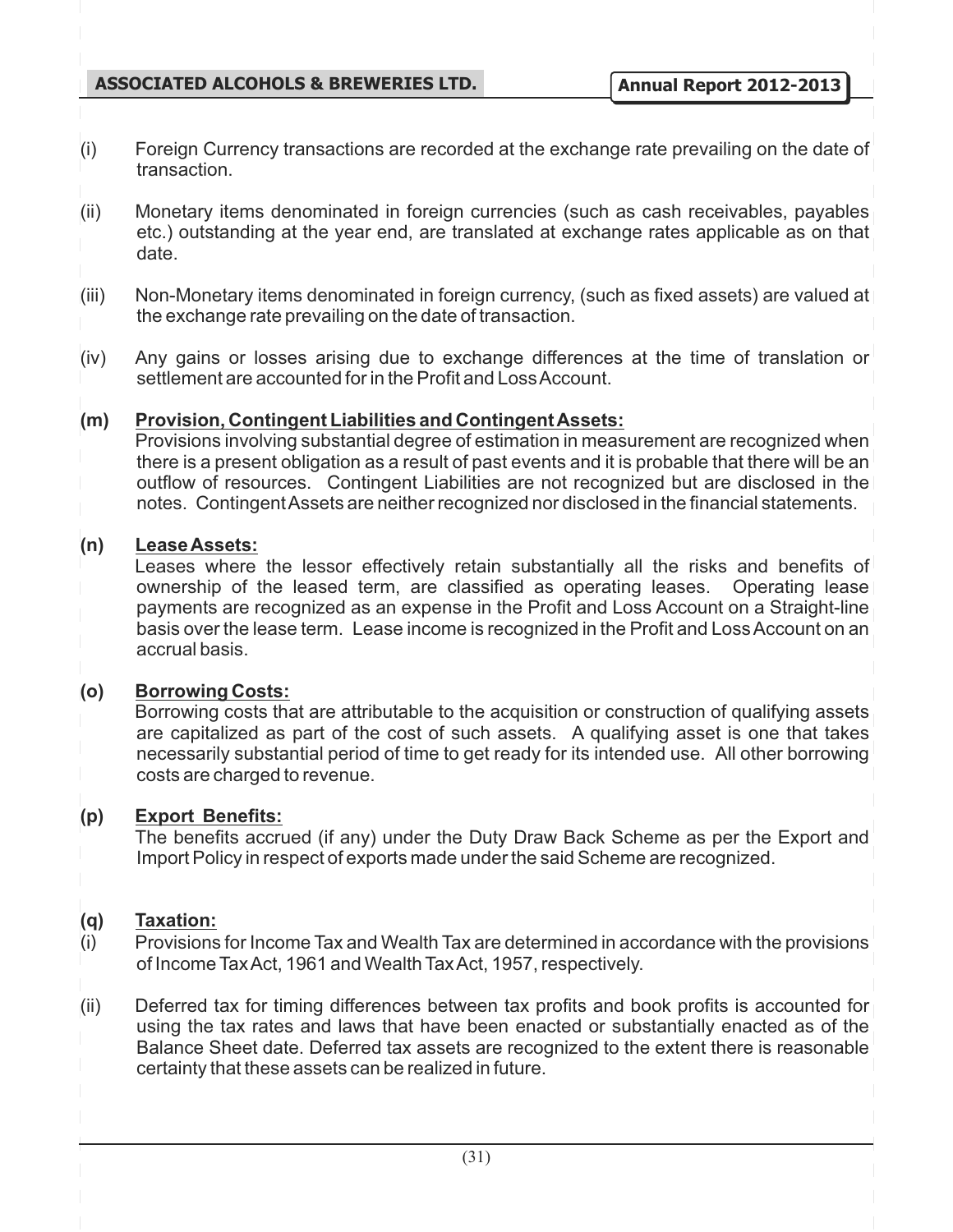(i) Foreign Currency transactions are recorded at the exchange rate prevailing on the date of transaction.

(ii) Monetary items denominated in foreign currencies (such as cash receivables, payables etc.) outstanding at the year end, are translated at exchange rates applicable as on that date.

(iii) Non-Monetary items denominated in foreign currency, (such as fixed assets) are valued at the exchange rate prevailing on the date of transaction.

(iv) Any gains or losses arising due to exchange differences at the time of translation or settlement are accounted for in the Profit and Loss Account.

**(m) Provision, Contingent Liabilities and Contingent Assets:**

Provisions involving substantial degree of estimation in measurement are recognized when there is a present obligation as a result of past events and it is probable that there will be an outflow of resources. Contingent Liabilities are not recognized but are disclosed in the notes. Contingent Assets are neither recognized nor disclosed in the financial statements.

**(n) Lease Assets:**

Leases where the lessor effectively retain substantially all the risks and benefits of ownership of the leased term, are classified as operating leases. Operating lease payments are recognized as an expense in the Profit and Loss Account on a Straight-line basis over the lease term. Lease income is recognized in the Profit and Loss Account on an accrual basis.

**(o) Borrowing Costs:**

Borrowing costs that are attributable to the acquisition or construction of qualifying assets are capitalized as part of the cost of such assets. A qualifying asset is one that takes necessarily substantial period of time to get ready for its intended use. All other borrowing costs are charged to revenue.

**(p) Export Benefits:**

The benefits accrued (if any) under the Duty Draw Back Scheme as per the Export and Import Policy in respect of exports made under the said Scheme are recognized.

**(q) Taxation:**

(i) Provisions for Income Tax and Wealth Tax are determined in accordance with the provisions of Income Tax Act, 1961 and Wealth Tax Act, 1957, respectively.

(ii) Deferred tax for timing differences between tax profits and book profits is accounted for using the tax rates and laws that have been enacted or substantially enacted as of the Balance Sheet date. Deferred tax assets are recognized to the extent there is reasonable certainty that these assets can be realized in future.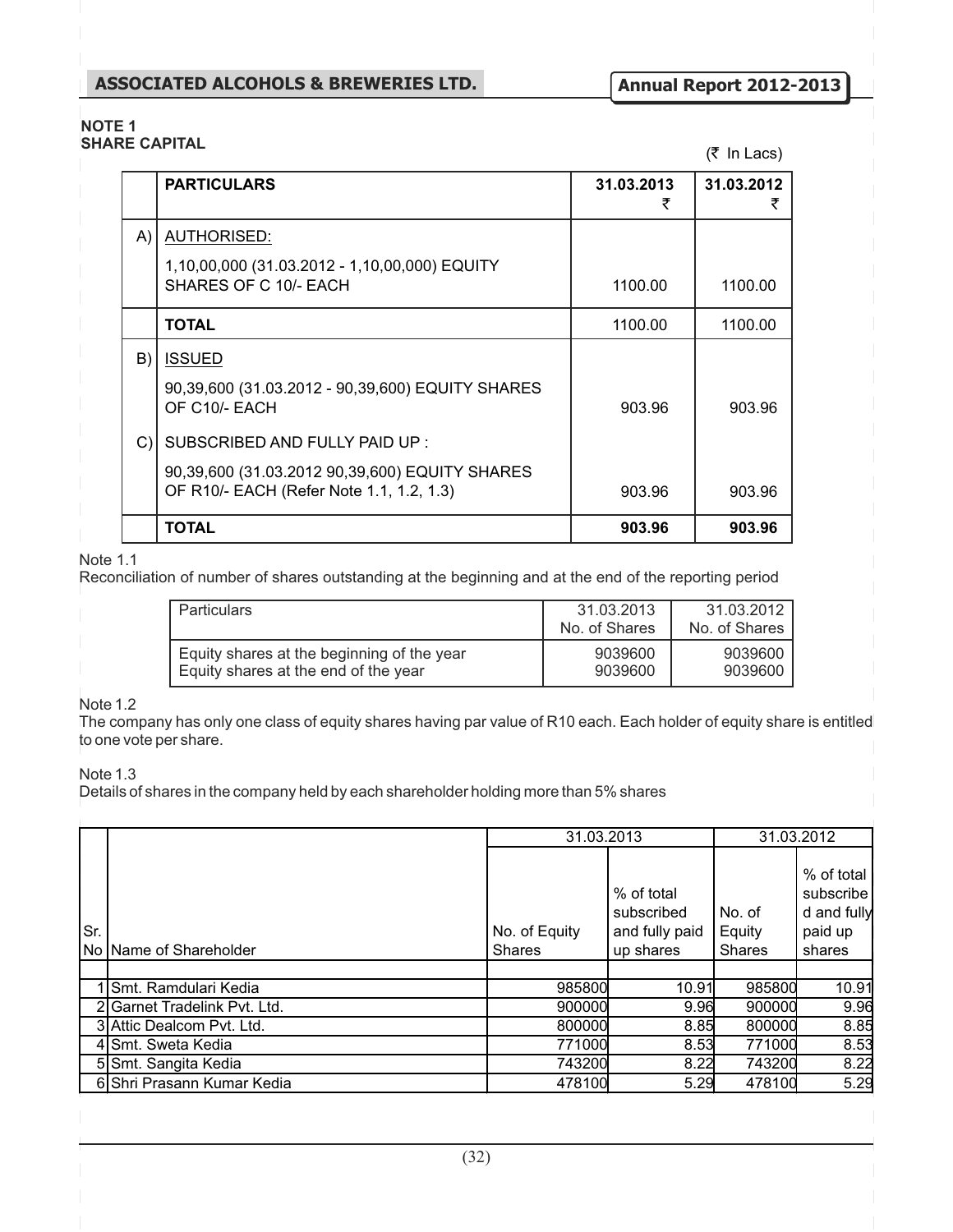**NOTE 1**
**SHARE CAPITAL**

(₹ In Lacs)

| | PARTICULARS | 31.03.2013 ₹ | 31.03.2012 ₹ |
|---|---|---|---|
| A) | AUTHORISED: | | |
| | 1,10,00,000 (31.03.2012 - 1,10,00,000) EQUITY SHARES OF C 10/- EACH | 1100.00 | 1100.00 |
| | **TOTAL** | 1100.00 | 1100.00 |
| B) | ISSUED | | |
| | 90,39,600 (31.03.2012 - 90,39,600) EQUITY SHARES OF C10/- EACH | 903.96 | 903.96 |
| C) | SUBSCRIBED AND FULLY PAID UP : | | |
| | 90,39,600 (31.03.2012 90,39,600) EQUITY SHARES OF R10/- EACH (Refer Note 1.1, 1.2, 1.3) | 903.96 | 903.96 |
| | **TOTAL** | **903.96** | **903.96** |

Note 1.1

Reconciliation of number of shares outstanding at the beginning and at the end of the reporting period

| Particulars | 31.03.2013 No. of Shares | 31.03.2012 No. of Shares |
|---|---|---|
| Equity shares at the beginning of the year | 9039600 | 9039600 |
| Equity shares at the end of the year | 9039600 | 9039600 |

Note 1.2

The company has only one class of equity shares having par value of R10 each. Each holder of equity share is entitled to one vote per share.

Note 1.3

Details of shares in the company held by each shareholder holding more than 5% shares

| | | 31.03.2013 | | 31.03.2012 | |
|---|---|---|---|---|---|
| Sr. No | Name of Shareholder | No. of Equity Shares | % of total subscribed and fully paid up shares | No. of Equity Shares | % of total subscribed and fully paid up shares |
| 1 | Smt. Ramdulari Kedia | 985800 | 10.91 | 985800 | 10.91 |
| 2 | Garnet Tradelink Pvt. Ltd. | 900000 | 9.96 | 900000 | 9.96 |
| 3 | Attic Dealcom Pvt. Ltd. | 800000 | 8.85 | 800000 | 8.85 |
| 4 | Smt. Sweta Kedia | 771000 | 8.53 | 771000 | 8.53 |
| 5 | Smt. Sangita Kedia | 743200 | 8.22 | 743200 | 8.22 |
| 6 | Shri Prasann Kumar Kedia | 478100 | 5.29 | 478100 | 5.29 |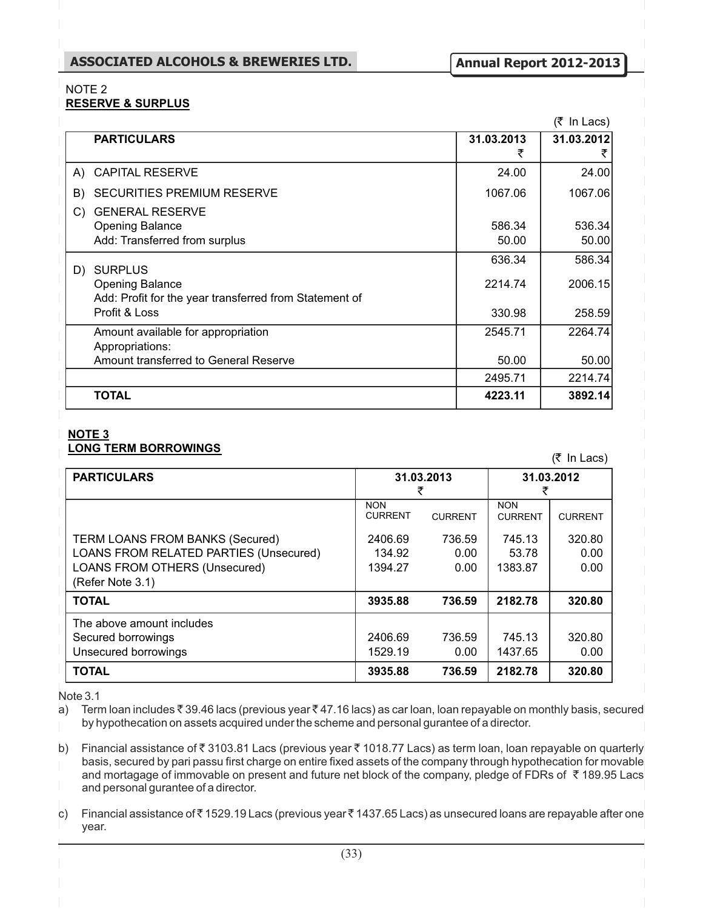## NOTE 2
## RESERVE & SURPLUS

(₹ In Lacs)

| | PARTICULARS | 31.03.2013 ₹ | 31.03.2012 ₹ |
|---|---|---|---|
| A) | CAPITAL RESERVE | 24.00 | 24.00 |
| B) | SECURITIES PREMIUM RESERVE | 1067.06 | 1067.06 |
| C) | GENERAL RESERVE | | |
| | Opening Balance | 586.34 | 536.34 |
| | Add: Transferred from surplus | 50.00 | 50.00 |
| | | 636.34 | 586.34 |
| D) | SURPLUS | | |
| | Opening Balance | 2214.74 | 2006.15 |
| | Add: Profit for the year transferred from Statement of Profit & Loss | 330.98 | 258.59 |
| | Amount available for appropriation | 2545.71 | 2264.74 |
| | Appropriations: | | |
| | Amount transferred to General Reserve | 50.00 | 50.00 |
| | | 2495.71 | 2214.74 |
| | **TOTAL** | **4223.11** | **3892.14** |

## NOTE 3
## LONG TERM BORROWINGS

(₹ In Lacs)

| PARTICULARS | 31.03.2013 ₹ | | 31.03.2012 ₹ | |
|---|---|---|---|---|
| | NON CURRENT | CURRENT | NON CURRENT | CURRENT |
| TERM LOANS FROM BANKS (Secured) | 2406.69 | 736.59 | 745.13 | 320.80 |
| LOANS FROM RELATED PARTIES (Unsecured) | 134.92 | 0.00 | 53.78 | 0.00 |
| LOANS FROM OTHERS (Unsecured) (Refer Note 3.1) | 1394.27 | 0.00 | 1383.87 | 0.00 |
| **TOTAL** | **3935.88** | **736.59** | **2182.78** | **320.80** |
| The above amount includes | | | | |
| Secured borrowings | 2406.69 | 736.59 | 745.13 | 320.80 |
| Unsecured borrowings | 1529.19 | 0.00 | 1437.65 | 0.00 |
| **TOTAL** | **3935.88** | **736.59** | **2182.78** | **320.80** |

Note 3.1

a) Term loan includes ₹ 39.46 lacs (previous year ₹ 47.16 lacs) as car loan, loan repayable on monthly basis, secured by hypothecation on assets acquired under the scheme and personal gurantee of a director.

b) Financial assistance of ₹ 3103.81 Lacs (previous year ₹ 1018.77 Lacs) as term loan, loan repayable on quarterly basis, secured by pari passu first charge on entire fixed assets of the company through hypothecation for movable and mortagage of immovable on present and future net block of the company, pledge of FDRs of ₹ 189.95 Lacs and personal gurantee of a director.

c) Financial assistance of ₹ 1529.19 Lacs (previous year ₹ 1437.65 Lacs) as unsecured loans are repayable after one year.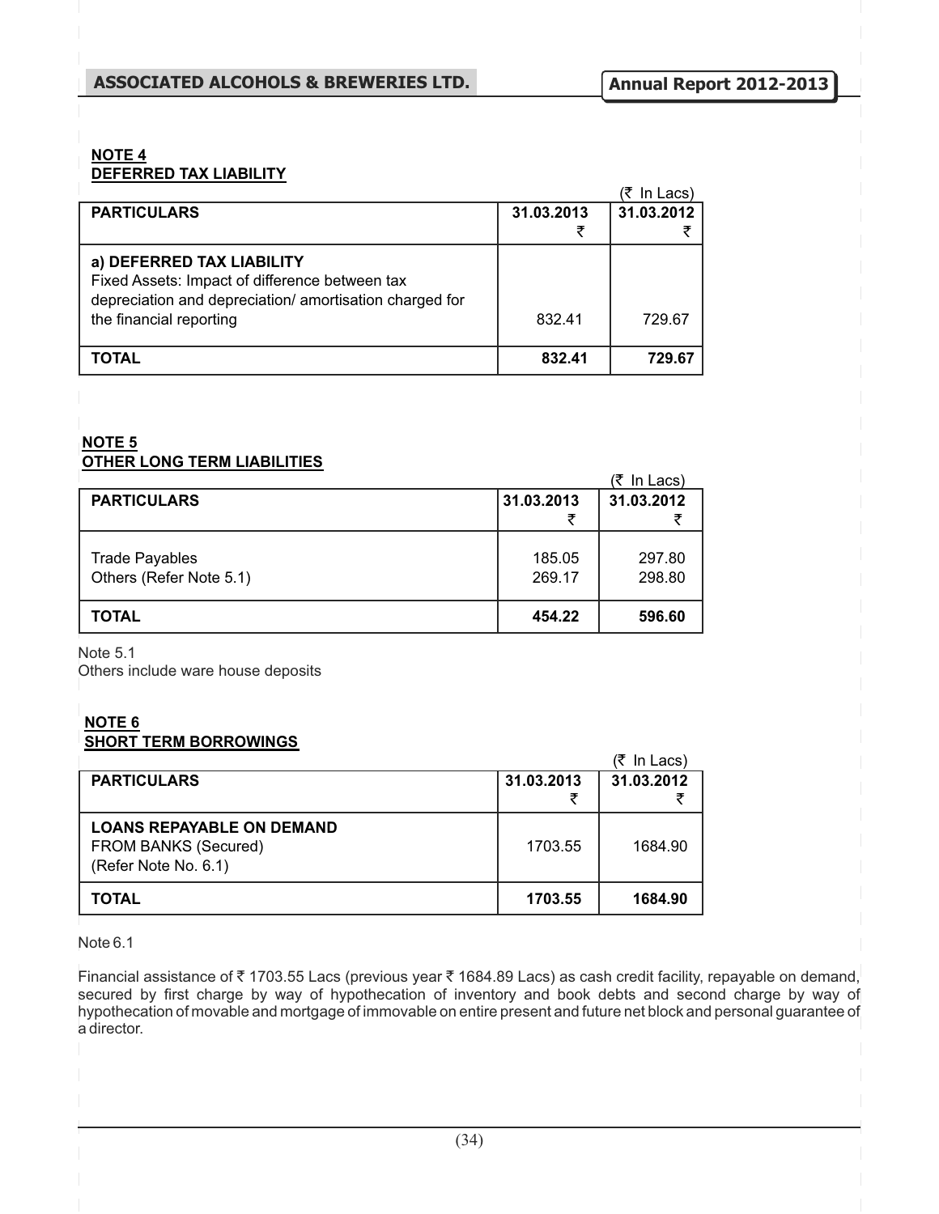## NOTE 4
## DEFERRED TAX LIABILITY

(₹ In Lacs)

| PARTICULARS | 31.03.2013<br>₹ | 31.03.2012<br>₹ |
|---|---|---|
| **a) DEFERRED TAX LIABILITY**<br>Fixed Assets: Impact of difference between tax depreciation and depreciation/ amortisation charged for the financial reporting | 832.41 | 729.67 |
| **TOTAL** | **832.41** | **729.67** |

## NOTE 5
## OTHER LONG TERM LIABILITIES

(₹ In Lacs)

| PARTICULARS | 31.03.2013<br>₹ | 31.03.2012<br>₹ |
|---|---|---|
| Trade Payables | 185.05 | 297.80 |
| Others (Refer Note 5.1) | 269.17 | 298.80 |
| **TOTAL** | **454.22** | **596.60** |

Note 5.1
Others include ware house deposits

## NOTE 6
## SHORT TERM BORROWINGS

(₹ In Lacs)

| PARTICULARS | 31.03.2013<br>₹ | 31.03.2012<br>₹ |
|---|---|---|
| **LOANS REPAYABLE ON DEMAND**<br>FROM BANKS (Secured)<br>(Refer Note No. 6.1) | 1703.55 | 1684.90 |
| **TOTAL** | **1703.55** | **1684.90** |

Note 6.1

Financial assistance of ₹ 1703.55 Lacs (previous year ₹ 1684.89 Lacs) as cash credit facility, repayable on demand, secured by first charge by way of hypothecation of inventory and book debts and second charge by way of hypothecation of movable and mortgage of immovable on entire present and future net block and personal guarantee of a director.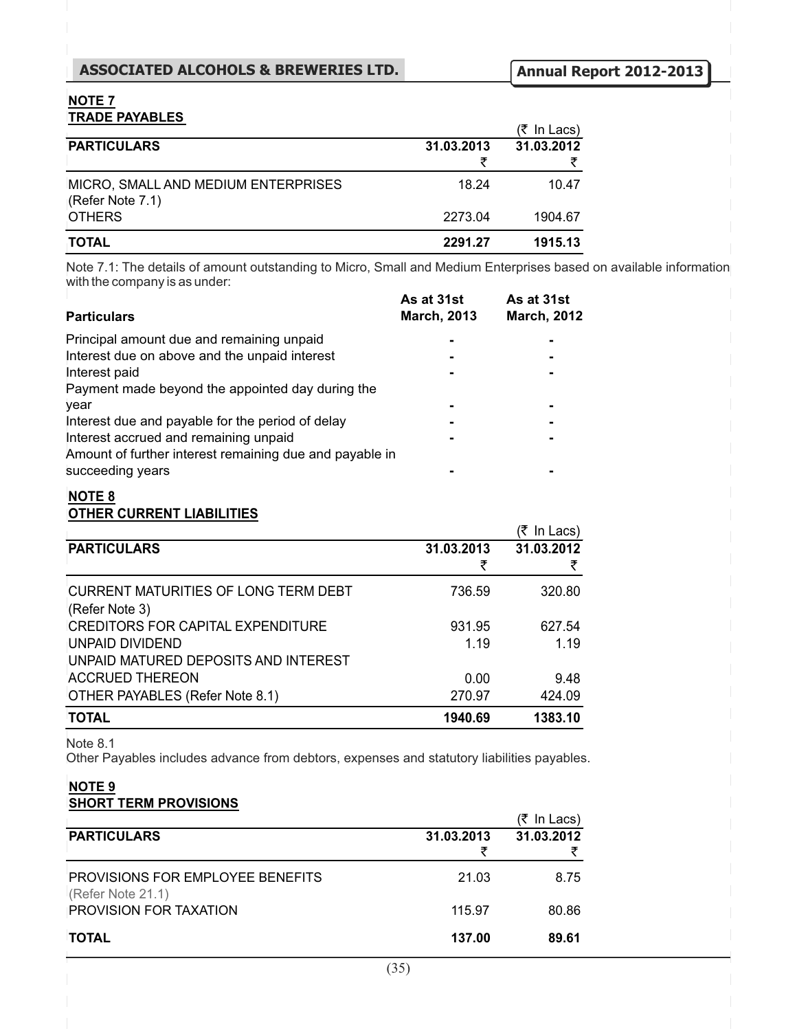## NOTE 7
## TRADE PAYABLES

(₹ In Lacs)

| PARTICULARS | 31.03.2013 ₹ | 31.03.2012 ₹ |
|---|---|---|
| MICRO, SMALL AND MEDIUM ENTERPRISES (Refer Note 7.1) | 18.24 | 10.47 |
| OTHERS | 2273.04 | 1904.67 |
| **TOTAL** | **2291.27** | **1915.13** |

Note 7.1: The details of amount outstanding to Micro, Small and Medium Enterprises based on available information with the company is as under:

| Particulars | As at 31st March, 2013 | As at 31st March, 2012 |
|---|---|---|
| Principal amount due and remaining unpaid | - | - |
| Interest due on above and the unpaid interest | - | - |
| Interest paid | - | - |
| Payment made beyond the appointed day during the year | - | - |
| Interest due and payable for the period of delay | - | - |
| Interest accrued and remaining unpaid | - | - |
| Amount of further interest remaining due and payable in succeeding years | - | - |

## NOTE 8
## OTHER CURRENT LIABILITIES

(₹ In Lacs)

| PARTICULARS | 31.03.2013 ₹ | 31.03.2012 ₹ |
|---|---|---|
| CURRENT MATURITIES OF LONG TERM DEBT (Refer Note 3) | 736.59 | 320.80 |
| CREDITORS FOR CAPITAL EXPENDITURE | 931.95 | 627.54 |
| UNPAID DIVIDEND | 1.19 | 1.19 |
| UNPAID MATURED DEPOSITS AND INTEREST ACCRUED THEREON | 0.00 | 9.48 |
| OTHER PAYABLES (Refer Note 8.1) | 270.97 | 424.09 |
| **TOTAL** | **1940.69** | **1383.10** |

Note 8.1

Other Payables includes advance from debtors, expenses and statutory liabilities payables.

## NOTE 9
## SHORT TERM PROVISIONS

(₹ In Lacs)

| PARTICULARS | 31.03.2013 ₹ | 31.03.2012 ₹ |
|---|---|---|
| PROVISIONS FOR EMPLOYEE BENEFITS (Refer Note 21.1) | 21.03 | 8.75 |
| PROVISION FOR TAXATION | 115.97 | 80.86 |
| **TOTAL** | **137.00** | **89.61** |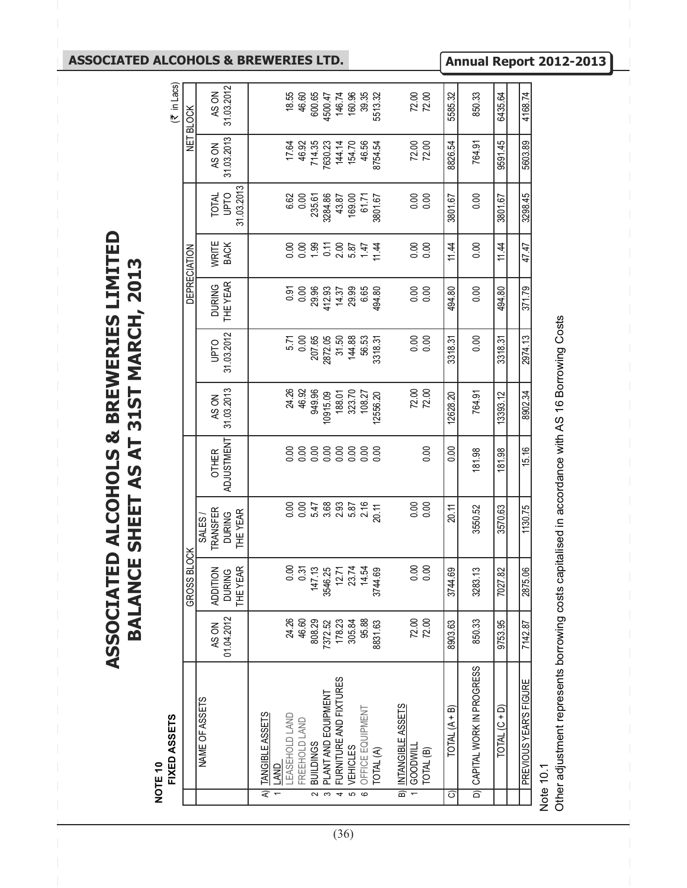# ASSOCIATED ALCOHOLS & BREWERIES LIMITED
## BALANCE SHEET AS AT 31ST MARCH, 2013

**NOTE 10**
**FIXED ASSETS**

(₹ in Lacs)

| | NAME OF ASSETS | GROSS BLOCK | | | | | DEPRECIATION | | | | NET BLOCK | |
|---|---|---|---|---|---|---|---|---|---|---|---|---|
| | | AS ON 01.04.2012 | ADDITION DURING THE YEAR | SALES / TRANSFER DURING THE YEAR | OTHER ADJUSTMENT | AS ON 31.03.2013 | UPTO 31.03.2012 | DURING THE YEAR | WRITE BACK | TOTAL UPTO 31.03.2013 | AS ON 31.03.2013 | AS ON 31.03.2012 |
| A) | TANGIBLE ASSETS | | | | | | | | | | | |
| 1 | LAND | | | | | | | | | | | |
| | LEASEHOLD LAND | 24.26 | 0.00 | 0.00 | 0.00 | 24.26 | 5.71 | 0.91 | 0.00 | 6.62 | 17.64 | 18.55 |
| | FREEHOLD LAND | 46.60 | 0.31 | 0.00 | 0.00 | 46.92 | 0.00 | 0.00 | 0.00 | 0.00 | 46.92 | 46.60 |
| 2 | BUILDINGS | 808.29 | 147.13 | 5.47 | 0.00 | 949.96 | 207.65 | 29.96 | 1.99 | 235.61 | 714.35 | 600.65 |
| 3 | PLANT AND EQUIPMENT | 7372.52 | 3546.25 | 3.68 | 0.00 | 10915.09 | 2872.05 | 412.93 | 0.11 | 3284.86 | 7630.23 | 4500.47 |
| 4 | FURNITURE AND FIXTURES | 178.23 | 12.71 | 2.93 | 0.00 | 188.01 | 31.50 | 14.37 | 2.00 | 43.87 | 144.14 | 146.74 |
| 5 | VEHICLES | 305.84 | 23.74 | 5.87 | 0.00 | 323.70 | 144.88 | 29.99 | 5.87 | 169.00 | 154.70 | 160.96 |
| 6 | OFFICE EQUIPMENT | 95.88 | 14.54 | 2.16 | 0.00 | 108.27 | 56.53 | 6.65 | 1.47 | 61.71 | 46.56 | 39.35 |
| | TOTAL (A) | 8831.63 | 3744.69 | 20.11 | 0.00 | 12556.20 | 3318.31 | 494.80 | 11.44 | 3801.67 | 8754.54 | 5513.32 |
| B) | INTANGIBLE ASSETS | | | | | | | | | | | |
| 1 | GOODWILL | 72.00 | 0.00 | 0.00 | | 72.00 | 0.00 | 0.00 | 0.00 | 0.00 | 72.00 | 72.00 |
| | TOTAL (B) | 72.00 | 0.00 | 0.00 | 0.00 | 72.00 | 0.00 | 0.00 | 0.00 | 0.00 | 72.00 | 72.00 |
| C) | TOTAL (A + B) | 8903.63 | 3744.69 | 20.11 | 0.00 | 12628.20 | 3318.31 | 494.80 | 11.44 | 3801.67 | 8826.54 | 5585.32 |
| D) | CAPITAL WORK IN PROGRESS | 850.33 | 3283.13 | 3550.52 | 181.98 | 764.91 | 0.00 | 0.00 | 0.00 | 0.00 | 764.91 | 850.33 |
| | TOTAL (C + D) | 9753.95 | 7027.82 | 3570.63 | 181.98 | 13393.12 | 3318.31 | 494.80 | 11.44 | 3801.67 | 9591.45 | 6435.64 |
| | PREVIOUS YEAR'S FIGURE | 7142.87 | 2875.06 | 1130.75 | 15.16 | 8902.34 | 2974.13 | 371.79 | 47.47 | 3298.45 | 5603.89 | 4168.74 |

Note 10.1

Other adjustment represents borrowing costs capitalised in accordance with AS 16 Borrowing Costs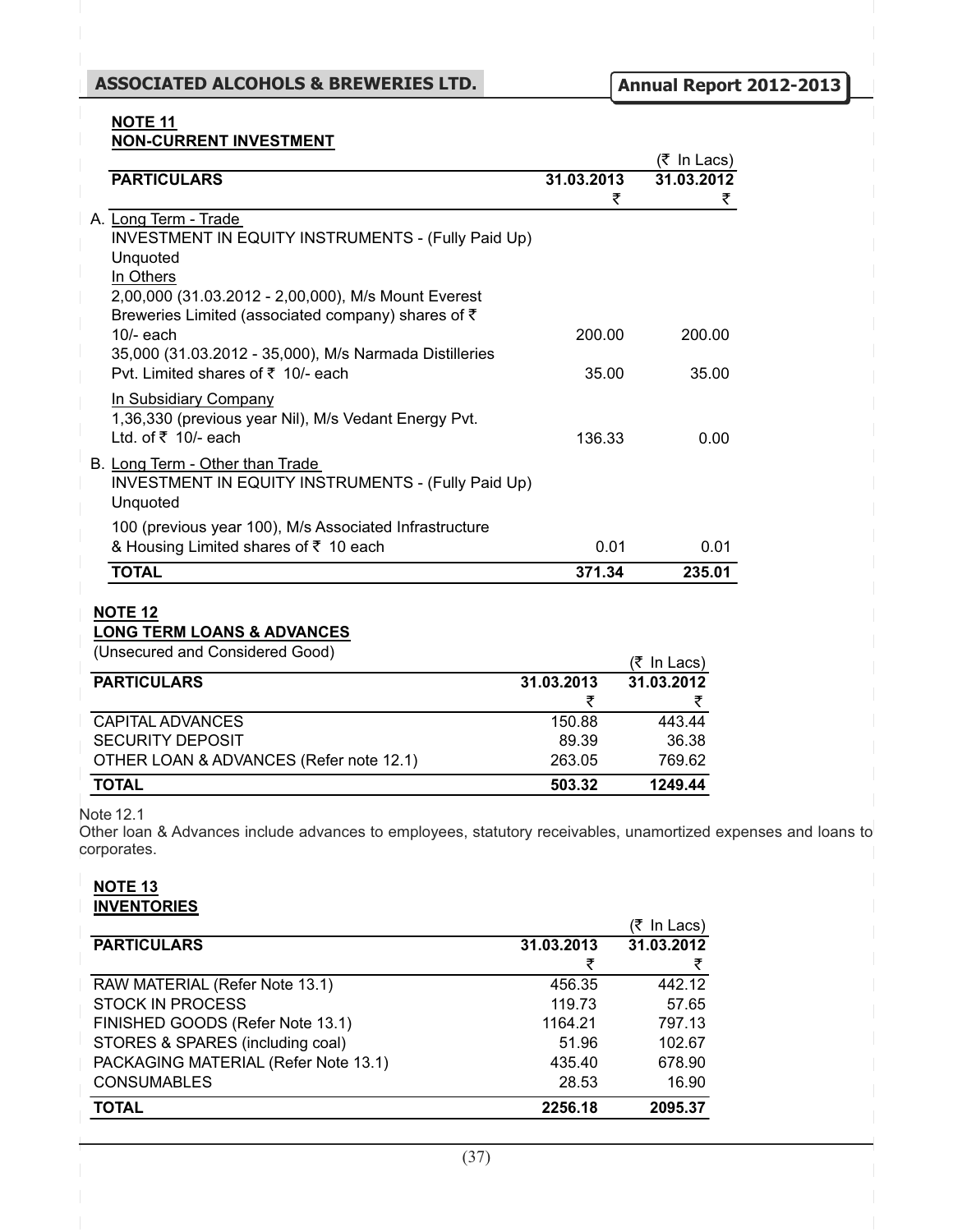## NOTE 11
## NON-CURRENT INVESTMENT

(₹ In Lacs)

| PARTICULARS | 31.03.2013 ₹ | 31.03.2012 ₹ |
|---|---|---|
| A. Long Term - Trade | | |
| INVESTMENT IN EQUITY INSTRUMENTS - (Fully Paid Up) | | |
| Unquoted | | |
| In Others | | |
| 2,00,000 (31.03.2012 - 2,00,000), M/s Mount Everest Breweries Limited (associated company) shares of ₹ 10/- each | 200.00 | 200.00 |
| 35,000 (31.03.2012 - 35,000), M/s Narmada Distilleries Pvt. Limited shares of ₹ 10/- each | 35.00 | 35.00 |
| In Subsidiary Company | | |
| 1,36,330 (previous year Nil), M/s Vedant Energy Pvt. Ltd. of ₹ 10/- each | 136.33 | 0.00 |
| B. Long Term - Other than Trade | | |
| INVESTMENT IN EQUITY INSTRUMENTS - (Fully Paid Up) | | |
| Unquoted | | |
| 100 (previous year 100), M/s Associated Infrastructure & Housing Limited shares of ₹ 10 each | 0.01 | 0.01 |
| **TOTAL** | **371.34** | **235.01** |

## NOTE 12
## LONG TERM LOANS & ADVANCES

(Unsecured and Considered Good)

(₹ In Lacs)

| PARTICULARS | 31.03.2013 ₹ | 31.03.2012 ₹ |
|---|---|---|
| CAPITAL ADVANCES | 150.88 | 443.44 |
| SECURITY DEPOSIT | 89.39 | 36.38 |
| OTHER LOAN & ADVANCES (Refer note 12.1) | 263.05 | 769.62 |
| **TOTAL** | **503.32** | **1249.44** |

Note 12.1

Other loan & Advances include advances to employees, statutory receivables, unamortized expenses and loans to corporates.

## NOTE 13
## INVENTORIES

(₹ In Lacs)

| PARTICULARS | 31.03.2013 ₹ | 31.03.2012 ₹ |
|---|---|---|
| RAW MATERIAL (Refer Note 13.1) | 456.35 | 442.12 |
| STOCK IN PROCESS | 119.73 | 57.65 |
| FINISHED GOODS (Refer Note 13.1) | 1164.21 | 797.13 |
| STORES & SPARES (including coal) | 51.96 | 102.67 |
| PACKAGING MATERIAL (Refer Note 13.1) | 435.40 | 678.90 |
| CONSUMABLES | 28.53 | 16.90 |
| **TOTAL** | **2256.18** | **2095.37** |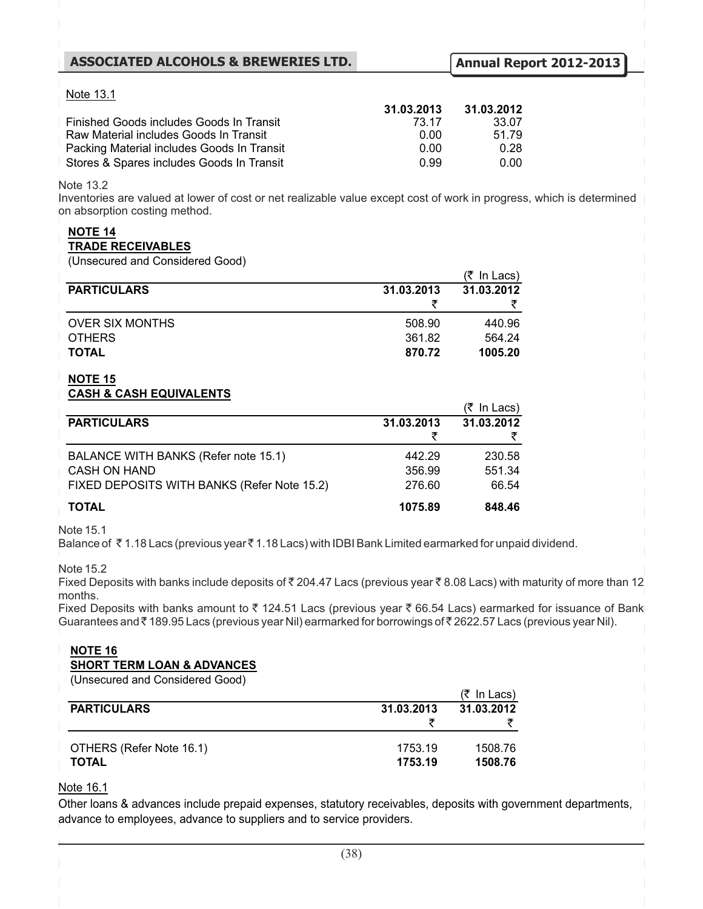Note 13.1

| | 31.03.2013 | 31.03.2012 |
|---|---|---|
| Finished Goods includes Goods In Transit | 73.17 | 33.07 |
| Raw Material includes Goods In Transit | 0.00 | 51.79 |
| Packing Material includes Goods In Transit | 0.00 | 0.28 |
| Stores & Spares includes Goods In Transit | 0.99 | 0.00 |

Note 13.2

Inventories are valued at lower of cost or net realizable value except cost of work in progress, which is determined on absorption costing method.

**NOTE 14**

**TRADE RECEIVABLES**

(Unsecured and Considered Good)

(₹ In Lacs)

| PARTICULARS | 31.03.2013 ₹ | 31.03.2012 ₹ |
|---|---|---|
| OVER SIX MONTHS | 508.90 | 440.96 |
| OTHERS | 361.82 | 564.24 |
| **TOTAL** | **870.72** | **1005.20** |

**NOTE 15**

**CASH & CASH EQUIVALENTS**

(₹ In Lacs)

| PARTICULARS | 31.03.2013 ₹ | 31.03.2012 ₹ |
|---|---|---|
| BALANCE WITH BANKS (Refer note 15.1) | 442.29 | 230.58 |
| CASH ON HAND | 356.99 | 551.34 |
| FIXED DEPOSITS WITH BANKS (Refer Note 15.2) | 276.60 | 66.54 |
| **TOTAL** | **1075.89** | **848.46** |

Note 15.1

Balance of ₹ 1.18 Lacs (previous year ₹ 1.18 Lacs) with IDBI Bank Limited earmarked for unpaid dividend.

Note 15.2

Fixed Deposits with banks include deposits of ₹ 204.47 Lacs (previous year ₹ 8.08 Lacs) with maturity of more than 12 months.

Fixed Deposits with banks amount to ₹ 124.51 Lacs (previous year ₹ 66.54 Lacs) earmarked for issuance of Bank Guarantees and ₹ 189.95 Lacs (previous year Nil) earmarked for borrowings of ₹ 2622.57 Lacs (previous year Nil).

**NOTE 16**

**SHORT TERM LOAN & ADVANCES**

(Unsecured and Considered Good)

(₹ In Lacs)

| PARTICULARS | 31.03.2013 ₹ | 31.03.2012 ₹ |
|---|---|---|
| OTHERS (Refer Note 16.1) | 1753.19 | 1508.76 |
| **TOTAL** | **1753.19** | **1508.76** |

Note 16.1

Other loans & advances include prepaid expenses, statutory receivables, deposits with government departments, advance to employees, advance to suppliers and to service providers.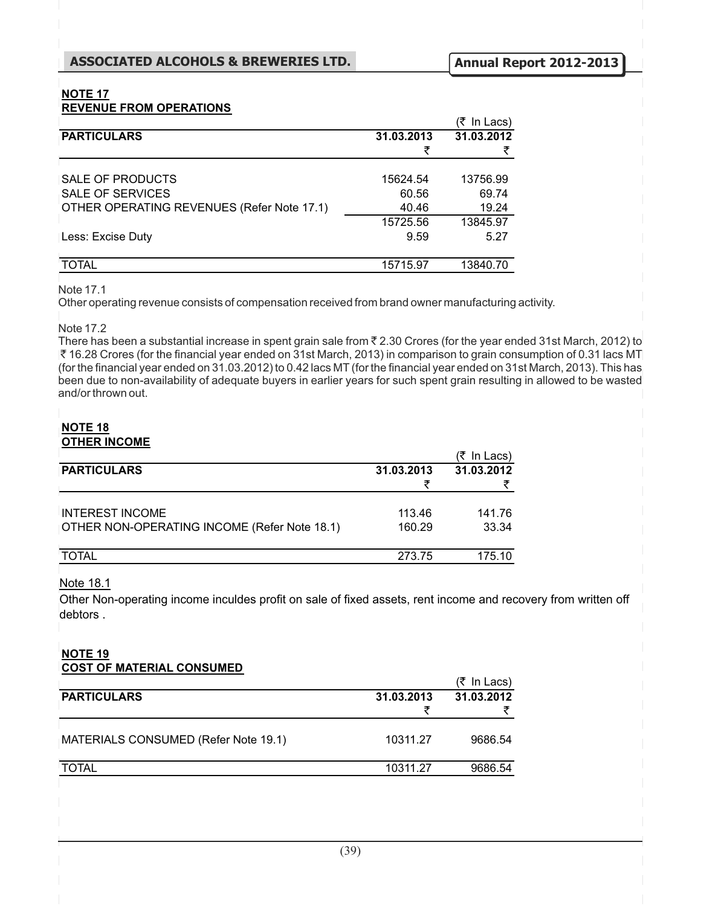## NOTE 17

## REVENUE FROM OPERATIONS

(₹ In Lacs)

| PARTICULARS | 31.03.2013 ₹ | 31.03.2012 ₹ |
|---|---|---|
| SALE OF PRODUCTS | 15624.54 | 13756.99 |
| SALE OF SERVICES | 60.56 | 69.74 |
| OTHER OPERATING REVENUES (Refer Note 17.1) | 40.46 | 19.24 |
| | 15725.56 | 13845.97 |
| Less: Excise Duty | 9.59 | 5.27 |
| TOTAL | 15715.97 | 13840.70 |

Note 17.1

Other operating revenue consists of compensation received from brand owner manufacturing activity.

Note 17.2

There has been a substantial increase in spent grain sale from ₹ 2.30 Crores (for the year ended 31st March, 2012) to ₹ 16.28 Crores (for the financial year ended on 31st March, 2013) in comparison to grain consumption of 0.31 lacs MT (for the financial year ended on 31.03.2012) to 0.42 lacs MT (for the financial year ended on 31st March, 2013). This has been due to non-availability of adequate buyers in earlier years for such spent grain resulting in allowed to be wasted and/or thrown out.

## NOTE 18

## OTHER INCOME

(₹ In Lacs)

| PARTICULARS | 31.03.2013 ₹ | 31.03.2012 ₹ |
|---|---|---|
| INTEREST INCOME | 113.46 | 141.76 |
| OTHER NON-OPERATING INCOME (Refer Note 18.1) | 160.29 | 33.34 |
| TOTAL | 273.75 | 175.10 |

Note 18.1

Other Non-operating income inculdes profit on sale of fixed assets, rent income and recovery from written off debtors .

## NOTE 19

## COST OF MATERIAL CONSUMED

(₹ In Lacs)

| PARTICULARS | 31.03.2013 ₹ | 31.03.2012 ₹ |
|---|---|---|
| MATERIALS CONSUMED (Refer Note 19.1) | 10311.27 | 9686.54 |
| TOTAL | 10311.27 | 9686.54 |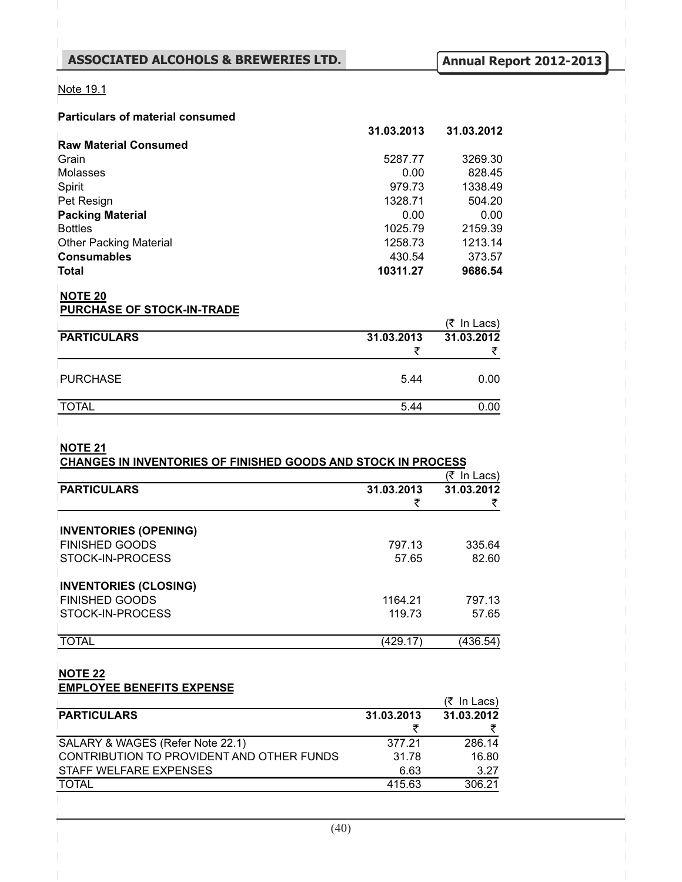Note 19.1

**Particulars of material consumed**

| | 31.03.2013 | 31.03.2012 |
|---|---|---|
| **Raw Material Consumed** | | |
| Grain | 5287.77 | 3269.30 |
| Molasses | 0.00 | 828.45 |
| Spirit | 979.73 | 1338.49 |
| Pet Resign | 1328.71 | 504.20 |
| **Packing Material** | 0.00 | 0.00 |
| Bottles | 1025.79 | 2159.39 |
| Other Packing Material | 1258.73 | 1213.14 |
| **Consumables** | 430.54 | 373.57 |
| **Total** | **10311.27** | **9686.54** |

**NOTE 20**
**PURCHASE OF STOCK-IN-TRADE**

(₹ In Lacs)

| PARTICULARS | 31.03.2013<br>₹ | 31.03.2012<br>₹ |
|---|---|---|
| PURCHASE | 5.44 | 0.00 |
| TOTAL | 5.44 | 0.00 |

**NOTE 21**
**CHANGES IN INVENTORIES OF FINISHED GOODS AND STOCK IN PROCESS**

(₹ In Lacs)

| PARTICULARS | 31.03.2013<br>₹ | 31.03.2012<br>₹ |
|---|---|---|
| **INVENTORIES (OPENING)** | | |
| FINISHED GOODS | 797.13 | 335.64 |
| STOCK-IN-PROCESS | 57.65 | 82.60 |
| **INVENTORIES (CLOSING)** | | |
| FINISHED GOODS | 1164.21 | 797.13 |
| STOCK-IN-PROCESS | 119.73 | 57.65 |
| TOTAL | (429.17) | (436.54) |

**NOTE 22**
**EMPLOYEE BENEFITS EXPENSE**

(₹ In Lacs)

| PARTICULARS | 31.03.2013<br>₹ | 31.03.2012<br>₹ |
|---|---|---|
| SALARY & WAGES (Refer Note 22.1) | 377.21 | 286.14 |
| CONTRIBUTION TO PROVIDENT AND OTHER FUNDS | 31.78 | 16.80 |
| STAFF WELFARE EXPENSES | 6.63 | 3.27 |
| TOTAL | 415.63 | 306.21 |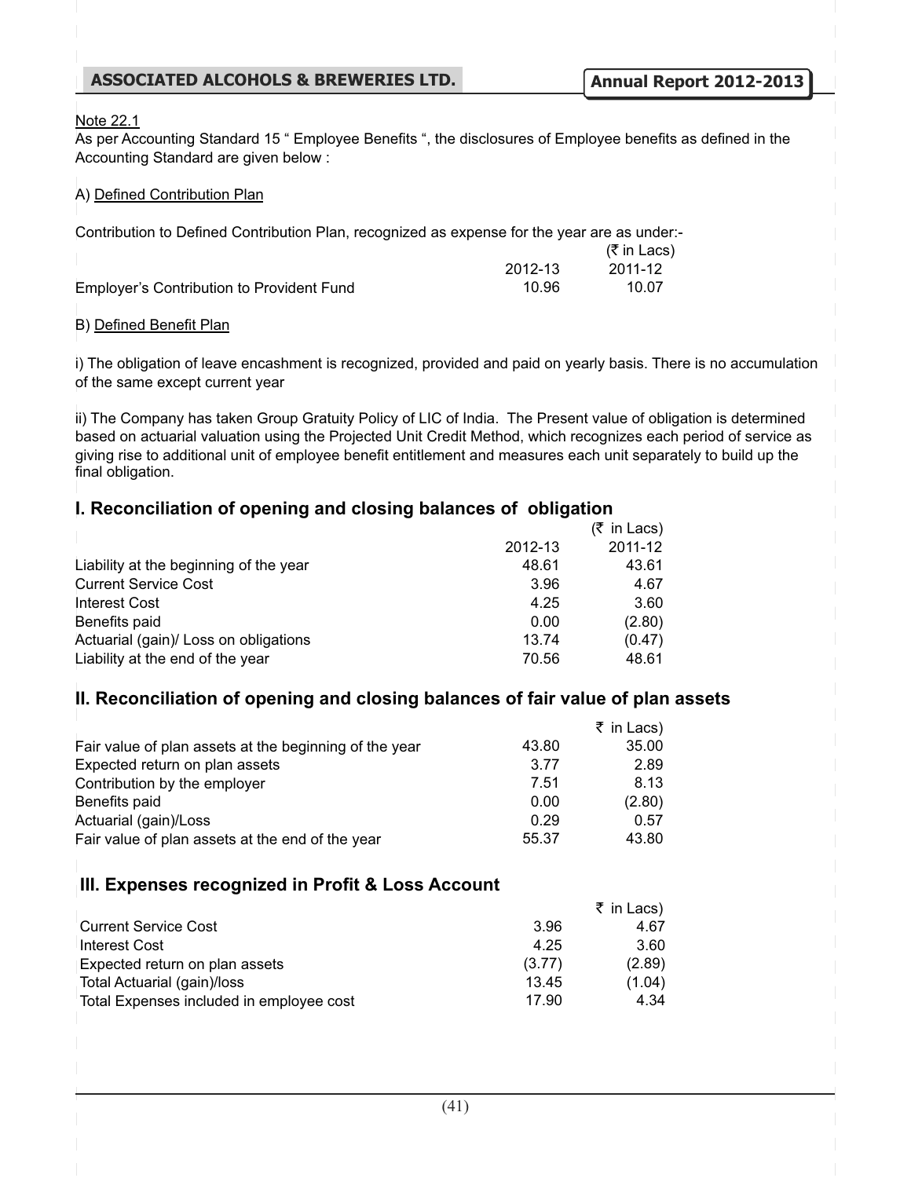Note 22.1

As per Accounting Standard 15 " Employee Benefits ", the disclosures of Employee benefits as defined in the Accounting Standard are given below :

A) Defined Contribution Plan

Contribution to Defined Contribution Plan, recognized as expense for the year are as under:-

| | 2012-13 | (₹ in Lacs) 2011-12 |
|---|---|---|
| Employer's Contribution to Provident Fund | 10.96 | 10.07 |

B) Defined Benefit Plan

i) The obligation of leave encashment is recognized, provided and paid on yearly basis. There is no accumulation of the same except current year

ii) The Company has taken Group Gratuity Policy of LIC of India. The Present value of obligation is determined based on actuarial valuation using the Projected Unit Credit Method, which recognizes each period of service as giving rise to additional unit of employee benefit entitlement and measures each unit separately to build up the final obligation.

## I. Reconciliation of opening and closing balances of obligation

| | 2012-13 | (₹ in Lacs) 2011-12 |
|---|---|---|
| Liability at the beginning of the year | 48.61 | 43.61 |
| Current Service Cost | 3.96 | 4.67 |
| Interest Cost | 4.25 | 3.60 |
| Benefits paid | 0.00 | (2.80) |
| Actuarial (gain)/ Loss on obligations | 13.74 | (0.47) |
| Liability at the end of the year | 70.56 | 48.61 |

## II. Reconciliation of opening and closing balances of fair value of plan assets

| | | ₹ in Lacs) |
|---|---|---|
| Fair value of plan assets at the beginning of the year | 43.80 | 35.00 |
| Expected return on plan assets | 3.77 | 2.89 |
| Contribution by the employer | 7.51 | 8.13 |
| Benefits paid | 0.00 | (2.80) |
| Actuarial (gain)/Loss | 0.29 | 0.57 |
| Fair value of plan assets at the end of the year | 55.37 | 43.80 |

## III. Expenses recognized in Profit & Loss Account

| | | ₹ in Lacs) |
|---|---|---|
| Current Service Cost | 3.96 | 4.67 |
| Interest Cost | 4.25 | 3.60 |
| Expected return on plan assets | (3.77) | (2.89) |
| Total Actuarial (gain)/loss | 13.45 | (1.04) |
| Total Expenses included in employee cost | 17.90 | 4.34 |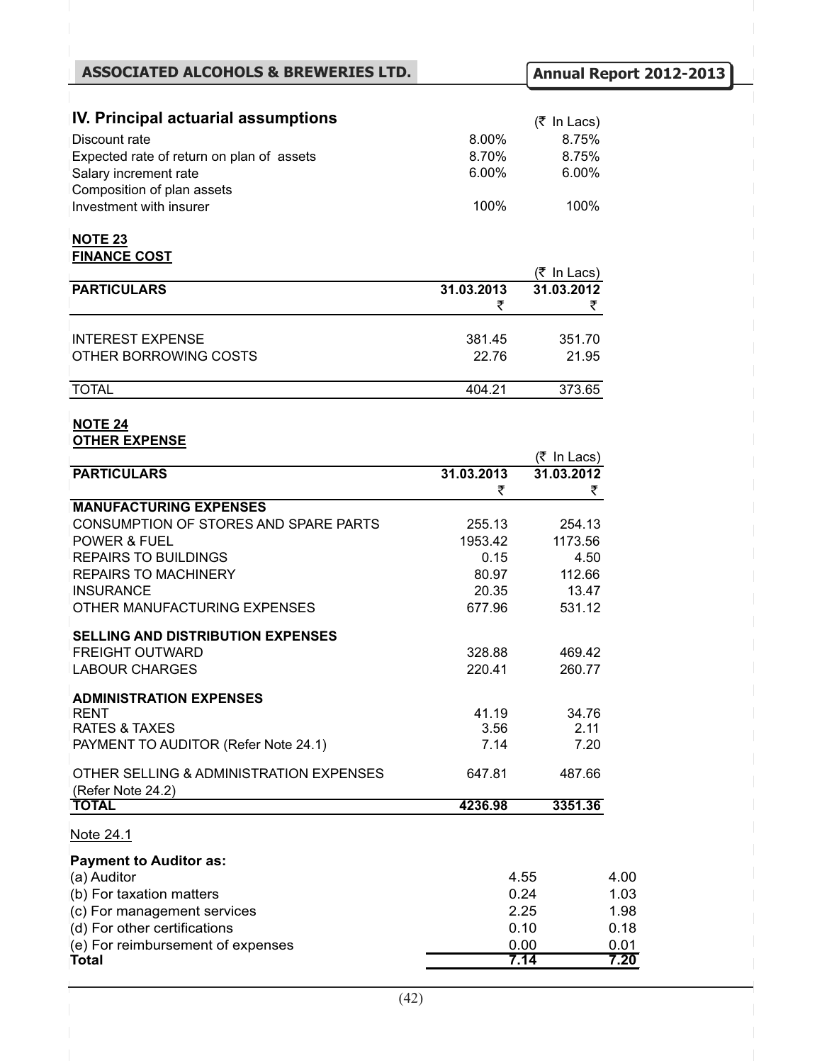## IV. Principal actuarial assumptions

| | | (₹ In Lacs) |
|---|---|---|
| Discount rate | 8.00% | 8.75% |
| Expected rate of return on plan of assets | 8.70% | 8.75% |
| Salary increment rate | 6.00% | 6.00% |
| Composition of plan assets | | |
| Investment with insurer | 100% | 100% |

**NOTE 23**
**FINANCE COST**

(₹ In Lacs)

| PARTICULARS | 31.03.2013 ₹ | 31.03.2012 ₹ |
|---|---|---|
| INTEREST EXPENSE | 381.45 | 351.70 |
| OTHER BORROWING COSTS | 22.76 | 21.95 |
| TOTAL | 404.21 | 373.65 |

**NOTE 24**
**OTHER EXPENSE**

(₹ In Lacs)

| PARTICULARS | 31.03.2013 ₹ | 31.03.2012 ₹ |
|---|---|---|
| **MANUFACTURING EXPENSES** | | |
| CONSUMPTION OF STORES AND SPARE PARTS | 255.13 | 254.13 |
| POWER & FUEL | 1953.42 | 1173.56 |
| REPAIRS TO BUILDINGS | 0.15 | 4.50 |
| REPAIRS TO MACHINERY | 80.97 | 112.66 |
| INSURANCE | 20.35 | 13.47 |
| OTHER MANUFACTURING EXPENSES | 677.96 | 531.12 |
| **SELLING AND DISTRIBUTION EXPENSES** | | |
| FREIGHT OUTWARD | 328.88 | 469.42 |
| LABOUR CHARGES | 220.41 | 260.77 |
| **ADMINISTRATION EXPENSES** | | |
| RENT | 41.19 | 34.76 |
| RATES & TAXES | 3.56 | 2.11 |
| PAYMENT TO AUDITOR (Refer Note 24.1) | 7.14 | 7.20 |
| OTHER SELLING & ADMINISTRATION EXPENSES (Refer Note 24.2) | 647.81 | 487.66 |
| **TOTAL** | **4236.98** | **3351.36** |

Note 24.1

**Payment to Auditor as:**

| | | |
|---|---|---|
| (a) Auditor | 4.55 | 4.00 |
| (b) For taxation matters | 0.24 | 1.03 |
| (c) For management services | 2.25 | 1.98 |
| (d) For other certifications | 0.10 | 0.18 |
| (e) For reimbursement of expenses | 0.00 | 0.01 |
| **Total** | **7.14** | **7.20** |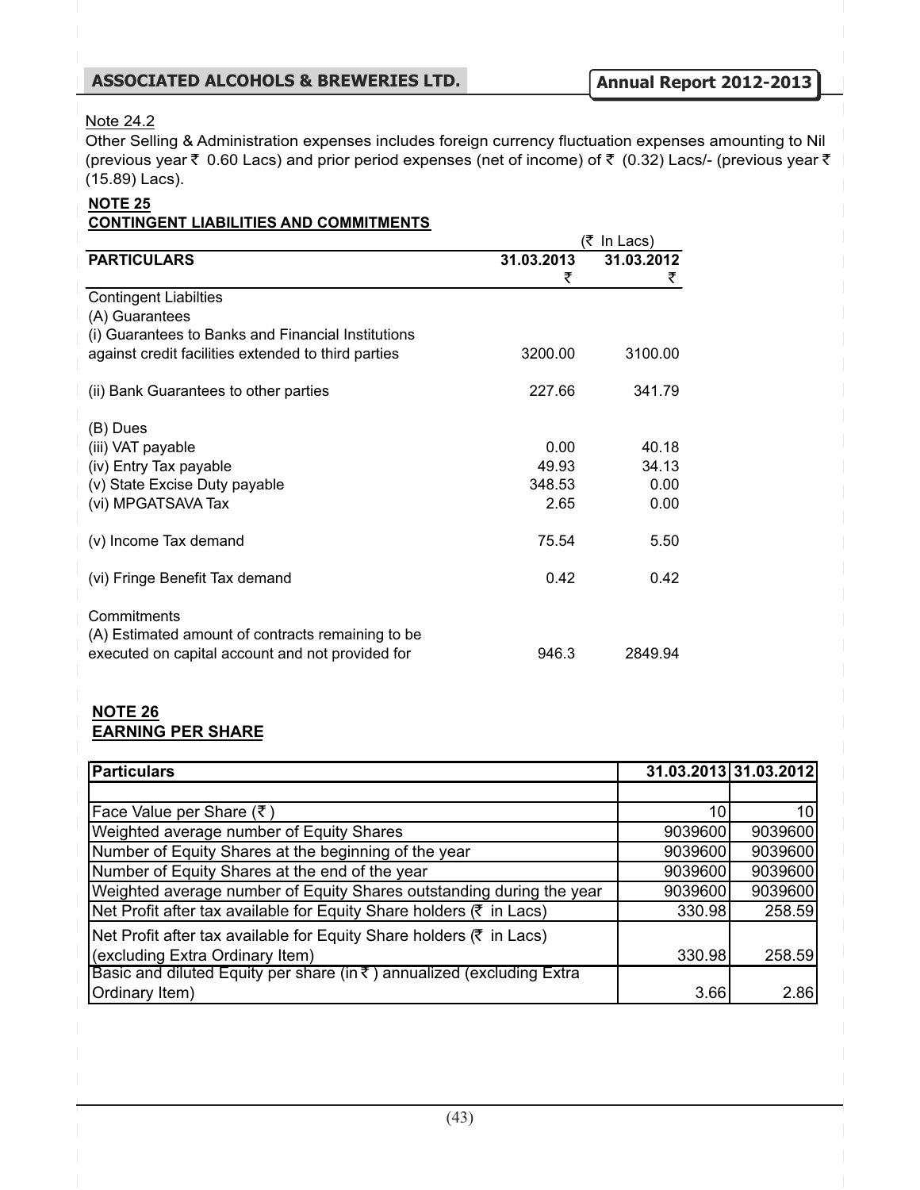Note 24.2

Other Selling & Administration expenses includes foreign currency fluctuation expenses amounting to Nil (previous year ₹ 0.60 Lacs) and prior period expenses (net of income) of ₹ (0.32) Lacs/- (previous year ₹ (15.89) Lacs).

**NOTE 25**
**CONTINGENT LIABILITIES AND COMMITMENTS**

(₹ In Lacs)

| PARTICULARS | 31.03.2013 ₹ | 31.03.2012 ₹ |
|---|---|---|
| Contingent Liabilties | | |
| (A) Guarantees | | |
| (i) Guarantees to Banks and Financial Institutions against credit facilities extended to third parties | 3200.00 | 3100.00 |
| (ii) Bank Guarantees to other parties | 227.66 | 341.79 |
| (B) Dues | | |
| (iii) VAT payable | 0.00 | 40.18 |
| (iv) Entry Tax payable | 49.93 | 34.13 |
| (v) State Excise Duty payable | 348.53 | 0.00 |
| (vi) MPGATSAVA Tax | 2.65 | 0.00 |
| (v) Income Tax demand | 75.54 | 5.50 |
| (vi) Fringe Benefit Tax demand | 0.42 | 0.42 |
| Commitments | | |
| (A) Estimated amount of contracts remaining to be executed on capital account and not provided for | 946.3 | 2849.94 |

**NOTE 26**
**EARNING PER SHARE**

| Particulars | 31.03.2013 | 31.03.2012 |
|---|---|---|
| | | |
| Face Value per Share (₹ ) | 10 | 10 |
| Weighted average number of Equity Shares | 9039600 | 9039600 |
| Number of Equity Shares at the beginning of the year | 9039600 | 9039600 |
| Number of Equity Shares at the end of the year | 9039600 | 9039600 |
| Weighted average number of Equity Shares outstanding during the year | 9039600 | 9039600 |
| Net Profit after tax available for Equity Share holders (₹ in Lacs) | 330.98 | 258.59 |
| Net Profit after tax available for Equity Share holders (₹ in Lacs) (excluding Extra Ordinary Item) | 330.98 | 258.59 |
| Basic and diluted Equity per share (in ₹ ) annualized (excluding Extra Ordinary Item) | 3.66 | 2.86 |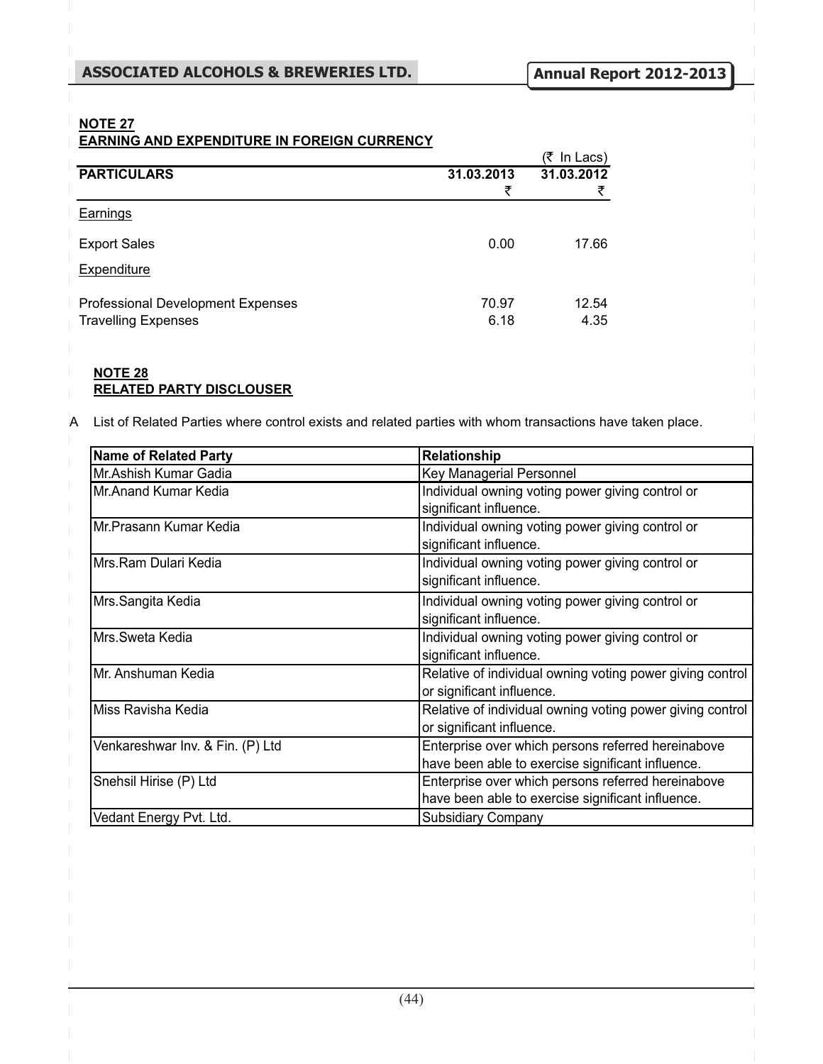## NOTE 27

## EARNING AND EXPENDITURE IN FOREIGN CURRENCY

(₹ In Lacs)

| PARTICULARS | 31.03.2013 ₹ | 31.03.2012 ₹ |
|---|---|---|
| Earnings | | |
| Export Sales | 0.00 | 17.66 |
| Expenditure | | |
| Professional Development Expenses | 70.97 | 12.54 |
| Travelling Expenses | 6.18 | 4.35 |

## NOTE 28

## RELATED PARTY DISCLOUSER

A List of Related Parties where control exists and related parties with whom transactions have taken place.

| Name of Related Party | Relationship |
|---|---|
| Mr.Ashish Kumar Gadia | Key Managerial Personnel |
| Mr.Anand Kumar Kedia | Individual owning voting power giving control or significant influence. |
| Mr.Prasann Kumar Kedia | Individual owning voting power giving control or significant influence. |
| Mrs.Ram Dulari Kedia | Individual owning voting power giving control or significant influence. |
| Mrs.Sangita Kedia | Individual owning voting power giving control or significant influence. |
| Mrs.Sweta Kedia | Individual owning voting power giving control or significant influence. |
| Mr. Anshuman Kedia | Relative of individual owning voting power giving control or significant influence. |
| Miss Ravisha Kedia | Relative of individual owning voting power giving control or significant influence. |
| Venkareshwar Inv. & Fin. (P) Ltd | Enterprise over which persons referred hereinabove have been able to exercise significant influence. |
| Snehsil Hirise (P) Ltd | Enterprise over which persons referred hereinabove have been able to exercise significant influence. |
| Vedant Energy Pvt. Ltd. | Subsidiary Company |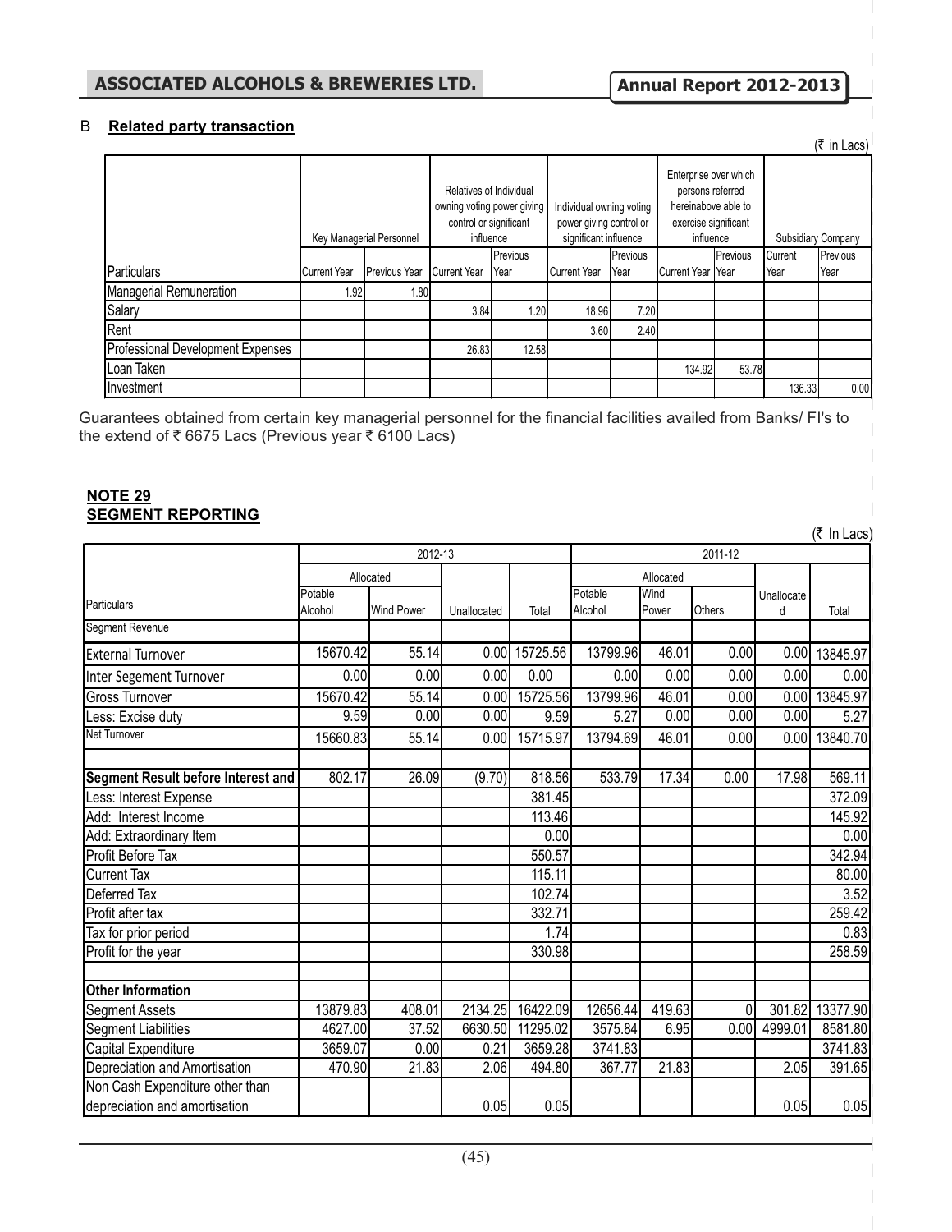## B Related party transaction

(₹ in Lacs)

| Particulars | Key Managerial Personnel | | Relatives of Individual owning voting power giving control or significant influence | | Individual owning voting power giving control or significant influence | | Enterprise over which persons referred hereinabove able to exercise significant influence | | Subsidiary Company | |
|---|---|---|---|---|---|---|---|---|---|---|
| | Current Year | Previous Year | Current Year | Previous Year | Current Year | Previous Year | Current Year | Previous Year | Current Year | Previous Year |
| Managerial Remuneration | 1.92 | 1.80 | | | | | | | | |
| Salary | | | 3.84 | 1.20 | 18.96 | 7.20 | | | | |
| Rent | | | | | 3.60 | 2.40 | | | | |
| Professional Development Expenses | | | 26.83 | 12.58 | | | | | | |
| Loan Taken | | | | | | | 134.92 | 53.78 | | |
| Investment | | | | | | | | | 136.33 | 0.00 |

Guarantees obtained from certain key managerial personnel for the financial facilities availed from Banks/ FI's to the extend of ₹ 6675 Lacs (Previous year ₹ 6100 Lacs)

## NOTE 29
## SEGMENT REPORTING

(₹ In Lacs)

| Particulars | 2012-13 | | | | 2011-12 | | | | |
|---|---|---|---|---|---|---|---|---|---|
| | Allocated | | | | Allocated | | | | |
| | Potable Alcohol | Wind Power | Unallocated | Total | Potable Alcohol | Wind Power | Others | Unallocated | Total |
| Segment Revenue | | | | | | | | | |
| External Turnover | 15670.42 | 55.14 | 0.00 | 15725.56 | 13799.96 | 46.01 | 0.00 | 0.00 | 13845.97 |
| Inter Segement Turnover | 0.00 | 0.00 | 0.00 | 0.00 | 0.00 | 0.00 | 0.00 | 0.00 | 0.00 |
| Gross Turnover | 15670.42 | 55.14 | 0.00 | 15725.56 | 13799.96 | 46.01 | 0.00 | 0.00 | 13845.97 |
| Less: Excise duty | 9.59 | 0.00 | 0.00 | 9.59 | 5.27 | 0.00 | 0.00 | 0.00 | 5.27 |
| Net Turnover | 15660.83 | 55.14 | 0.00 | 15715.97 | 13794.69 | 46.01 | 0.00 | 0.00 | 13840.70 |
| | | | | | | | | | |
| **Segment Result before Interest and** | 802.17 | 26.09 | (9.70) | 818.56 | 533.79 | 17.34 | 0.00 | 17.98 | 569.11 |
| Less: Interest Expense | | | | 381.45 | | | | | 372.09 |
| Add: Interest Income | | | | 113.46 | | | | | 145.92 |
| Add: Extraordinary Item | | | | 0.00 | | | | | 0.00 |
| Profit Before Tax | | | | 550.57 | | | | | 342.94 |
| Current Tax | | | | 115.11 | | | | | 80.00 |
| Deferred Tax | | | | 102.74 | | | | | 3.52 |
| Profit after tax | | | | 332.71 | | | | | 259.42 |
| Tax for prior period | | | | 1.74 | | | | | 0.83 |
| Profit for the year | | | | 330.98 | | | | | 258.59 |
| | | | | | | | | | |
| **Other Information** | | | | | | | | | |
| Segment Assets | 13879.83 | 408.01 | 2134.25 | 16422.09 | 12656.44 | 419.63 | 0 | 301.82 | 13377.90 |
| Segment Liabilities | 4627.00 | 37.52 | 6630.50 | 11295.02 | 3575.84 | 6.95 | 0.00 | 4999.01 | 8581.80 |
| Capital Expenditure | 3659.07 | 0.00 | 0.21 | 3659.28 | 3741.83 | | | | 3741.83 |
| Depreciation and Amortisation | 470.90 | 21.83 | 2.06 | 494.80 | 367.77 | 21.83 | | 2.05 | 391.65 |
| Non Cash Expenditure other than depreciation and amortisation | | | 0.05 | 0.05 | | | | 0.05 | 0.05 |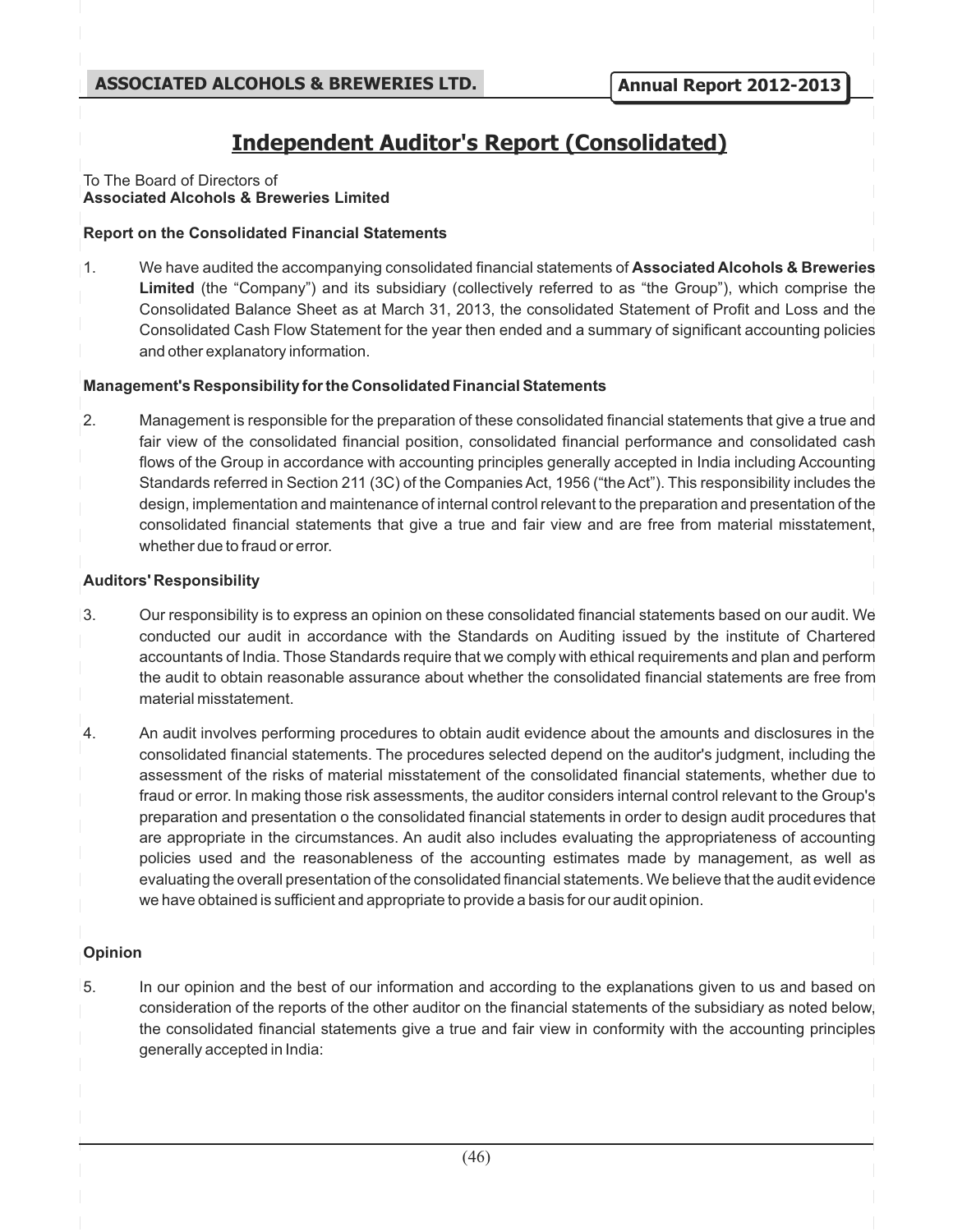# Independent Auditor's Report (Consolidated)

To The Board of Directors of
**Associated Alcohols & Breweries Limited**

**Report on the Consolidated Financial Statements**

1. We have audited the accompanying consolidated financial statements of **Associated Alcohols & Breweries Limited** (the "Company") and its subsidiary (collectively referred to as "the Group"), which comprise the Consolidated Balance Sheet as at March 31, 2013, the consolidated Statement of Profit and Loss and the Consolidated Cash Flow Statement for the year then ended and a summary of significant accounting policies and other explanatory information.

**Management's Responsibility for the Consolidated Financial Statements**

2. Management is responsible for the preparation of these consolidated financial statements that give a true and fair view of the consolidated financial position, consolidated financial performance and consolidated cash flows of the Group in accordance with accounting principles generally accepted in India including Accounting Standards referred in Section 211 (3C) of the Companies Act, 1956 ("the Act"). This responsibility includes the design, implementation and maintenance of internal control relevant to the preparation and presentation of the consolidated financial statements that give a true and fair view and are free from material misstatement, whether due to fraud or error.

**Auditors' Responsibility**

3. Our responsibility is to express an opinion on these consolidated financial statements based on our audit. We conducted our audit in accordance with the Standards on Auditing issued by the institute of Chartered accountants of India. Those Standards require that we comply with ethical requirements and plan and perform the audit to obtain reasonable assurance about whether the consolidated financial statements are free from material misstatement.

4. An audit involves performing procedures to obtain audit evidence about the amounts and disclosures in the consolidated financial statements. The procedures selected depend on the auditor's judgment, including the assessment of the risks of material misstatement of the consolidated financial statements, whether due to fraud or error. In making those risk assessments, the auditor considers internal control relevant to the Group's preparation and presentation o the consolidated financial statements in order to design audit procedures that are appropriate in the circumstances. An audit also includes evaluating the appropriateness of accounting policies used and the reasonableness of the accounting estimates made by management, as well as evaluating the overall presentation of the consolidated financial statements. We believe that the audit evidence we have obtained is sufficient and appropriate to provide a basis for our audit opinion.

**Opinion**

5. In our opinion and the best of our information and according to the explanations given to us and based on consideration of the reports of the other auditor on the financial statements of the subsidiary as noted below, the consolidated financial statements give a true and fair view in conformity with the accounting principles generally accepted in India: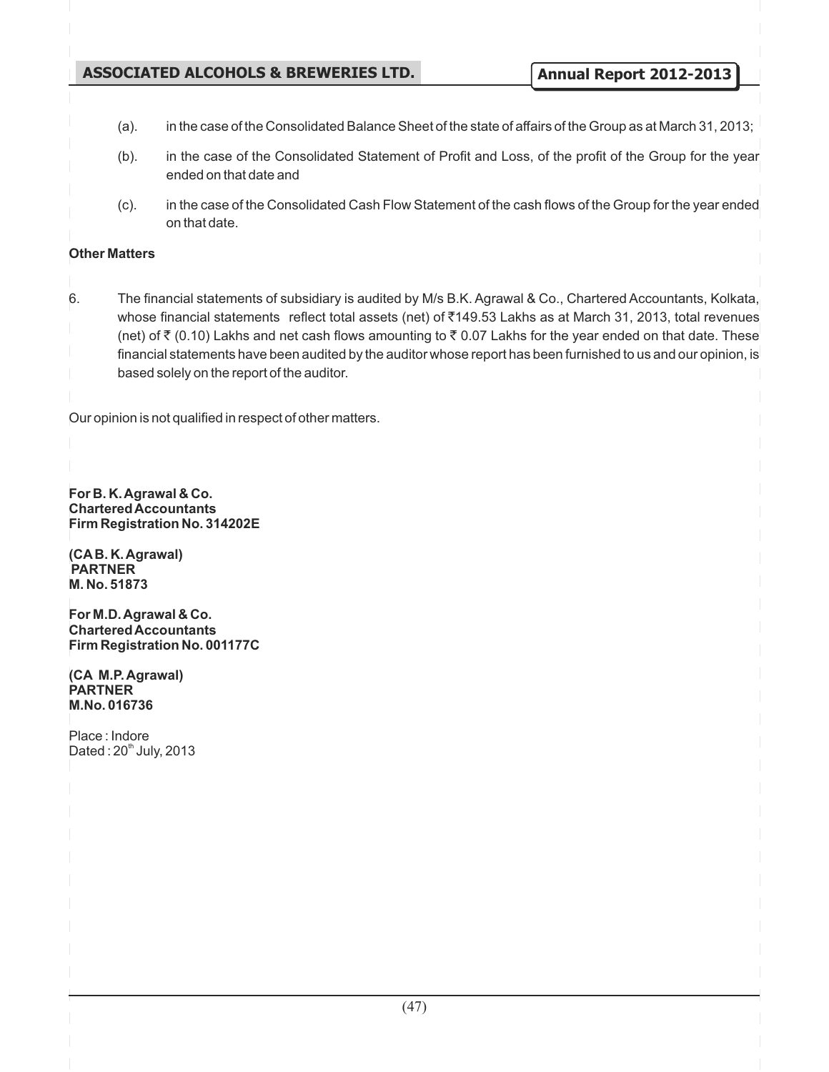(a). in the case of the Consolidated Balance Sheet of the state of affairs of the Group as at March 31, 2013;

(b). in the case of the Consolidated Statement of Profit and Loss, of the profit of the Group for the year ended on that date and

(c). in the case of the Consolidated Cash Flow Statement of the cash flows of the Group for the year ended on that date.

**Other Matters**

6. The financial statements of subsidiary is audited by M/s B.K. Agrawal & Co., Chartered Accountants, Kolkata, whose financial statements reflect total assets (net) of ₹149.53 Lakhs as at March 31, 2013, total revenues (net) of ₹ (0.10) Lakhs and net cash flows amounting to ₹ 0.07 Lakhs for the year ended on that date. These financial statements have been audited by the auditor whose report has been furnished to us and our opinion, is based solely on the report of the auditor.

Our opinion is not qualified in respect of other matters.

**For B. K. Agrawal & Co.**
**Chartered Accountants**
**Firm Registration No. 314202E**

**(CA B. K. Agrawal)**
**PARTNER**
**M. No. 51873**

**For M.D. Agrawal & Co.**
**Chartered Accountants**
**Firm Registration No. 001177C**

**(CA M.P. Agrawal)**
**PARTNER**
**M.No. 016736**

Place : Indore
Dated : 20th July, 2013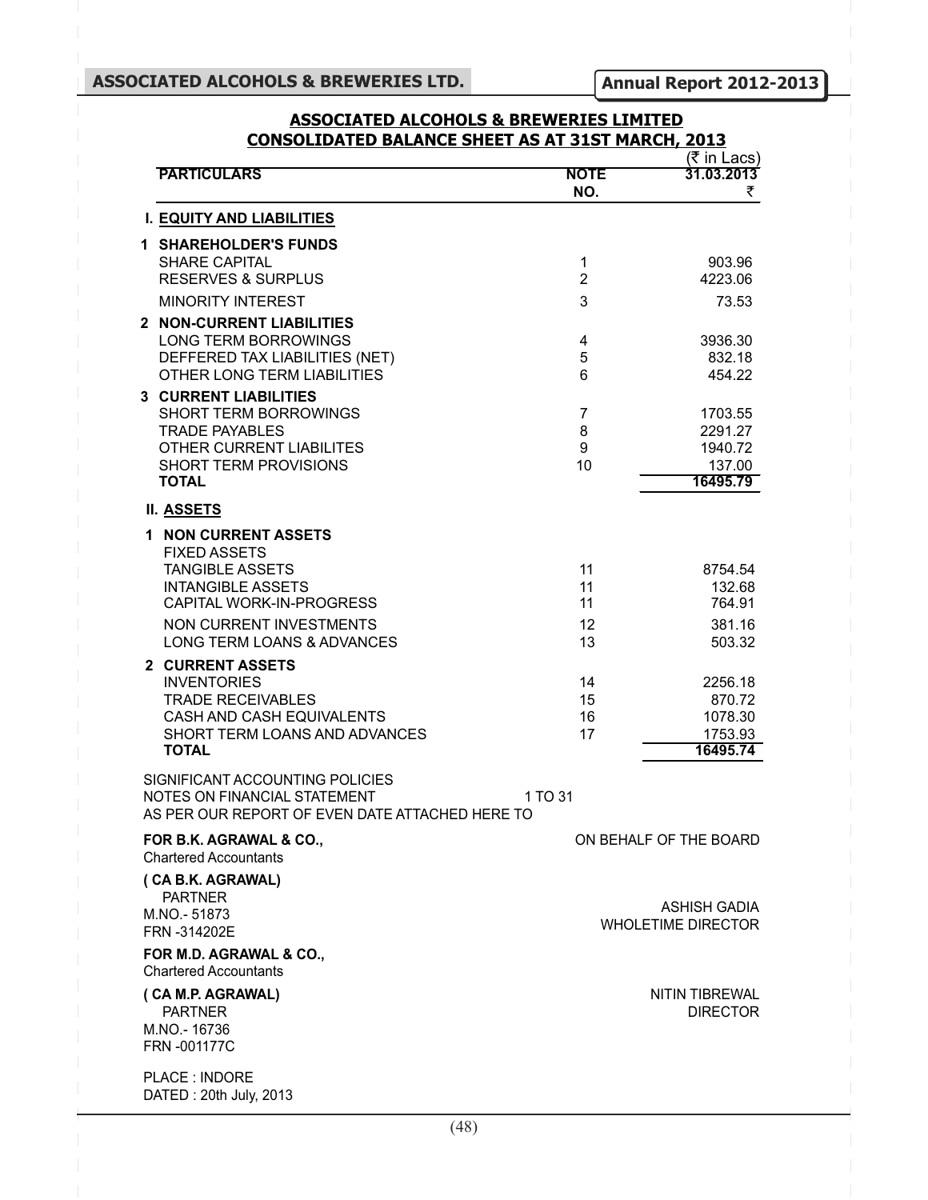## ASSOCIATED ALCOHOLS & BREWERIES LIMITED
## CONSOLIDATED BALANCE SHEET AS AT 31ST MARCH, 2013

(₹ in Lacs)

| PARTICULARS | NOTE NO. | 31.03.2013 ₹ |
|---|---|---|
| **I. EQUITY AND LIABILITIES** | | |
| **1 SHAREHOLDER'S FUNDS** | | |
| SHARE CAPITAL | 1 | 903.96 |
| RESERVES & SURPLUS | 2 | 4223.06 |
| MINORITY INTEREST | 3 | 73.53 |
| **2 NON-CURRENT LIABILITIES** | | |
| LONG TERM BORROWINGS | 4 | 3936.30 |
| DEFFERED TAX LIABILITIES (NET) | 5 | 832.18 |
| OTHER LONG TERM LIABILITIES | 6 | 454.22 |
| **3 CURRENT LIABILITIES** | | |
| SHORT TERM BORROWINGS | 7 | 1703.55 |
| TRADE PAYABLES | 8 | 2291.27 |
| OTHER CURRENT LIABILITES | 9 | 1940.72 |
| SHORT TERM PROVISIONS | 10 | 137.00 |
| **TOTAL** | | 16495.79 |
| **II. ASSETS** | | |
| **1 NON CURRENT ASSETS** | | |
| FIXED ASSETS | | |
| TANGIBLE ASSETS | 11 | 8754.54 |
| INTANGIBLE ASSETS | 11 | 132.68 |
| CAPITAL WORK-IN-PROGRESS | 11 | 764.91 |
| NON CURRENT INVESTMENTS | 12 | 381.16 |
| LONG TERM LOANS & ADVANCES | 13 | 503.32 |
| **2 CURRENT ASSETS** | | |
| INVENTORIES | 14 | 2256.18 |
| TRADE RECEIVABLES | 15 | 870.72 |
| CASH AND CASH EQUIVALENTS | 16 | 1078.30 |
| SHORT TERM LOANS AND ADVANCES | 17 | 1753.93 |
| **TOTAL** | | 16495.74 |

SIGNIFICANT ACCOUNTING POLICIES
NOTES ON FINANCIAL STATEMENT 1 TO 31
AS PER OUR REPORT OF EVEN DATE ATTACHED HERE TO

**FOR B.K. AGRAWAL & CO.,**
Chartered Accountants

**( CA B.K. AGRAWAL)**
PARTNER
M.NO.- 51873
FRN -314202E

**FOR M.D. AGRAWAL & CO.,**
Chartered Accountants

**( CA M.P. AGRAWAL)**
PARTNER
M.NO.- 16736
FRN -001177C

PLACE : INDORE
DATED : 20th July, 2013

ON BEHALF OF THE BOARD

ASHISH GADIA
WHOLETIME DIRECTOR

NITIN TIBREWAL
DIRECTOR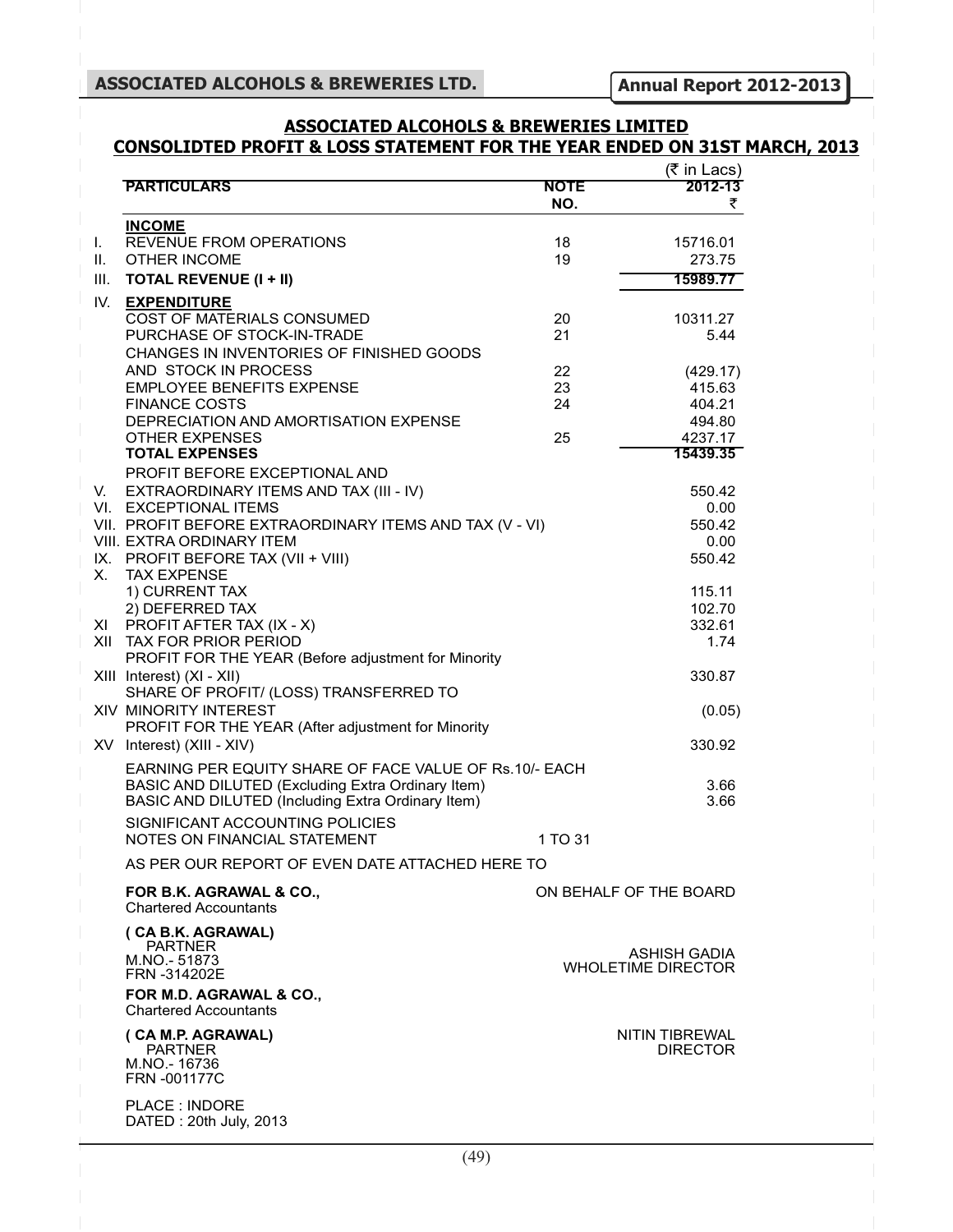## ASSOCIATED ALCOHOLS & BREWERIES LIMITED

## CONSOLIDTED PROFIT & LOSS STATEMENT FOR THE YEAR ENDED ON 31ST MARCH, 2013

(₹ in Lacs)

| | PARTICULARS | NOTE NO. | 2012-13 ₹ |
|---|---|---|---|
| | **INCOME** | | |
| I. | REVENUE FROM OPERATIONS | 18 | 15716.01 |
| II. | OTHER INCOME | 19 | 273.75 |
| III. | **TOTAL REVENUE (I + II)** | | **15989.77** |
| IV. | **EXPENDITURE** | | |
| | COST OF MATERIALS CONSUMED | 20 | 10311.27 |
| | PURCHASE OF STOCK-IN-TRADE | 21 | 5.44 |
| | CHANGES IN INVENTORIES OF FINISHED GOODS AND STOCK IN PROCESS | 22 | (429.17) |
| | EMPLOYEE BENEFITS EXPENSE | 23 | 415.63 |
| | FINANCE COSTS | 24 | 404.21 |
| | DEPRECIATION AND AMORTISATION EXPENSE | | 494.80 |
| | OTHER EXPENSES | 25 | 4237.17 |
| | **TOTAL EXPENSES** | | **15439.35** |
| V. | PROFIT BEFORE EXCEPTIONAL AND EXTRAORDINARY ITEMS AND TAX (III - IV) | | 550.42 |
| VI. | EXCEPTIONAL ITEMS | | 0.00 |
| VII. | PROFIT BEFORE EXTRAORDINARY ITEMS AND TAX (V - VI) | | 550.42 |
| VIII. | EXTRA ORDINARY ITEM | | 0.00 |
| IX. | PROFIT BEFORE TAX (VII + VIII) | | 550.42 |
| X. | TAX EXPENSE | | |
| | 1) CURRENT TAX | | 115.11 |
| | 2) DEFERRED TAX | | 102.70 |
| XI | PROFIT AFTER TAX (IX - X) | | 332.61 |
| XII | TAX FOR PRIOR PERIOD | | 1.74 |
| XIII | PROFIT FOR THE YEAR (Before adjustment for Minority Interest) (XI - XII) | | 330.87 |
| XIV | SHARE OF PROFIT/ (LOSS) TRANSFERRED TO MINORITY INTEREST | | (0.05) |
| XV | PROFIT FOR THE YEAR (After adjustment for Minority Interest) (XIII - XIV) | | 330.92 |
| | EARNING PER EQUITY SHARE OF FACE VALUE OF Rs.10/- EACH | | |
| | BASIC AND DILUTED (Excluding Extra Ordinary Item) | | 3.66 |
| | BASIC AND DILUTED (Including Extra Ordinary Item) | | 3.66 |
| | SIGNIFICANT ACCOUNTING POLICIES NOTES ON FINANCIAL STATEMENT | 1 TO 31 | |

AS PER OUR REPORT OF EVEN DATE ATTACHED HERE TO

**FOR B.K. AGRAWAL & CO.,**
Chartered Accountants

**( CA B.K. AGRAWAL)**
PARTNER
M.NO.- 51873
FRN -314202E

**FOR M.D. AGRAWAL & CO.,**
Chartered Accountants

**( CA M.P. AGRAWAL)**
PARTNER
M.NO.- 16736
FRN -001177C

PLACE : INDORE
DATED : 20th July, 2013

ON BEHALF OF THE BOARD

ASHISH GADIA
WHOLETIME DIRECTOR

NITIN TIBREWAL
DIRECTOR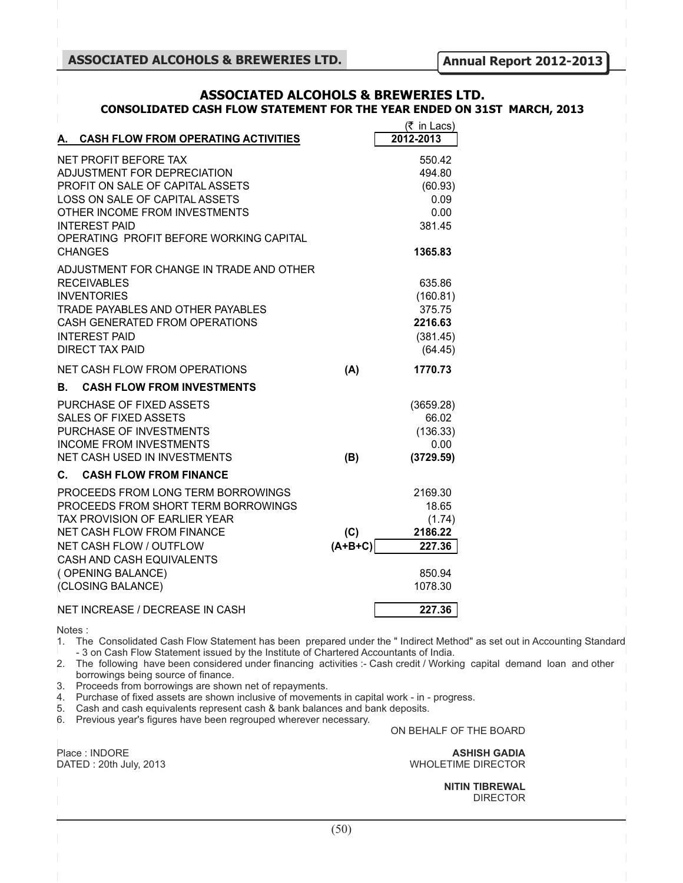# ASSOCIATED ALCOHOLS & BREWERIES LTD.

## CONSOLIDATED CASH FLOW STATEMENT FOR THE YEAR ENDED ON 31ST MARCH, 2013

| | | (₹ in Lacs) |
|---|---|---|
| **A. CASH FLOW FROM OPERATING ACTIVITIES** | | **2012-2013** |
| NET PROFIT BEFORE TAX | | 550.42 |
| ADJUSTMENT FOR DEPRECIATION | | 494.80 |
| PROFIT ON SALE OF CAPITAL ASSETS | | (60.93) |
| LOSS ON SALE OF CAPITAL ASSETS | | 0.09 |
| OTHER INCOME FROM INVESTMENTS | | 0.00 |
| INTEREST PAID | | 381.45 |
| OPERATING PROFIT BEFORE WORKING CAPITAL CHANGES | | **1365.83** |
| ADJUSTMENT FOR CHANGE IN TRADE AND OTHER | | |
| RECEIVABLES | | 635.86 |
| INVENTORIES | | (160.81) |
| TRADE PAYABLES AND OTHER PAYABLES | | 375.75 |
| CASH GENERATED FROM OPERATIONS | | **2216.63** |
| INTEREST PAID | | (381.45) |
| DIRECT TAX PAID | | (64.45) |
| NET CASH FLOW FROM OPERATIONS | **(A)** | **1770.73** |
| **B. CASH FLOW FROM INVESTMENTS** | | |
| PURCHASE OF FIXED ASSETS | | (3659.28) |
| SALES OF FIXED ASSETS | | 66.02 |
| PURCHASE OF INVESTMENTS | | (136.33) |
| INCOME FROM INVESTMENTS | | 0.00 |
| NET CASH USED IN INVESTMENTS | **(B)** | **(3729.59)** |
| **C. CASH FLOW FROM FINANCE** | | |
| PROCEEDS FROM LONG TERM BORROWINGS | | 2169.30 |
| PROCEEDS FROM SHORT TERM BORROWINGS | | 18.65 |
| TAX PROVISION OF EARLIER YEAR | | (1.74) |
| NET CASH FLOW FROM FINANCE | **(C)** | **2186.22** |
| NET CASH FLOW / OUTFLOW | **(A+B+C)** | **227.36** |
| CASH AND CASH EQUIVALENTS | | |
| ( OPENING BALANCE) | | 850.94 |
| (CLOSING BALANCE) | | 1078.30 |
| NET INCREASE / DECREASE IN CASH | | **227.36** |

Notes :

1. The Consolidated Cash Flow Statement has been prepared under the " Indirect Method" as set out in Accounting Standard - 3 on Cash Flow Statement issued by the Institute of Chartered Accountants of India.
2. The following have been considered under financing activities :- Cash credit / Working capital demand loan and other borrowings being source of finance.
3. Proceeds from borrowings are shown net of repayments.
4. Purchase of fixed assets are shown inclusive of movements in capital work - in - progress.
5. Cash and cash equivalents represent cash & bank balances and bank deposits.
6. Previous year's figures have been regrouped wherever necessary.

ON BEHALF OF THE BOARD

Place : INDORE
DATED : 20th July, 2013

**ASHISH GADIA**
WHOLETIME DIRECTOR

**NITIN TIBREWAL**
DIRECTOR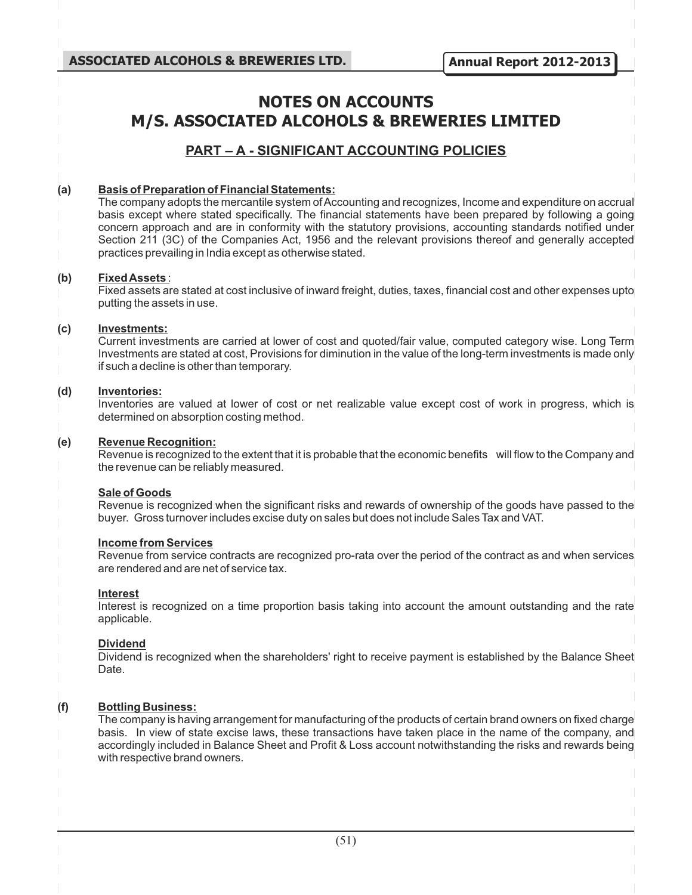# NOTES ON ACCOUNTS
# M/S. ASSOCIATED ALCOHOLS & BREWERIES LIMITED

## PART – A - SIGNIFICANT ACCOUNTING POLICIES

**(a) Basis of Preparation of Financial Statements:**

The company adopts the mercantile system of Accounting and recognizes, Income and expenditure on accrual basis except where stated specifically. The financial statements have been prepared by following a going concern approach and are in conformity with the statutory provisions, accounting standards notified under Section 211 (3C) of the Companies Act, 1956 and the relevant provisions thereof and generally accepted practices prevailing in India except as otherwise stated.

**(b) Fixed Assets** :

Fixed assets are stated at cost inclusive of inward freight, duties, taxes, financial cost and other expenses upto putting the assets in use.

**(c) Investments:**

Current investments are carried at lower of cost and quoted/fair value, computed category wise. Long Term Investments are stated at cost, Provisions for diminution in the value of the long-term investments is made only if such a decline is other than temporary.

**(d) Inventories:**

Inventories are valued at lower of cost or net realizable value except cost of work in progress, which is determined on absorption costing method.

**(e) Revenue Recognition:**

Revenue is recognized to the extent that it is probable that the economic benefits will flow to the Company and the revenue can be reliably measured.

**Sale of Goods**

Revenue is recognized when the significant risks and rewards of ownership of the goods have passed to the buyer. Gross turnover includes excise duty on sales but does not include Sales Tax and VAT.

**Income from Services**

Revenue from service contracts are recognized pro-rata over the period of the contract as and when services are rendered and are net of service tax.

**Interest**

Interest is recognized on a time proportion basis taking into account the amount outstanding and the rate applicable.

**Dividend**

Dividend is recognized when the shareholders' right to receive payment is established by the Balance Sheet Date.

**(f) Bottling Business:**

The company is having arrangement for manufacturing of the products of certain brand owners on fixed charge basis. In view of state excise laws, these transactions have taken place in the name of the company, and accordingly included in Balance Sheet and Profit & Loss account notwithstanding the risks and rewards being with respective brand owners.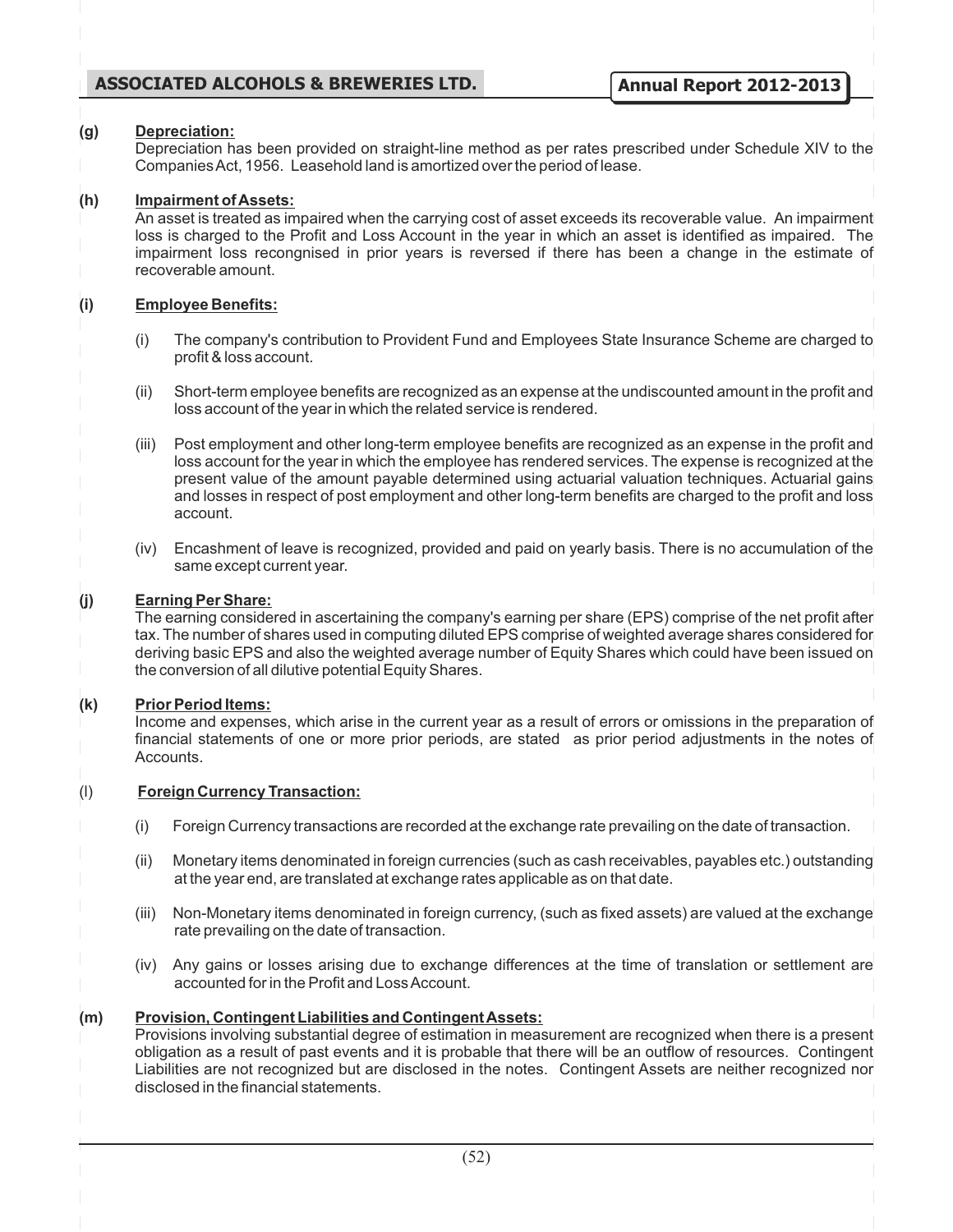**(g) Depreciation:**

Depreciation has been provided on straight-line method as per rates prescribed under Schedule XIV to the Companies Act, 1956. Leasehold land is amortized over the period of lease.

**(h) Impairment of Assets:**

An asset is treated as impaired when the carrying cost of asset exceeds its recoverable value. An impairment loss is charged to the Profit and Loss Account in the year in which an asset is identified as impaired. The impairment loss recongnised in prior years is reversed if there has been a change in the estimate of recoverable amount.

**(i) Employee Benefits:**

(i) The company's contribution to Provident Fund and Employees State Insurance Scheme are charged to profit & loss account.

(ii) Short-term employee benefits are recognized as an expense at the undiscounted amount in the profit and loss account of the year in which the related service is rendered.

(iii) Post employment and other long-term employee benefits are recognized as an expense in the profit and loss account for the year in which the employee has rendered services. The expense is recognized at the present value of the amount payable determined using actuarial valuation techniques. Actuarial gains and losses in respect of post employment and other long-term benefits are charged to the profit and loss account.

(iv) Encashment of leave is recognized, provided and paid on yearly basis. There is no accumulation of the same except current year.

**(j) Earning Per Share:**

The earning considered in ascertaining the company's earning per share (EPS) comprise of the net profit after tax. The number of shares used in computing diluted EPS comprise of weighted average shares considered for deriving basic EPS and also the weighted average number of Equity Shares which could have been issued on the conversion of all dilutive potential Equity Shares.

**(k) Prior Period Items:**

Income and expenses, which arise in the current year as a result of errors or omissions in the preparation of financial statements of one or more prior periods, are stated as prior period adjustments in the notes of Accounts.

**(l) Foreign Currency Transaction:**

(i) Foreign Currency transactions are recorded at the exchange rate prevailing on the date of transaction.

(ii) Monetary items denominated in foreign currencies (such as cash receivables, payables etc.) outstanding at the year end, are translated at exchange rates applicable as on that date.

(iii) Non-Monetary items denominated in foreign currency, (such as fixed assets) are valued at the exchange rate prevailing on the date of transaction.

(iv) Any gains or losses arising due to exchange differences at the time of translation or settlement are accounted for in the Profit and Loss Account.

**(m) Provision, Contingent Liabilities and Contingent Assets:**

Provisions involving substantial degree of estimation in measurement are recognized when there is a present obligation as a result of past events and it is probable that there will be an outflow of resources. Contingent Liabilities are not recognized but are disclosed in the notes. Contingent Assets are neither recognized nor disclosed in the financial statements.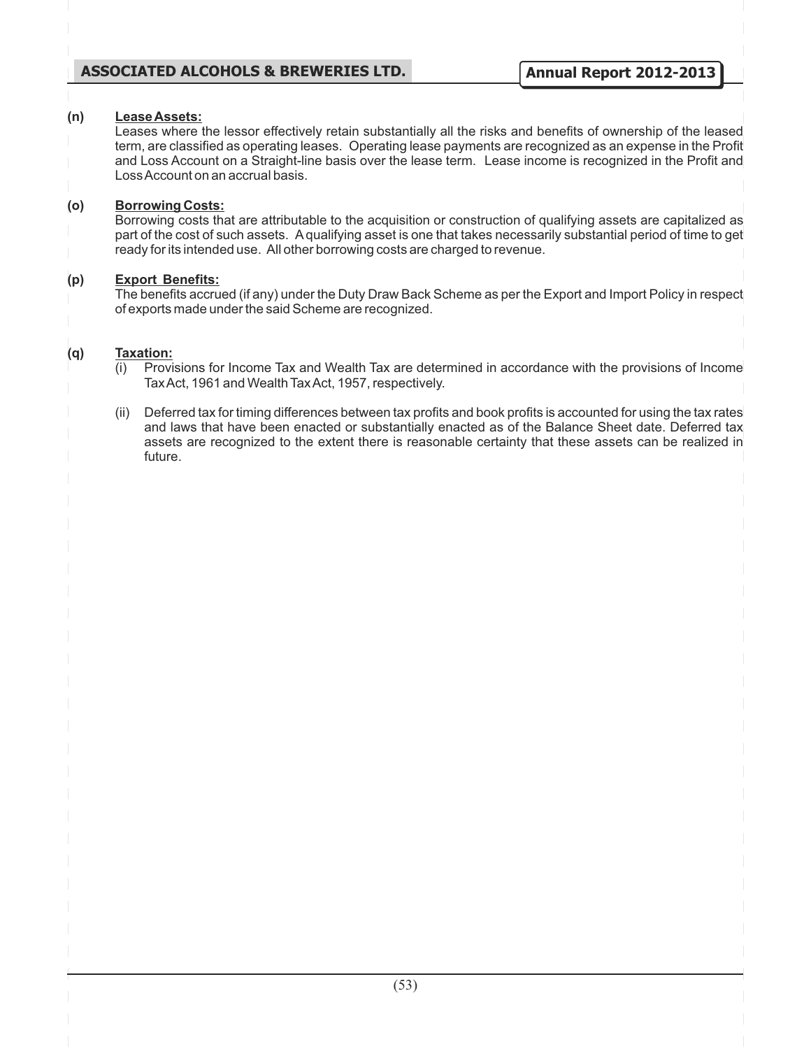**(n) Lease Assets:**

Leases where the lessor effectively retain substantially all the risks and benefits of ownership of the leased term, are classified as operating leases. Operating lease payments are recognized as an expense in the Profit and Loss Account on a Straight-line basis over the lease term. Lease income is recognized in the Profit and Loss Account on an accrual basis.

**(o) Borrowing Costs:**

Borrowing costs that are attributable to the acquisition or construction of qualifying assets are capitalized as part of the cost of such assets. A qualifying asset is one that takes necessarily substantial period of time to get ready for its intended use. All other borrowing costs are charged to revenue.

**(p) Export Benefits:**

The benefits accrued (if any) under the Duty Draw Back Scheme as per the Export and Import Policy in respect of exports made under the said Scheme are recognized.

**(q) Taxation:**

(i) Provisions for Income Tax and Wealth Tax are determined in accordance with the provisions of Income Tax Act, 1961 and Wealth Tax Act, 1957, respectively.

(ii) Deferred tax for timing differences between tax profits and book profits is accounted for using the tax rates and laws that have been enacted or substantially enacted as of the Balance Sheet date. Deferred tax assets are recognized to the extent there is reasonable certainty that these assets can be realized in future.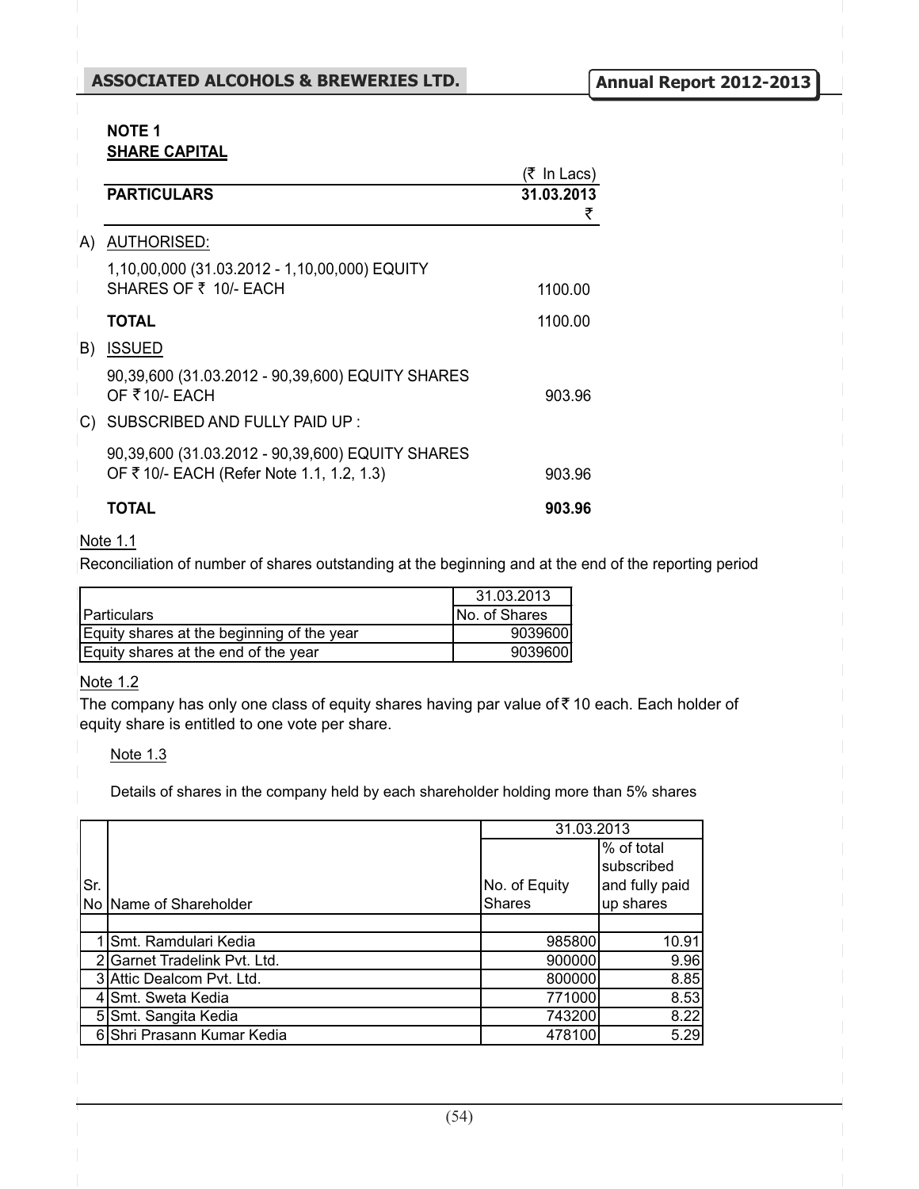## NOTE 1
## SHARE CAPITAL

| PARTICULARS | (₹ In Lacs) 31.03.2013 ₹ |
|---|---|
| **A) AUTHORISED:** | |
| 1,10,00,000 (31.03.2012 - 1,10,00,000) EQUITY SHARES OF ₹ 10/- EACH | 1100.00 |
| **TOTAL** | 1100.00 |
| **B) ISSUED** | |
| 90,39,600 (31.03.2012 - 90,39,600) EQUITY SHARES OF ₹ 10/- EACH | 903.96 |
| **C) SUBSCRIBED AND FULLY PAID UP :** | |
| 90,39,600 (31.03.2012 - 90,39,600) EQUITY SHARES OF ₹ 10/- EACH (Refer Note 1.1, 1.2, 1.3) | 903.96 |
| **TOTAL** | **903.96** |

Note 1.1

Reconciliation of number of shares outstanding at the beginning and at the end of the reporting period

| Particulars | 31.03.2013 No. of Shares |
|---|---|
| Equity shares at the beginning of the year | 9039600 |
| Equity shares at the end of the year | 9039600 |

Note 1.2

The company has only one class of equity shares having par value of ₹ 10 each. Each holder of equity share is entitled to one vote per share.

Note 1.3

Details of shares in the company held by each shareholder holding more than 5% shares

| Sr. No | Name of Shareholder | 31.03.2013 No. of Equity Shares | 31.03.2013 % of total subscribed and fully paid up shares |
|---|---|---|---|
| 1 | Smt. Ramdulari Kedia | 985800 | 10.91 |
| 2 | Garnet Tradelink Pvt. Ltd. | 900000 | 9.96 |
| 3 | Attic Dealcom Pvt. Ltd. | 800000 | 8.85 |
| 4 | Smt. Sweta Kedia | 771000 | 8.53 |
| 5 | Smt. Sangita Kedia | 743200 | 8.22 |
| 6 | Shri Prasann Kumar Kedia | 478100 | 5.29 |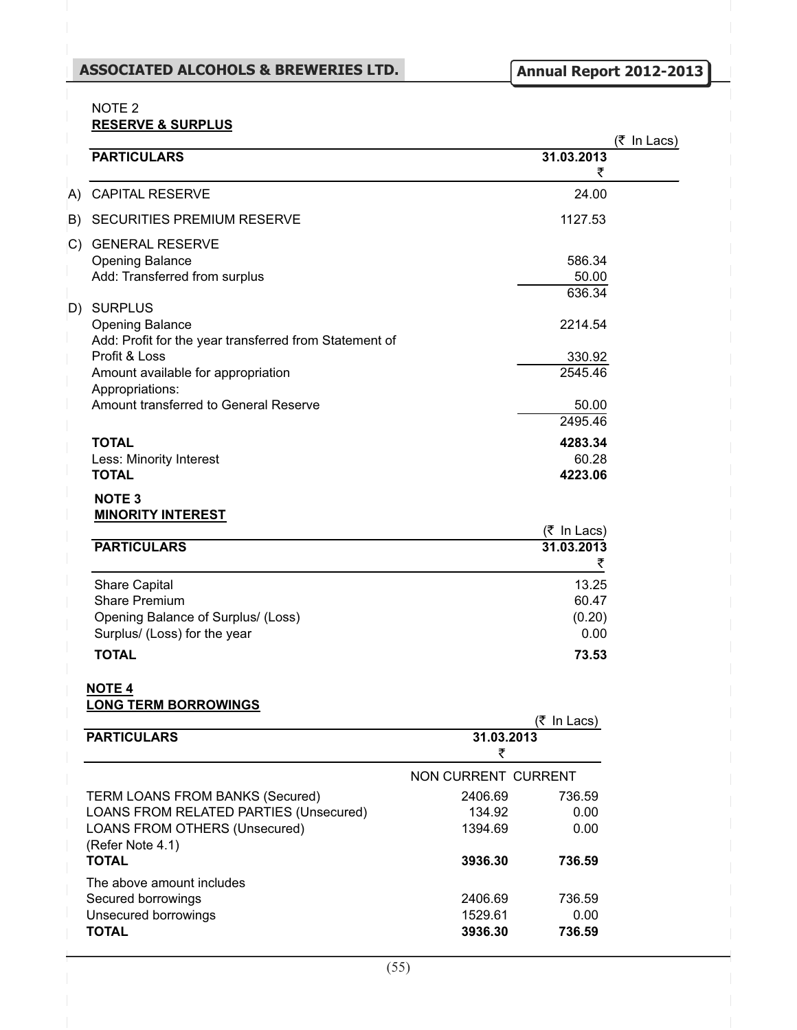NOTE 2
**RESERVE & SURPLUS**

(₹ In Lacs)

| | PARTICULARS | 31.03.2013 ₹ |
|---|---|---|
| A) | CAPITAL RESERVE | 24.00 |
| B) | SECURITIES PREMIUM RESERVE | 1127.53 |
| C) | GENERAL RESERVE | |
| | Opening Balance | 586.34 |
| | Add: Transferred from surplus | 50.00 |
| | | 636.34 |
| D) | SURPLUS | |
| | Opening Balance | 2214.54 |
| | Add: Profit for the year transferred from Statement of Profit & Loss | 330.92 |
| | Amount available for appropriation | 2545.46 |
| | Appropriations: | |
| | Amount transferred to General Reserve | 50.00 |
| | | 2495.46 |
| | **TOTAL** | **4283.34** |
| | Less: Minority Interest | 60.28 |
| | **TOTAL** | **4223.06** |

**NOTE 3**
**MINORITY INTEREST**

(₹ In Lacs)

| PARTICULARS | 31.03.2013 ₹ |
|---|---|
| Share Capital | 13.25 |
| Share Premium | 60.47 |
| Opening Balance of Surplus/ (Loss) | (0.20) |
| Surplus/ (Loss) for the year | 0.00 |
| **TOTAL** | **73.53** |

**NOTE 4**
**LONG TERM BORROWINGS**

(₹ In Lacs)

| PARTICULARS | 31.03.2013 ₹ | |
|---|---|---|
| | NON CURRENT | CURRENT |
| TERM LOANS FROM BANKS (Secured) | 2406.69 | 736.59 |
| LOANS FROM RELATED PARTIES (Unsecured) | 134.92 | 0.00 |
| LOANS FROM OTHERS (Unsecured) (Refer Note 4.1) | 1394.69 | 0.00 |
| **TOTAL** | **3936.30** | **736.59** |
| The above amount includes | | |
| Secured borrowings | 2406.69 | 736.59 |
| Unsecured borrowings | 1529.61 | 0.00 |
| **TOTAL** | **3936.30** | **736.59** |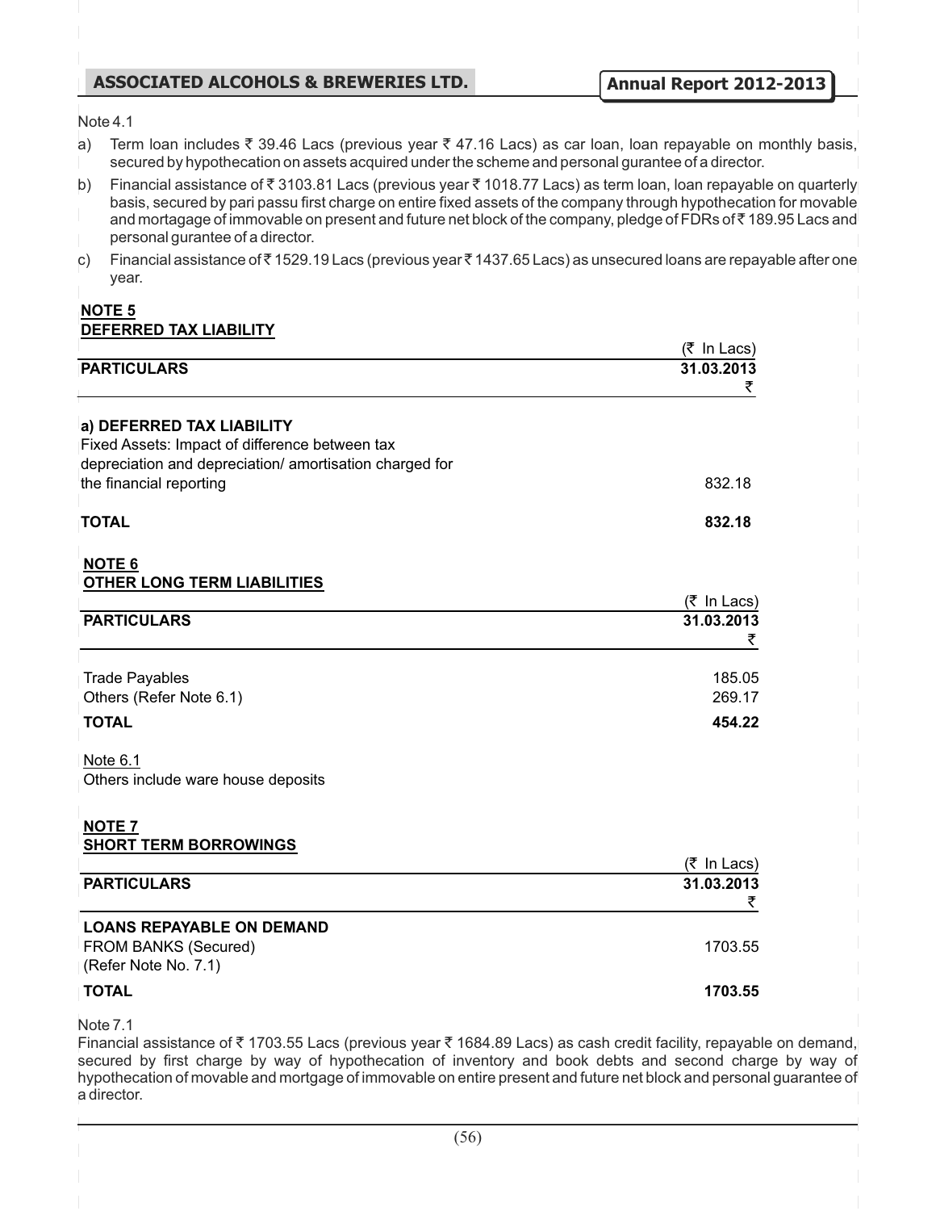Note 4.1

a) Term loan includes ₹ 39.46 Lacs (previous year ₹ 47.16 Lacs) as car loan, loan repayable on monthly basis, secured by hypothecation on assets acquired under the scheme and personal gurantee of a director.

b) Financial assistance of ₹ 3103.81 Lacs (previous year ₹ 1018.77 Lacs) as term loan, loan repayable on quarterly basis, secured by pari passu first charge on entire fixed assets of the company through hypothecation for movable and mortagage of immovable on present and future net block of the company, pledge of FDRs of ₹ 189.95 Lacs and personal gurantee of a director.

c) Financial assistance of ₹ 1529.19 Lacs (previous year ₹ 1437.65 Lacs) as unsecured loans are repayable after one year.

## NOTE 5
## DEFERRED TAX LIABILITY

| PARTICULARS | (₹ In Lacs) 31.03.2013 ₹ |
|---|---|
| **a) DEFERRED TAX LIABILITY** | |
| Fixed Assets: Impact of difference between tax depreciation and depreciation/ amortisation charged for the financial reporting | 832.18 |
| **TOTAL** | **832.18** |

## NOTE 6
## OTHER LONG TERM LIABILITIES

| PARTICULARS | (₹ In Lacs) 31.03.2013 ₹ |
|---|---|
| Trade Payables | 185.05 |
| Others (Refer Note 6.1) | 269.17 |
| **TOTAL** | **454.22** |

Note 6.1

Others include ware house deposits

## NOTE 7
## SHORT TERM BORROWINGS

| PARTICULARS | (₹ In Lacs) 31.03.2013 ₹ |
|---|---|
| **LOANS REPAYABLE ON DEMAND** | |
| FROM BANKS (Secured) (Refer Note No. 7.1) | 1703.55 |
| **TOTAL** | **1703.55** |

Note 7.1

Financial assistance of ₹ 1703.55 Lacs (previous year ₹ 1684.89 Lacs) as cash credit facility, repayable on demand, secured by first charge by way of hypothecation of inventory and book debts and second charge by way of hypothecation of movable and mortgage of immovable on entire present and future net block and personal guarantee of a director.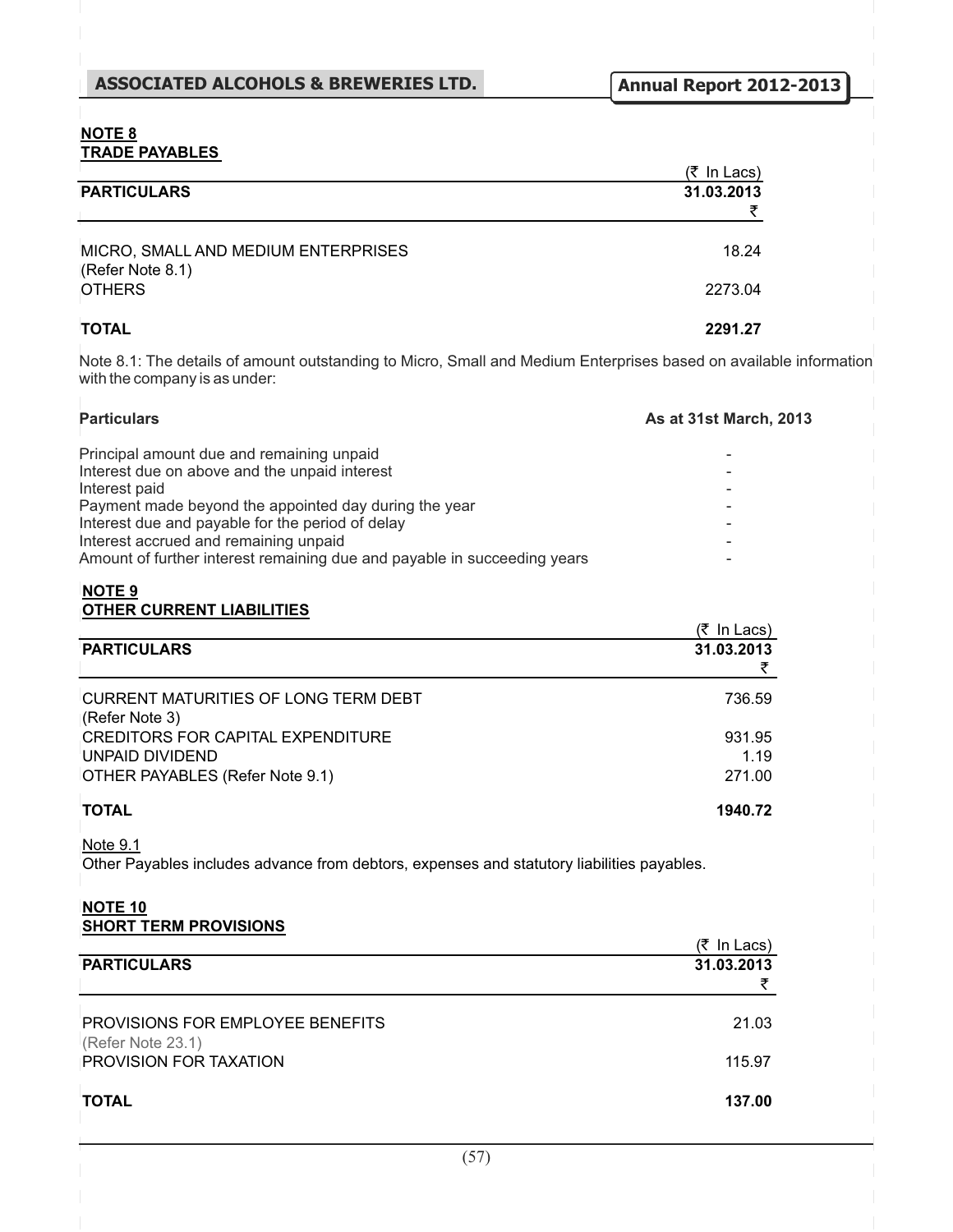## NOTE 8
## TRADE PAYABLES

| PARTICULARS | (₹ In Lacs) 31.03.2013 ₹ |
|---|---|
| MICRO, SMALL AND MEDIUM ENTERPRISES (Refer Note 8.1) | 18.24 |
| OTHERS | 2273.04 |
| **TOTAL** | **2291.27** |

Note 8.1: The details of amount outstanding to Micro, Small and Medium Enterprises based on available information with the company is as under:

| Particulars | As at 31st March, 2013 |
|---|---|
| Principal amount due and remaining unpaid | - |
| Interest due on above and the unpaid interest | - |
| Interest paid | - |
| Payment made beyond the appointed day during the year | - |
| Interest due and payable for the period of delay | - |
| Interest accrued and remaining unpaid | - |
| Amount of further interest remaining due and payable in succeeding years | - |

## NOTE 9
## OTHER CURRENT LIABILITIES

| PARTICULARS | (₹ In Lacs) 31.03.2013 ₹ |
|---|---|
| CURRENT MATURITIES OF LONG TERM DEBT (Refer Note 3) | 736.59 |
| CREDITORS FOR CAPITAL EXPENDITURE | 931.95 |
| UNPAID DIVIDEND | 1.19 |
| OTHER PAYABLES (Refer Note 9.1) | 271.00 |
| **TOTAL** | **1940.72** |

Note 9.1

Other Payables includes advance from debtors, expenses and statutory liabilities payables.

## NOTE 10
## SHORT TERM PROVISIONS

| PARTICULARS | (₹ In Lacs) 31.03.2013 ₹ |
|---|---|
| PROVISIONS FOR EMPLOYEE BENEFITS (Refer Note 23.1) | 21.03 |
| PROVISION FOR TAXATION | 115.97 |
| **TOTAL** | **137.00** |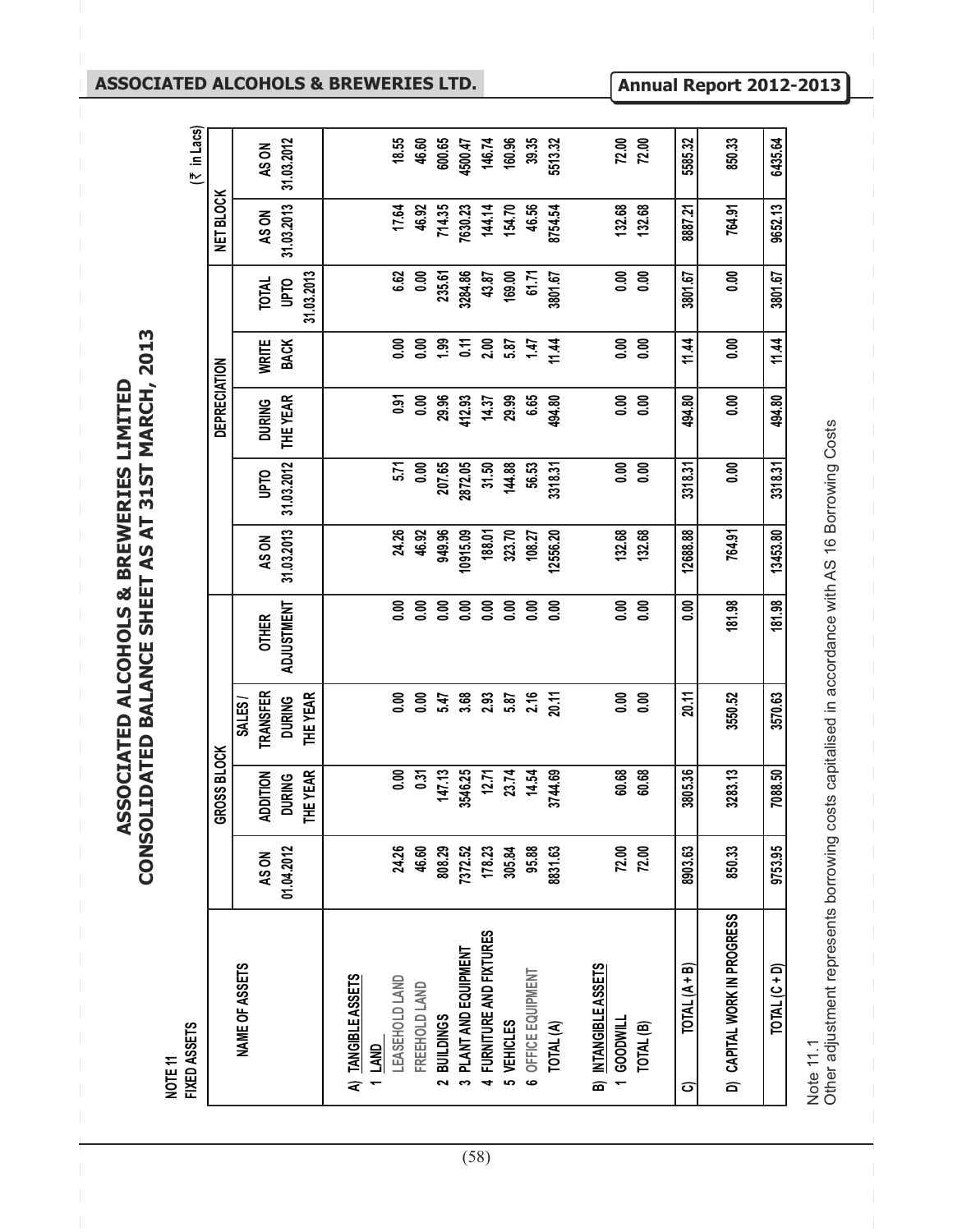# ASSOCIATED ALCOHOLS & BREWERIES LIMITED
## CONSOLIDATED BALANCE SHEET AS AT 31ST MARCH, 2013

**NOTE 11**
**FIXED ASSETS**

(₹ in Lacs)

| NAME OF ASSETS | GROSS BLOCK | | | | | DEPRECIATION | | | | NET BLOCK | |
|---|---|---|---|---|---|---|---|---|---|---|---|
| | AS ON 01.04.2012 | ADDITION DURING THE YEAR | SALES / TRANSFER DURING THE YEAR | OTHER ADJUSTMENT | AS ON 31.03.2013 | UPTO 31.03.2012 | DURING THE YEAR | WRITE BACK | TOTAL UPTO 31.03.2013 | AS ON 31.03.2013 | AS ON 31.03.2012 |
| **A) TANGIBLE ASSETS** | | | | | | | | | | | |
| 1 LAND | | | | | | | | | | | |
| LEASEHOLD LAND | 24.26 | 0.00 | 0.00 | 0.00 | 24.26 | 5.71 | 0.91 | 0.00 | 6.62 | 17.64 | 18.55 |
| FREEHOLD LAND | 46.60 | 0.31 | 0.00 | 0.00 | 46.92 | 0.00 | 0.00 | 0.00 | 0.00 | 46.92 | 46.60 |
| 2 BUILDINGS | 808.29 | 147.13 | 5.47 | 0.00 | 949.96 | 207.65 | 29.96 | 1.99 | 235.61 | 714.35 | 600.65 |
| 3 PLANT AND EQUIPMENT | 7372.52 | 3546.25 | 3.68 | 0.00 | 10915.09 | 2872.05 | 412.93 | 0.11 | 3284.86 | 7630.23 | 4500.47 |
| 4 FURNITURE AND FIXTURES | 178.23 | 12.71 | 2.93 | 0.00 | 188.01 | 31.50 | 14.37 | 2.00 | 43.87 | 144.14 | 146.74 |
| 5 VEHICLES | 305.84 | 23.74 | 5.87 | 0.00 | 323.70 | 144.88 | 29.99 | 5.87 | 169.00 | 154.70 | 160.96 |
| 6 OFFICE EQUIPMENT | 95.88 | 14.54 | 2.16 | 0.00 | 108.27 | 56.53 | 6.65 | 1.47 | 61.71 | 46.56 | 39.35 |
| TOTAL (A) | 8831.63 | 3744.69 | 20.11 | 0.00 | 12556.20 | 3318.31 | 494.80 | 11.44 | 3801.67 | 8754.54 | 5513.32 |
| **B) INTANGIBLE ASSETS** | | | | | | | | | | | |
| 1 GOODWILL | 72.00 | 60.68 | 0.00 | 0.00 | 132.68 | 0.00 | 0.00 | 0.00 | 0.00 | 132.68 | 72.00 |
| TOTAL (B) | 72.00 | 60.68 | 0.00 | 0.00 | 132.68 | 0.00 | 0.00 | 0.00 | 0.00 | 132.68 | 72.00 |
| C) TOTAL (A + B) | 8903.63 | 3805.36 | 20.11 | 0.00 | 12688.88 | 3318.31 | 494.80 | 11.44 | 3801.67 | 8887.21 | 5585.32 |
| D) CAPITAL WORK IN PROGRESS | 850.33 | 3283.13 | 3550.52 | 181.98 | 764.91 | 0.00 | 0.00 | 0.00 | 0.00 | 764.91 | 850.33 |
| TOTAL (C + D) | 9753.95 | 7088.50 | 3570.63 | 181.98 | 13453.80 | 3318.31 | 494.80 | 11.44 | 3801.67 | 9652.13 | 6435.64 |

Note 11.1
Other adjustment represents borrowing costs capitalised in accordance with AS 16 Borrowing Costs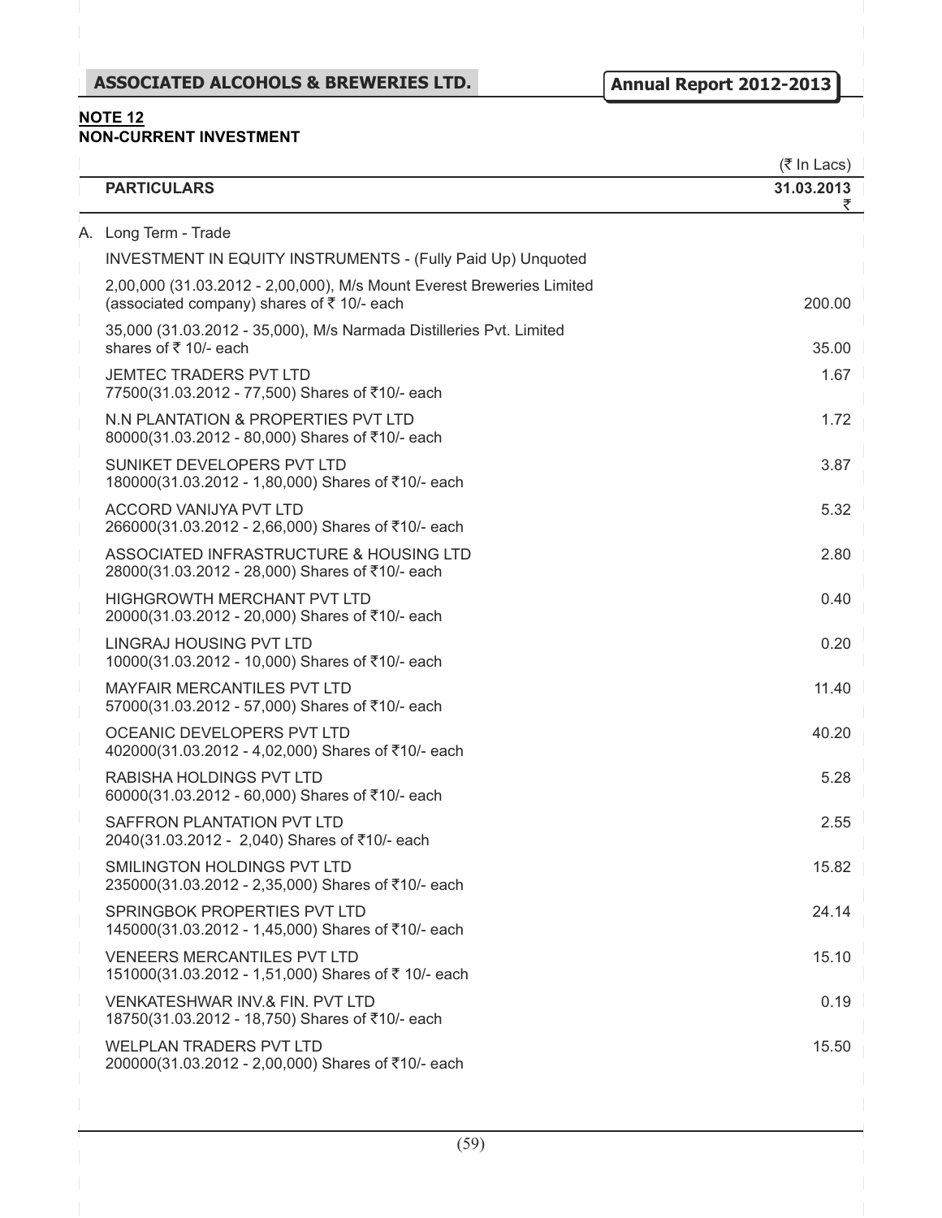**NOTE 12**
**NON-CURRENT INVESTMENT**

(₹ In Lacs)

| PARTICULARS | 31.03.2013 ₹ |
|---|---|
| A. Long Term - Trade | |
| INVESTMENT IN EQUITY INSTRUMENTS - (Fully Paid Up) Unquoted | |
| 2,00,000 (31.03.2012 - 2,00,000), M/s Mount Everest Breweries Limited (associated company) shares of ₹ 10/- each | 200.00 |
| 35,000 (31.03.2012 - 35,000), M/s Narmada Distilleries Pvt. Limited shares of ₹ 10/- each | 35.00 |
| JEMTEC TRADERS PVT LTD 77500(31.03.2012 - 77,500) Shares of ₹10/- each | 1.67 |
| N.N PLANTATION & PROPERTIES PVT LTD 80000(31.03.2012 - 80,000) Shares of ₹10/- each | 1.72 |
| SUNIKET DEVELOPERS PVT LTD 180000(31.03.2012 - 1,80,000) Shares of ₹10/- each | 3.87 |
| ACCORD VANIJYA PVT LTD 266000(31.03.2012 - 2,66,000) Shares of ₹10/- each | 5.32 |
| ASSOCIATED INFRASTRUCTURE & HOUSING LTD 28000(31.03.2012 - 28,000) Shares of ₹10/- each | 2.80 |
| HIGHGROWTH MERCHANT PVT LTD 20000(31.03.2012 - 20,000) Shares of ₹10/- each | 0.40 |
| LINGRAJ HOUSING PVT LTD 10000(31.03.2012 - 10,000) Shares of ₹10/- each | 0.20 |
| MAYFAIR MERCANTILES PVT LTD 57000(31.03.2012 - 57,000) Shares of ₹10/- each | 11.40 |
| OCEANIC DEVELOPERS PVT LTD 402000(31.03.2012 - 4,02,000) Shares of ₹10/- each | 40.20 |
| RABISHA HOLDINGS PVT LTD 60000(31.03.2012 - 60,000) Shares of ₹10/- each | 5.28 |
| SAFFRON PLANTATION PVT LTD 2040(31.03.2012 - 2,040) Shares of ₹10/- each | 2.55 |
| SMILINGTON HOLDINGS PVT LTD 235000(31.03.2012 - 2,35,000) Shares of ₹10/- each | 15.82 |
| SPRINGBOK PROPERTIES PVT LTD 145000(31.03.2012 - 1,45,000) Shares of ₹10/- each | 24.14 |
| VENEERS MERCANTILES PVT LTD 151000(31.03.2012 - 1,51,000) Shares of ₹ 10/- each | 15.10 |
| VENKATESHWAR INV.& FIN. PVT LTD 18750(31.03.2012 - 18,750) Shares of ₹10/- each | 0.19 |
| WELPLAN TRADERS PVT LTD 200000(31.03.2012 - 2,00,000) Shares of ₹10/- each | 15.50 |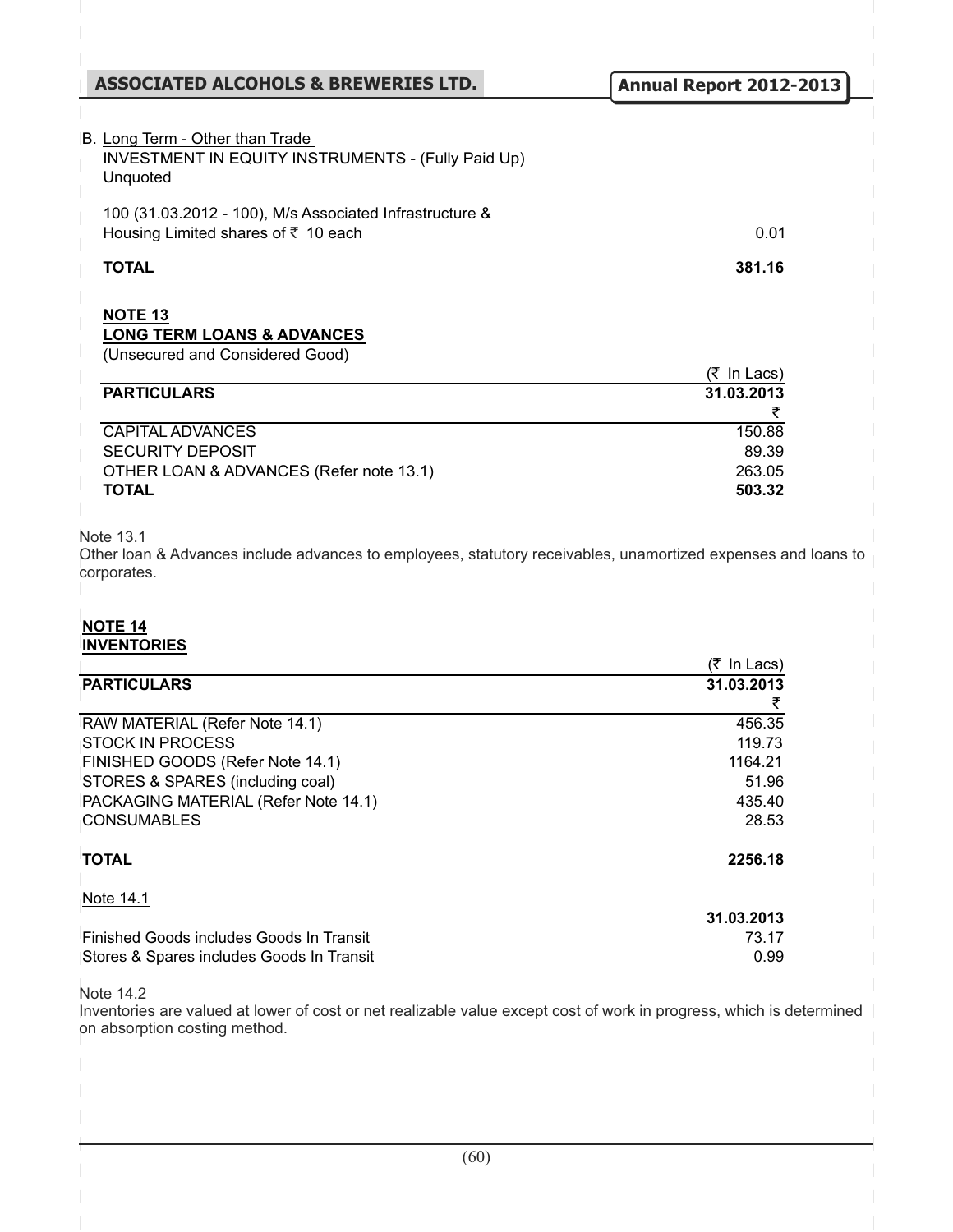B. Long Term - Other than Trade
INVESTMENT IN EQUITY INSTRUMENTS - (Fully Paid Up)
Unquoted

| | |
|---|---|
| 100 (31.03.2012 - 100), M/s Associated Infrastructure & Housing Limited shares of ₹ 10 each | 0.01 |
| **TOTAL** | **381.16** |

**NOTE 13**
**LONG TERM LOANS & ADVANCES**
(Unsecured and Considered Good)

(₹ In Lacs)

| **PARTICULARS** | **31.03.2013** ₹ |
|---|---|
| CAPITAL ADVANCES | 150.88 |
| SECURITY DEPOSIT | 89.39 |
| OTHER LOAN & ADVANCES (Refer note 13.1) | 263.05 |
| **TOTAL** | **503.32** |

Note 13.1
Other loan & Advances include advances to employees, statutory receivables, unamortized expenses and loans to corporates.

**NOTE 14**
**INVENTORIES**

(₹ In Lacs)

| **PARTICULARS** | **31.03.2013** ₹ |
|---|---|
| RAW MATERIAL (Refer Note 14.1) | 456.35 |
| STOCK IN PROCESS | 119.73 |
| FINISHED GOODS (Refer Note 14.1) | 1164.21 |
| STORES & SPARES (including coal) | 51.96 |
| PACKAGING MATERIAL (Refer Note 14.1) | 435.40 |
| CONSUMABLES | 28.53 |
| **TOTAL** | **2256.18** |

Note 14.1

| | **31.03.2013** |
|---|---|
| Finished Goods includes Goods In Transit | 73.17 |
| Stores & Spares includes Goods In Transit | 0.99 |

Note 14.2
Inventories are valued at lower of cost or net realizable value except cost of work in progress, which is determined on absorption costing method.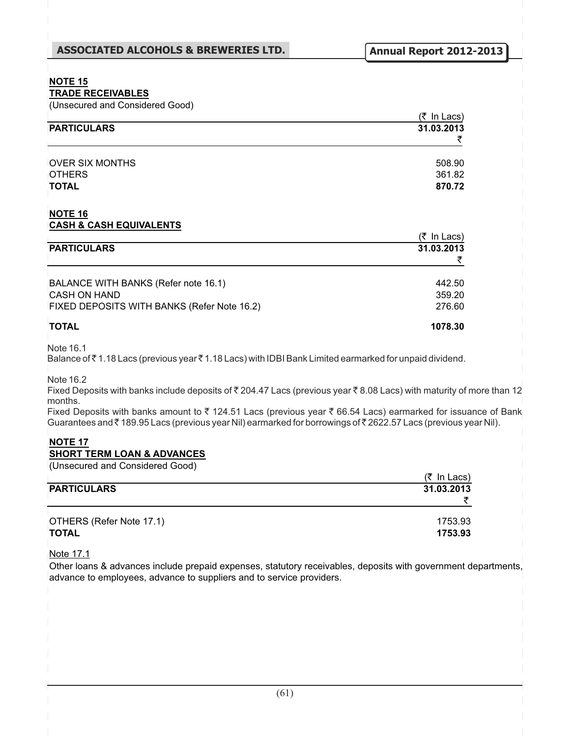## NOTE 15

### TRADE RECEIVABLES

(Unsecured and Considered Good)

(₹ In Lacs)

| PARTICULARS | 31.03.2013 ₹ |
|---|---|
| OVER SIX MONTHS | 508.90 |
| OTHERS | 361.82 |
| **TOTAL** | **870.72** |

## NOTE 16

### CASH & CASH EQUIVALENTS

(₹ In Lacs)

| PARTICULARS | 31.03.2013 ₹ |
|---|---|
| BALANCE WITH BANKS (Refer note 16.1) | 442.50 |
| CASH ON HAND | 359.20 |
| FIXED DEPOSITS WITH BANKS (Refer Note 16.2) | 276.60 |
| **TOTAL** | **1078.30** |

Note 16.1

Balance of ₹ 1.18 Lacs (previous year ₹ 1.18 Lacs) with IDBI Bank Limited earmarked for unpaid dividend.

Note 16.2

Fixed Deposits with banks include deposits of ₹ 204.47 Lacs (previous year ₹ 8.08 Lacs) with maturity of more than 12 months.

Fixed Deposits with banks amount to ₹ 124.51 Lacs (previous year ₹ 66.54 Lacs) earmarked for issuance of Bank Guarantees and ₹ 189.95 Lacs (previous year Nil) earmarked for borrowings of ₹ 2622.57 Lacs (previous year Nil).

## NOTE 17

### SHORT TERM LOAN & ADVANCES

(Unsecured and Considered Good)

(₹ In Lacs)

| PARTICULARS | 31.03.2013 ₹ |
|---|---|
| OTHERS (Refer Note 17.1) | 1753.93 |
| **TOTAL** | **1753.93** |

Note 17.1

Other loans & advances include prepaid expenses, statutory receivables, deposits with government departments, advance to employees, advance to suppliers and to service providers.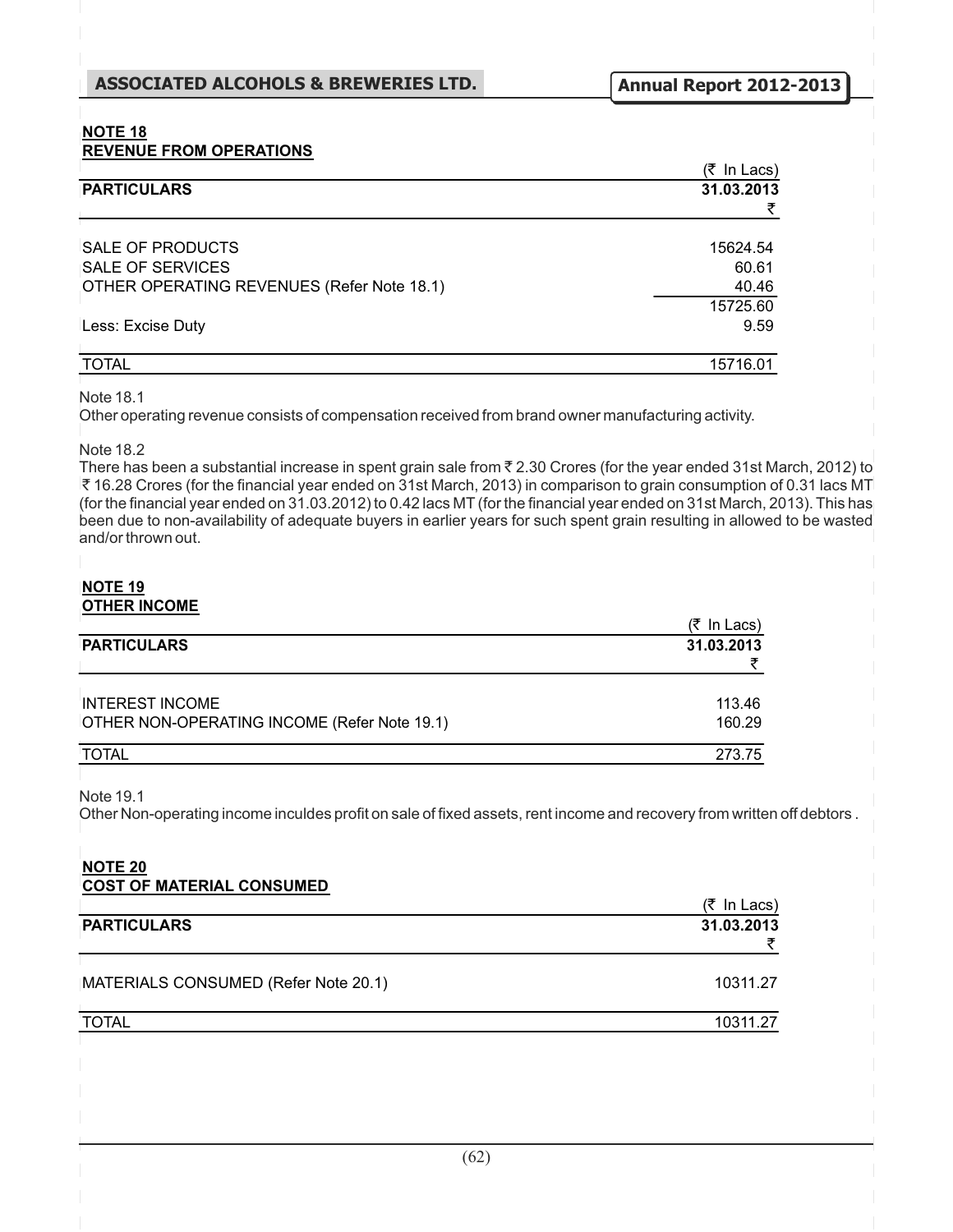## NOTE 18
**REVENUE FROM OPERATIONS**

| PARTICULARS | (₹ In Lacs) 31.03.2013 ₹ |
|---|---|
| SALE OF PRODUCTS | 15624.54 |
| SALE OF SERVICES | 60.61 |
| OTHER OPERATING REVENUES (Refer Note 18.1) | 40.46 |
| | 15725.60 |
| Less: Excise Duty | 9.59 |
| TOTAL | 15716.01 |

Note 18.1
Other operating revenue consists of compensation received from brand owner manufacturing activity.

Note 18.2
There has been a substantial increase in spent grain sale from ₹ 2.30 Crores (for the year ended 31st March, 2012) to ₹ 16.28 Crores (for the financial year ended on 31st March, 2013) in comparison to grain consumption of 0.31 lacs MT (for the financial year ended on 31.03.2012) to 0.42 lacs MT (for the financial year ended on 31st March, 2013). This has been due to non-availability of adequate buyers in earlier years for such spent grain resulting in allowed to be wasted and/or thrown out.

## NOTE 19
**OTHER INCOME**

| PARTICULARS | (₹ In Lacs) 31.03.2013 ₹ |
|---|---|
| INTEREST INCOME | 113.46 |
| OTHER NON-OPERATING INCOME (Refer Note 19.1) | 160.29 |
| TOTAL | 273.75 |

Note 19.1
Other Non-operating income inculdes profit on sale of fixed assets, rent income and recovery from written off debtors .

## NOTE 20
**COST OF MATERIAL CONSUMED**

| PARTICULARS | (₹ In Lacs) 31.03.2013 ₹ |
|---|---|
| MATERIALS CONSUMED (Refer Note 20.1) | 10311.27 |
| TOTAL | 10311.27 |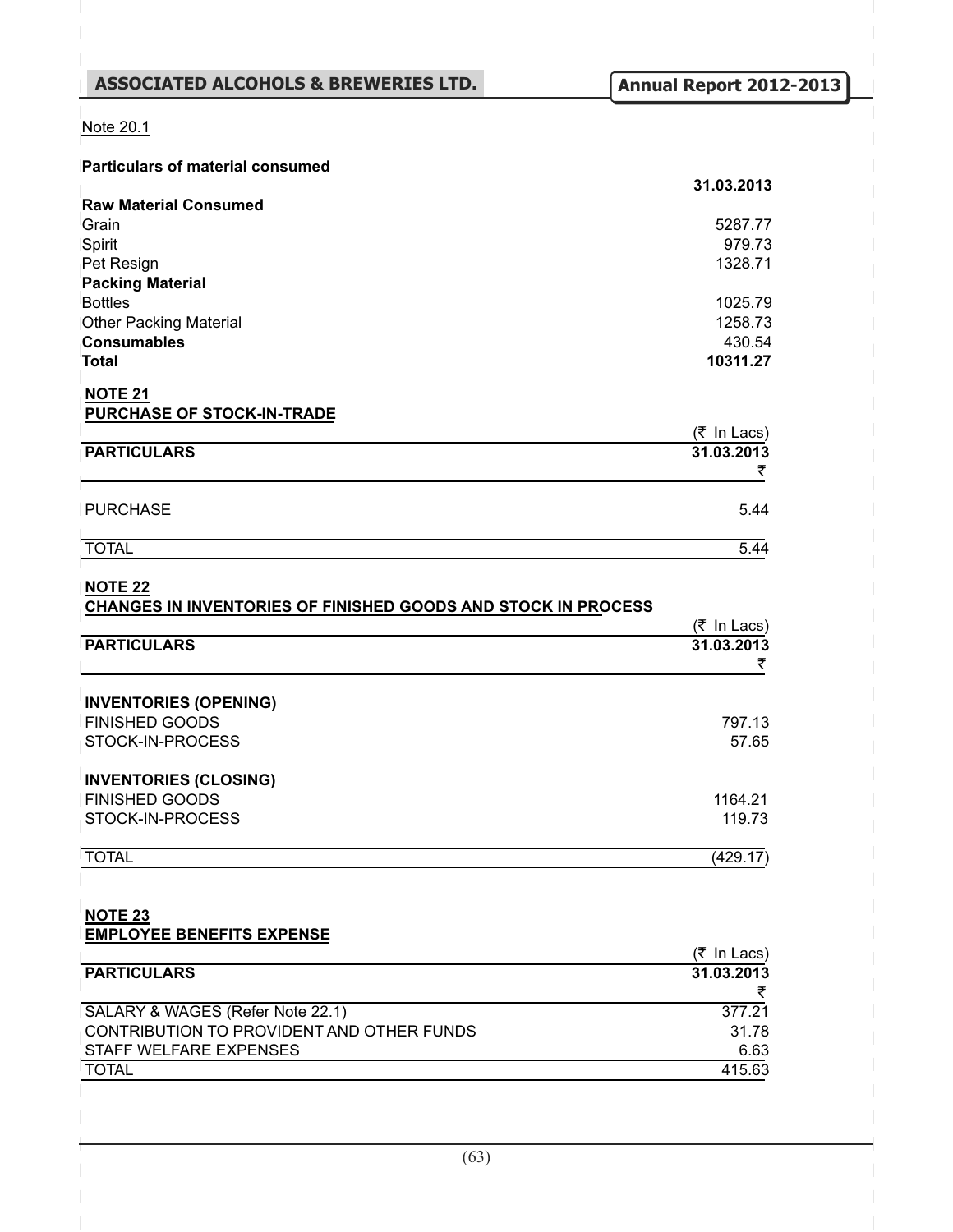Note 20.1

**Particulars of material consumed**

| | 31.03.2013 |
|---|---|
| **Raw Material Consumed** | |
| Grain | 5287.77 |
| Spirit | 979.73 |
| Pet Resign | 1328.71 |
| **Packing Material** | |
| Bottles | 1025.79 |
| Other Packing Material | 1258.73 |
| **Consumables** | 430.54 |
| **Total** | **10311.27** |

**NOTE 21**
**PURCHASE OF STOCK-IN-TRADE**

(₹ In Lacs)

| PARTICULARS | 31.03.2013 ₹ |
|---|---|
| PURCHASE | 5.44 |
| TOTAL | 5.44 |

**NOTE 22**
**CHANGES IN INVENTORIES OF FINISHED GOODS AND STOCK IN PROCESS**

(₹ In Lacs)

| PARTICULARS | 31.03.2013 ₹ |
|---|---|
| **INVENTORIES (OPENING)** | |
| FINISHED GOODS | 797.13 |
| STOCK-IN-PROCESS | 57.65 |
| **INVENTORIES (CLOSING)** | |
| FINISHED GOODS | 1164.21 |
| STOCK-IN-PROCESS | 119.73 |
| TOTAL | (429.17) |

**NOTE 23**
**EMPLOYEE BENEFITS EXPENSE**

(₹ In Lacs)

| PARTICULARS | 31.03.2013 ₹ |
|---|---|
| SALARY & WAGES (Refer Note 22.1) | 377.21 |
| CONTRIBUTION TO PROVIDENT AND OTHER FUNDS | 31.78 |
| STAFF WELFARE EXPENSES | 6.63 |
| TOTAL | 415.63 |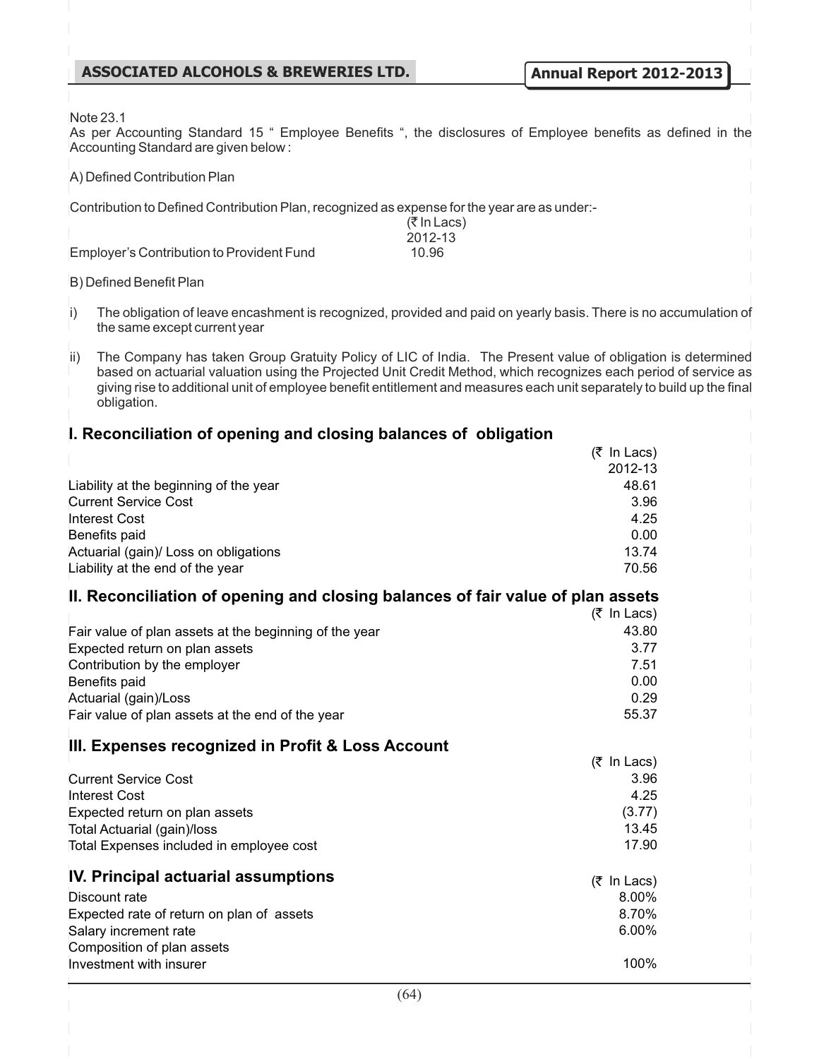Note 23.1

As per Accounting Standard 15 " Employee Benefits ", the disclosures of Employee benefits as defined in the Accounting Standard are given below :

A) Defined Contribution Plan

Contribution to Defined Contribution Plan, recognized as expense for the year are as under:-

| | (₹ In Lacs) 2012-13 |
|---|---|
| Employer's Contribution to Provident Fund | 10.96 |

B) Defined Benefit Plan

i) The obligation of leave encashment is recognized, provided and paid on yearly basis. There is no accumulation of the same except current year

ii) The Company has taken Group Gratuity Policy of LIC of India. The Present value of obligation is determined based on actuarial valuation using the Projected Unit Credit Method, which recognizes each period of service as giving rise to additional unit of employee benefit entitlement and measures each unit separately to build up the final obligation.

## I. Reconciliation of opening and closing balances of obligation

| | (₹ In Lacs) 2012-13 |
|---|---|
| Liability at the beginning of the year | 48.61 |
| Current Service Cost | 3.96 |
| Interest Cost | 4.25 |
| Benefits paid | 0.00 |
| Actuarial (gain)/ Loss on obligations | 13.74 |
| Liability at the end of the year | 70.56 |

## II. Reconciliation of opening and closing balances of fair value of plan assets

| | (₹ In Lacs) |
|---|---|
| Fair value of plan assets at the beginning of the year | 43.80 |
| Expected return on plan assets | 3.77 |
| Contribution by the employer | 7.51 |
| Benefits paid | 0.00 |
| Actuarial (gain)/Loss | 0.29 |
| Fair value of plan assets at the end of the year | 55.37 |

## III. Expenses recognized in Profit & Loss Account

| | (₹ In Lacs) |
|---|---|
| Current Service Cost | 3.96 |
| Interest Cost | 4.25 |
| Expected return on plan assets | (3.77) |
| Total Actuarial (gain)/loss | 13.45 |
| Total Expenses included in employee cost | 17.90 |

## IV. Principal actuarial assumptions

| | (₹ In Lacs) |
|---|---|
| Discount rate | 8.00% |
| Expected rate of return on plan of assets | 8.70% |
| Salary increment rate | 6.00% |
| Composition of plan assets | |
| Investment with insurer | 100% |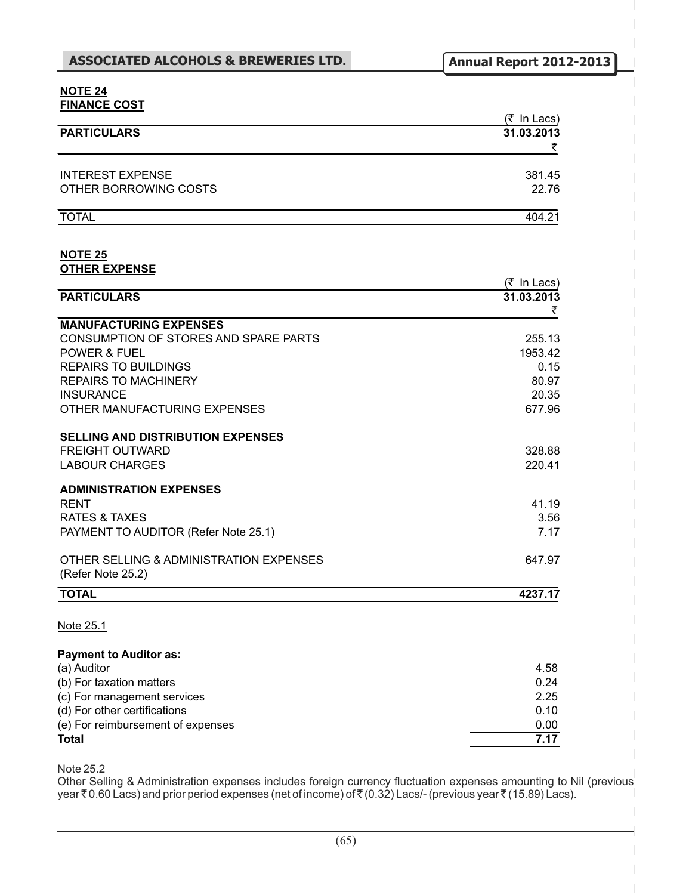**NOTE 24**
**FINANCE COST**

| PARTICULARS | (₹ In Lacs) 31.03.2013 ₹ |
|---|---|
| INTEREST EXPENSE | 381.45 |
| OTHER BORROWING COSTS | 22.76 |
| TOTAL | 404.21 |

**NOTE 25**
**OTHER EXPENSE**

| PARTICULARS | (₹ In Lacs) 31.03.2013 ₹ |
|---|---|
| **MANUFACTURING EXPENSES** | |
| CONSUMPTION OF STORES AND SPARE PARTS | 255.13 |
| POWER & FUEL | 1953.42 |
| REPAIRS TO BUILDINGS | 0.15 |
| REPAIRS TO MACHINERY | 80.97 |
| INSURANCE | 20.35 |
| OTHER MANUFACTURING EXPENSES | 677.96 |
| **SELLING AND DISTRIBUTION EXPENSES** | |
| FREIGHT OUTWARD | 328.88 |
| LABOUR CHARGES | 220.41 |
| **ADMINISTRATION EXPENSES** | |
| RENT | 41.19 |
| RATES & TAXES | 3.56 |
| PAYMENT TO AUDITOR (Refer Note 25.1) | 7.17 |
| OTHER SELLING & ADMINISTRATION EXPENSES (Refer Note 25.2) | 647.97 |
| **TOTAL** | **4237.17** |

Note 25.1

**Payment to Auditor as:**

| | |
|---|---|
| (a) Auditor | 4.58 |
| (b) For taxation matters | 0.24 |
| (c) For management services | 2.25 |
| (d) For other certifications | 0.10 |
| (e) For reimbursement of expenses | 0.00 |
| **Total** | **7.17** |

Note 25.2

Other Selling & Administration expenses includes foreign currency fluctuation expenses amounting to Nil (previous year ₹ 0.60 Lacs) and prior period expenses (net of income) of ₹ (0.32) Lacs/- (previous year ₹ (15.89) Lacs).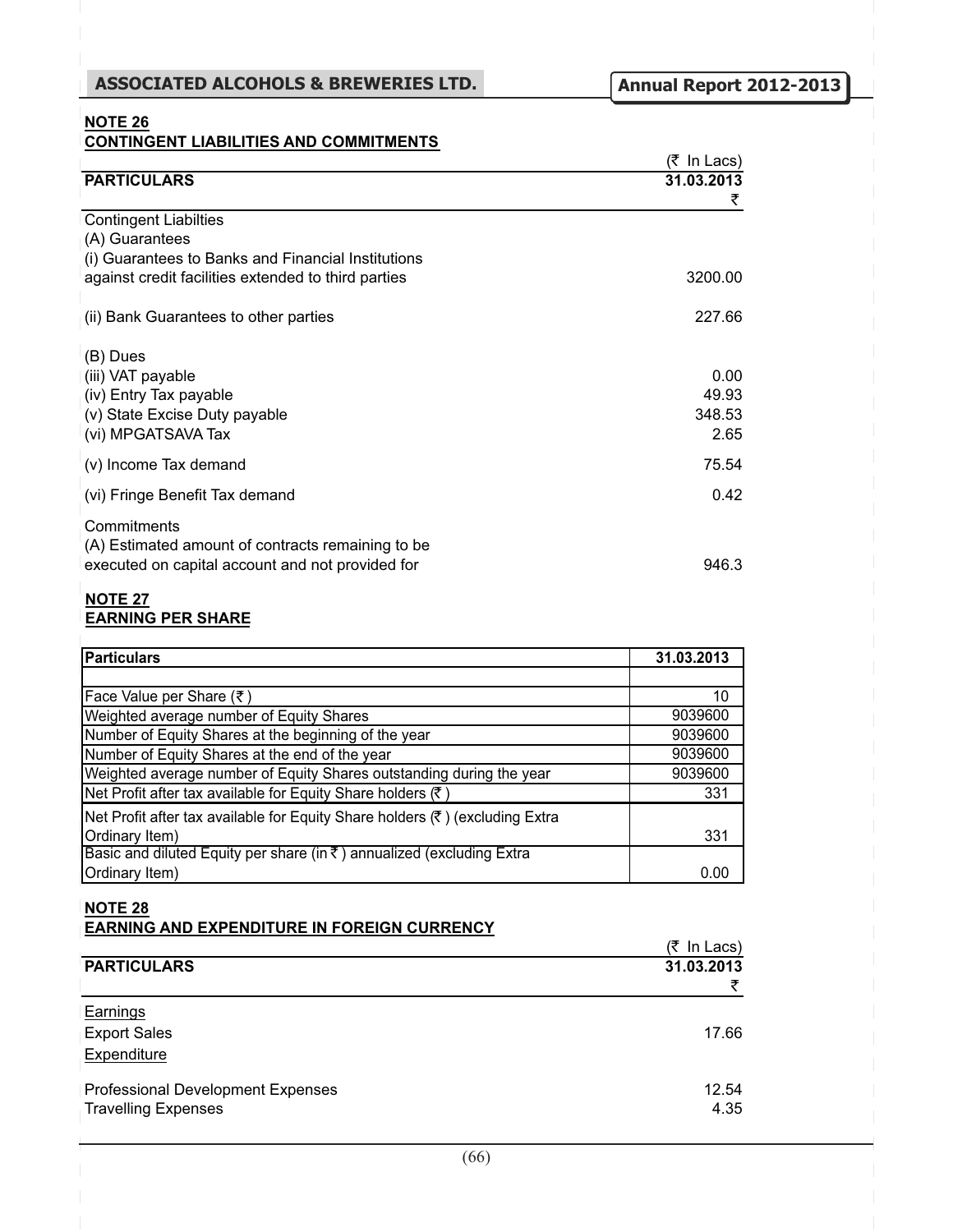## NOTE 26
## CONTINGENT LIABILITIES AND COMMITMENTS

| PARTICULARS | (₹ In Lacs) 31.03.2013 ₹ |
|---|---|
| Contingent Liabilties | |
| (A) Guarantees | |
| (i) Guarantees to Banks and Financial Institutions against credit facilities extended to third parties | 3200.00 |
| (ii) Bank Guarantees to other parties | 227.66 |
| (B) Dues | |
| (iii) VAT payable | 0.00 |
| (iv) Entry Tax payable | 49.93 |
| (v) State Excise Duty payable | 348.53 |
| (vi) MPGATSAVA Tax | 2.65 |
| (v) Income Tax demand | 75.54 |
| (vi) Fringe Benefit Tax demand | 0.42 |
| Commitments | |
| (A) Estimated amount of contracts remaining to be executed on capital account and not provided for | 946.3 |

## NOTE 27
## EARNING PER SHARE

| Particulars | 31.03.2013 |
|---|---|
| | |
| Face Value per Share (₹) | 10 |
| Weighted average number of Equity Shares | 9039600 |
| Number of Equity Shares at the beginning of the year | 9039600 |
| Number of Equity Shares at the end of the year | 9039600 |
| Weighted average number of Equity Shares outstanding during the year | 9039600 |
| Net Profit after tax available for Equity Share holders (₹) | 331 |
| Net Profit after tax available for Equity Share holders (₹) (excluding Extra Ordinary Item) | 331 |
| Basic and diluted Equity per share (in ₹) annualized (excluding Extra Ordinary Item) | 0.00 |

## NOTE 28
## EARNING AND EXPENDITURE IN FOREIGN CURRENCY

| PARTICULARS | (₹ In Lacs) 31.03.2013 ₹ |
|---|---|
| Earnings | |
| Export Sales | 17.66 |
| Expenditure | |
| Professional Development Expenses | 12.54 |
| Travelling Expenses | 4.35 |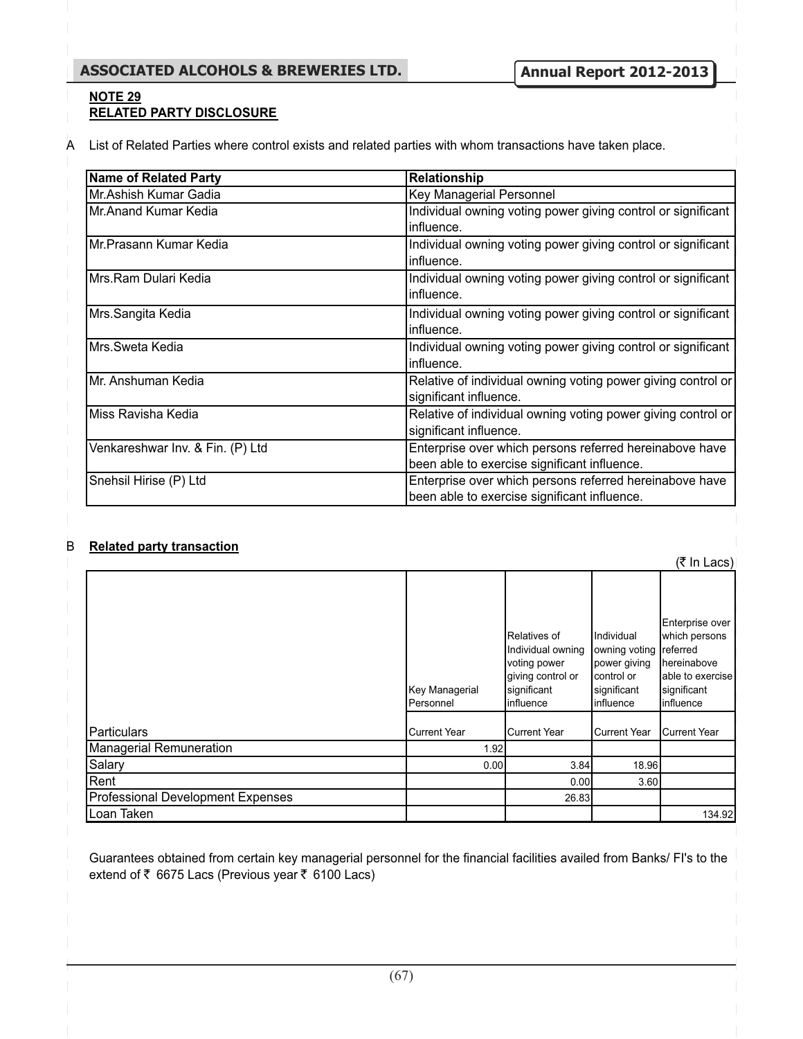**NOTE 29**
**RELATED PARTY DISCLOSURE**

A List of Related Parties where control exists and related parties with whom transactions have taken place.

| Name of Related Party | Relationship |
|---|---|
| Mr.Ashish Kumar Gadia | Key Managerial Personnel |
| Mr.Anand Kumar Kedia | Individual owning voting power giving control or significant influence. |
| Mr.Prasann Kumar Kedia | Individual owning voting power giving control or significant influence. |
| Mrs.Ram Dulari Kedia | Individual owning voting power giving control or significant influence. |
| Mrs.Sangita Kedia | Individual owning voting power giving control or significant influence. |
| Mrs.Sweta Kedia | Individual owning voting power giving control or significant influence. |
| Mr. Anshuman Kedia | Relative of individual owning voting power giving control or significant influence. |
| Miss Ravisha Kedia | Relative of individual owning voting power giving control or significant influence. |
| Venkareshwar Inv. & Fin. (P) Ltd | Enterprise over which persons referred hereinabove have been able to exercise significant influence. |
| Snehsil Hirise (P) Ltd | Enterprise over which persons referred hereinabove have been able to exercise significant influence. |

B **Related party transaction**

(₹ In Lacs)

| | Key Managerial Personnel | Relatives of Individual owning voting power giving control or significant influence | Individual owning voting power giving control or significant influence | Enterprise over which persons referred hereinabove able to exercise significant influence |
|---|---|---|---|---|
| Particulars | Current Year | Current Year | Current Year | Current Year |
| Managerial Remuneration | 1.92 | | | |
| Salary | 0.00 | 3.84 | 18.96 | |
| Rent | | 0.00 | 3.60 | |
| Professional Development Expenses | | 26.83 | | |
| Loan Taken | | | | 134.92 |

Guarantees obtained from certain key managerial personnel for the financial facilities availed from Banks/ FI's to the extend of ₹ 6675 Lacs (Previous year ₹ 6100 Lacs)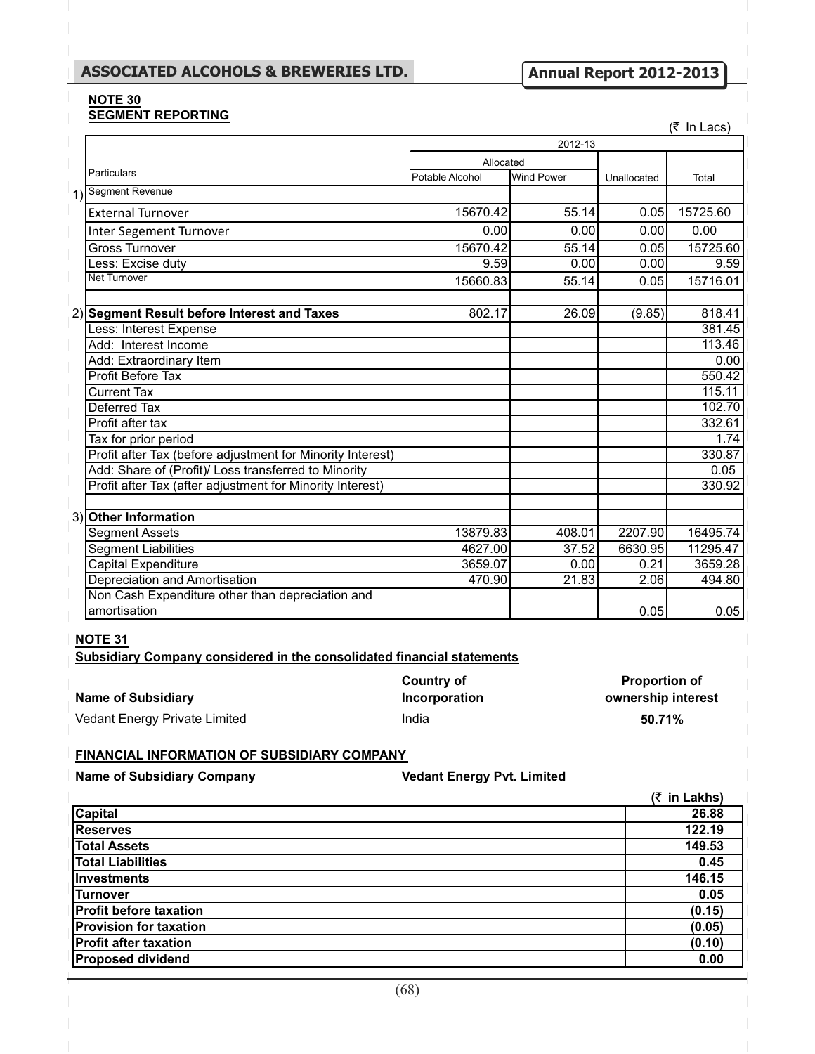## NOTE 30
## SEGMENT REPORTING

(₹ In Lacs)

| | Particulars | 2012-13 | | | |
|---|---|---|---|---|---|
| | | Allocated | | | |
| | | Potable Alcohol | Wind Power | Unallocated | Total |
| 1) | Segment Revenue | | | | |
| | External Turnover | 15670.42 | 55.14 | 0.05 | 15725.60 |
| | Inter Segement Turnover | 0.00 | 0.00 | 0.00 | 0.00 |
| | Gross Turnover | 15670.42 | 55.14 | 0.05 | 15725.60 |
| | Less: Excise duty | 9.59 | 0.00 | 0.00 | 9.59 |
| | Net Turnover | 15660.83 | 55.14 | 0.05 | 15716.01 |
| | | | | | |
| 2) | **Segment Result before Interest and Taxes** | 802.17 | 26.09 | (9.85) | 818.41 |
| | Less: Interest Expense | | | | 381.45 |
| | Add: Interest Income | | | | 113.46 |
| | Add: Extraordinary Item | | | | 0.00 |
| | Profit Before Tax | | | | 550.42 |
| | Current Tax | | | | 115.11 |
| | Deferred Tax | | | | 102.70 |
| | Profit after tax | | | | 332.61 |
| | Tax for prior period | | | | 1.74 |
| | Profit after Tax (before adjustment for Minority Interest) | | | | 330.87 |
| | Add: Share of (Profit)/ Loss transferred to Minority | | | | 0.05 |
| | Profit after Tax (after adjustment for Minority Interest) | | | | 330.92 |
| | | | | | |
| 3) | **Other Information** | | | | |
| | Segment Assets | 13879.83 | 408.01 | 2207.90 | 16495.74 |
| | Segment Liabilities | 4627.00 | 37.52 | 6630.95 | 11295.47 |
| | Capital Expenditure | 3659.07 | 0.00 | 0.21 | 3659.28 |
| | Depreciation and Amortisation | 470.90 | 21.83 | 2.06 | 494.80 |
| | Non Cash Expenditure other than depreciation and amortisation | | | 0.05 | 0.05 |

## NOTE 31
**Subsidiary Company considered in the consolidated financial statements**

| Name of Subsidiary | Country of Incorporation | Proportion of ownership interest |
|---|---|---|
| Vedant Energy Private Limited | India | **50.71%** |

**FINANCIAL INFORMATION OF SUBSIDIARY COMPANY**

**Name of Subsidiary Company** **Vedant Energy Pvt. Limited**

| | (₹ in Lakhs) |
|---|---|
| **Capital** | **26.88** |
| **Reserves** | **122.19** |
| **Total Assets** | **149.53** |
| **Total Liabilities** | **0.45** |
| **Investments** | **146.15** |
| **Turnover** | **0.05** |
| **Profit before taxation** | **(0.15)** |
| **Provision for taxation** | **(0.05)** |
| **Profit after taxation** | **(0.10)** |
| **Proposed dividend** | **0.00** |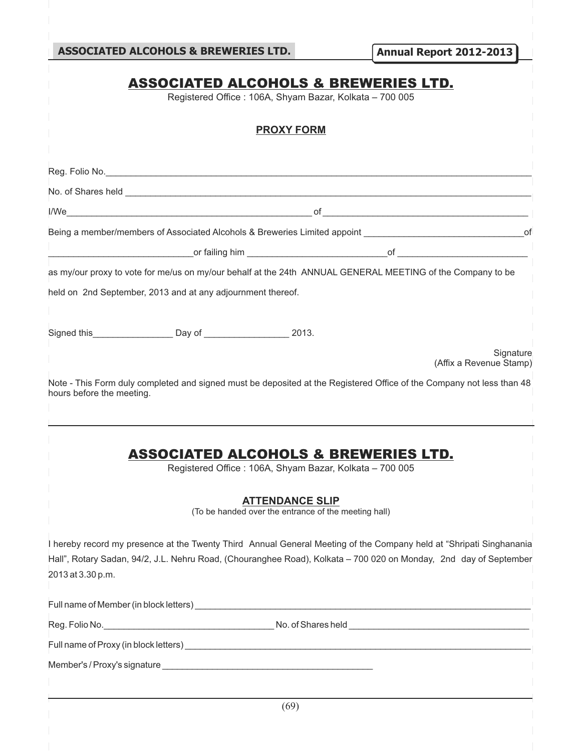# ASSOCIATED ALCOHOLS & BREWERIES LTD.

Registered Office : 106A, Shyam Bazar, Kolkata – 700 005

## PROXY FORM

Reg. Folio No.________________________________________________________________________

No. of Shares held ____________________________________________________________________

I/We_______________________________________________ of ______________________________________

Being a member/members of Associated Alcohols & Breweries Limited appoint ________________________________of

____________________________or failing him ___________________________of _________________________

as my/our proxy to vote for me/us on my/our behalf at the 24th ANNUAL GENERAL MEETING of the Company to be held on 2nd September, 2013 and at any adjournment thereof.

Signed this________________ Day of _________________ 2013.

Signature
(Affix a Revenue Stamp)

Note - This Form duly completed and signed must be deposited at the Registered Office of the Company not less than 48 hours before the meeting.

---

# ASSOCIATED ALCOHOLS & BREWERIES LTD.

Registered Office : 106A, Shyam Bazar, Kolkata – 700 005

## ATTENDANCE SLIP

(To be handed over the entrance of the meeting hall)

I hereby record my presence at the Twenty Third Annual General Meeting of the Company held at "Shripati Singhanania Hall", Rotary Sadan, 94/2, J.L. Nehru Road, (Chouranghee Road), Kolkata – 700 020 on Monday, 2nd day of September 2013 at 3.30 p.m.

Full name of Member (in block letters) ____________________________________________________________

Reg. Folio No.__________________________________ No. of Shares held ___________________________________

Full name of Proxy (in block letters) ______________________________________________________________

Member's / Proxy's signature _________________________________________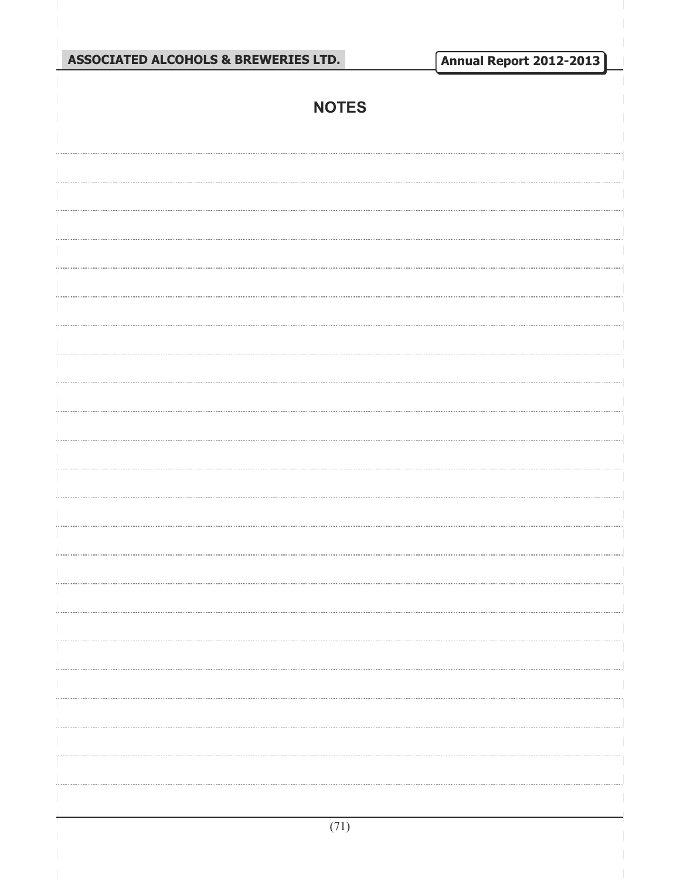# NOTES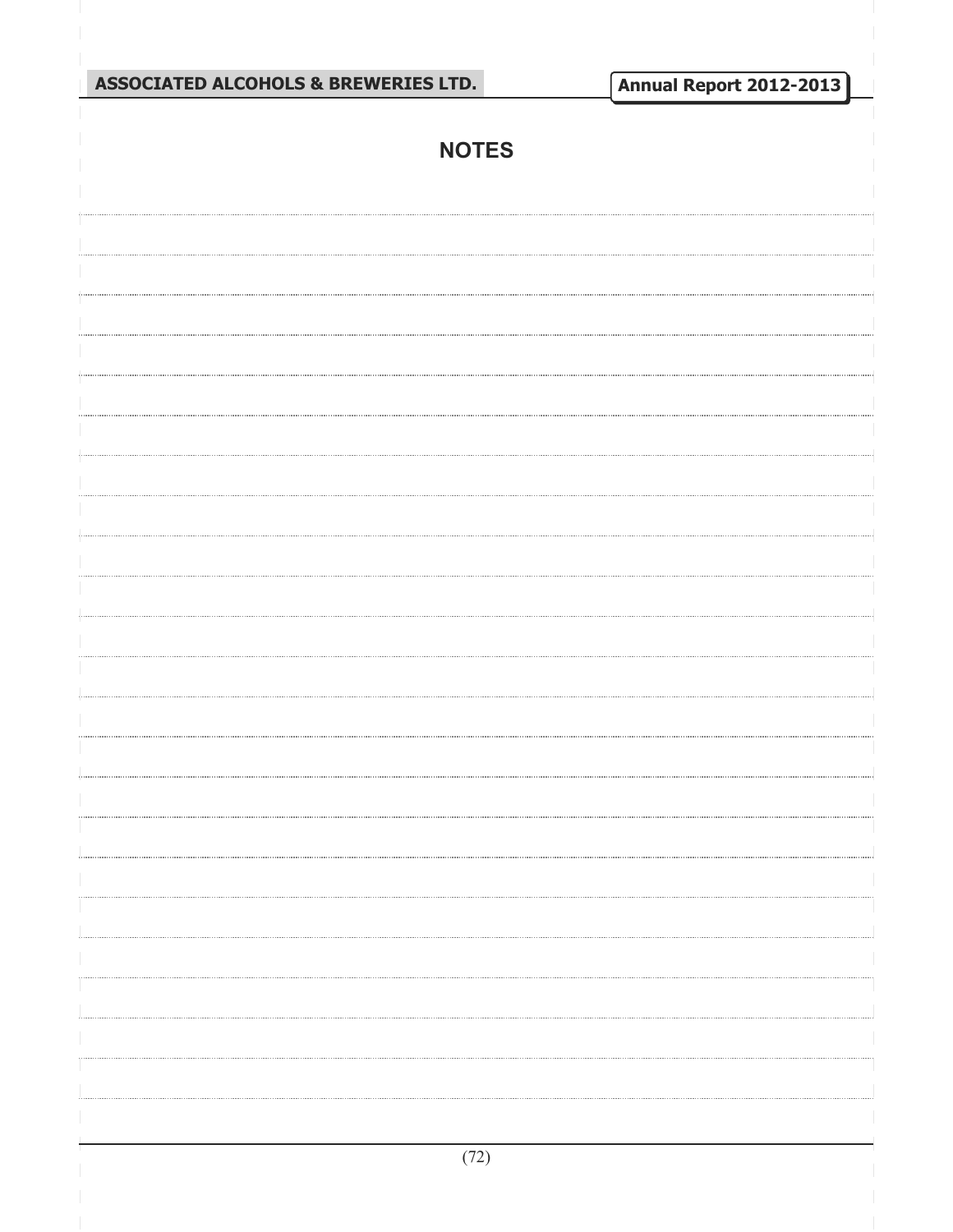# NOTES